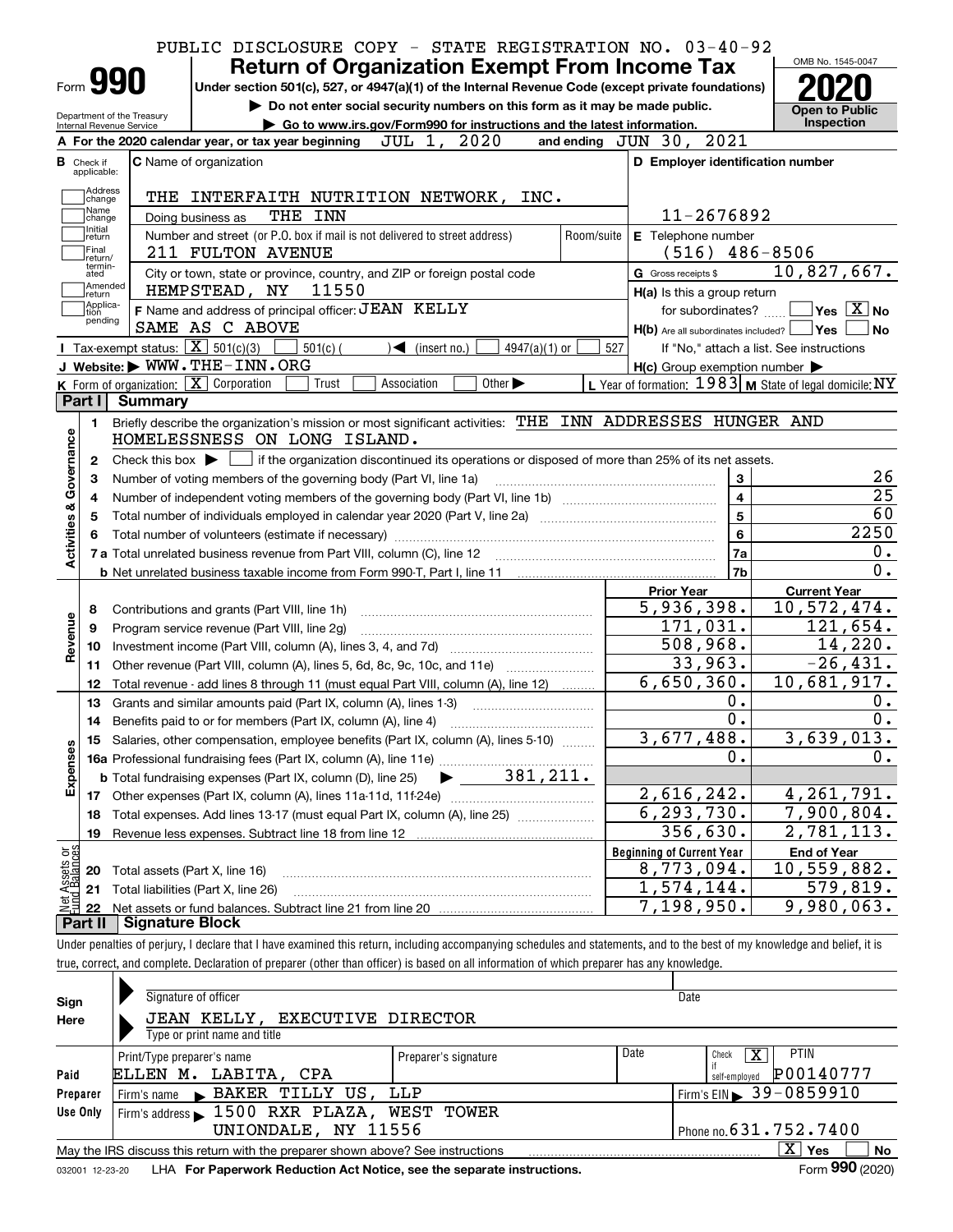PUBLIC DISCLOSURE COPY - STATE REGISTRATION NO. 03-40-92

# Form 990 — Return of Organization Exempt From Income Tax (2020)

Under section 501(c), 527, or 4947(a)(1) of the Internal Revenue Code (except private foundations)

▶ Do not enter social security numbers on this form as it may be made public.

▶ Go to www.irs.gov/Form990 for instructions and the latest information.

Department of the Treasury
Internal Revenue Service

OMB No. 1545-0047

**Open to Public Inspection**

**A** For the 2020 calendar year, or tax year beginning JUL 1, 2020 and ending JUN 30, 2021

**B** Check if applicable: Address change, Name change, Initial return, Final return/terminated, Amended return, Application pending

**C** Name of organization: THE INTERFAITH NUTRITION NETWORK, INC.

Doing business as: THE INN

Number and street (or P.O. box if mail is not delivered to street address): 211 FULTON AVENUE | Room/suite:

City or town, state or province, country, and ZIP or foreign postal code: HEMPSTEAD, NY 11550

**D** Employer identification number: 11-2676892

**E** Telephone number: (516) 486-8506

**G** Gross receipts $ 10,827,667.

**F** Name and address of principal officer: JEAN KELLY, SAME AS C ABOVE

**H(a)** Is this a group return for subordinates? ☐ Yes ☒ No

**H(b)** Are all subordinates included? ☐ Yes ☐ No — If "No," attach a list. See instructions

**H(c)** Group exemption number ▶

**I** Tax-exempt status: ☒ 501(c)(3) ☐ 501(c) ( ) ◀ (insert no.) ☐ 4947(a)(1) or ☐ 527

**J** Website: ▶ WWW.THE-INN.ORG

**K** Form of organization: ☒ Corporation ☐ Trust ☐ Association ☐ Other ▶

**L** Year of formation: 1983 **M** State of legal domicile: NY

## Part I Summary

**Activities & Governance**

1. Briefly describe the organization's mission or most significant activities: THE INN ADDRESSES HUNGER AND HOMELESSNESS ON LONG ISLAND.
2. Check this box ▶ ☐ if the organization discontinued its operations or disposed of more than 25% of its net assets.

| Line | Description | | Value |
|---|---|---|---|
| 3 | Number of voting members of the governing body (Part VI, line 1a) | 3 | 26 |
| 4 | Number of independent voting members of the governing body (Part VI, line 1b) | 4 | 25 |
| 5 | Total number of individuals employed in calendar year 2020 (Part V, line 2a) | 5 | 60 |
| 6 | Total number of volunteers (estimate if necessary) | 6 | 2250 |
| 7a | Total unrelated business revenue from Part VIII, column (C), line 12 | 7a | 0. |
| 7b | Net unrelated business taxable income from Form 990-T, Part I, line 11 | 7b | 0. |

| Line | Description | Prior Year | Current Year |
|---|---|---|---|
| **Revenue** | | | |
| 8 | Contributions and grants (Part VIII, line 1h) | 5,936,398. | 10,572,474. |
| 9 | Program service revenue (Part VIII, line 2g) | 171,031. | 121,654. |
| 10 | Investment income (Part VIII, column (A), lines 3, 4, and 7d) | 508,968. | 14,220. |
| 11 | Other revenue (Part VIII, column (A), lines 5, 6d, 8c, 9c, 10c, and 11e) | 33,963. | -26,431. |
| 12 | Total revenue - add lines 8 through 11 (must equal Part VIII, column (A), line 12) | 6,650,360. | 10,681,917. |
| **Expenses** | | | |
| 13 | Grants and similar amounts paid (Part IX, column (A), lines 1-3) | 0. | 0. |
| 14 | Benefits paid to or for members (Part IX, column (A), line 4) | 0. | 0. |
| 15 | Salaries, other compensation, employee benefits (Part IX, column (A), lines 5-10) | 3,677,488. | 3,639,013. |
| 16a | Professional fundraising fees (Part IX, column (A), line 11e) | 0. | 0. |
| b | Total fundraising expenses (Part IX, column (D), line 25) ▶ 381,211. | | |
| 17 | Other expenses (Part IX, column (A), lines 11a-11d, 11f-24e) | 2,616,242. | 4,261,791. |
| 18 | Total expenses. Add lines 13-17 (must equal Part IX, column (A), line 25) | 6,293,730. | 7,900,804. |
| 19 | Revenue less expenses. Subtract line 18 from line 12 | 356,630. | 2,781,113. |
| **Net Assets or Fund Balances** | | **Beginning of Current Year** | **End of Year** |
| 20 | Total assets (Part X, line 16) | 8,773,094. | 10,559,882. |
| 21 | Total liabilities (Part X, line 26) | 1,574,144. | 579,819. |
| 22 | Net assets or fund balances. Subtract line 21 from line 20 | 7,198,950. | 9,980,063. |

## Part II Signature Block

Under penalties of perjury, I declare that I have examined this return, including accompanying schedules and statements, and to the best of my knowledge and belief, it is true, correct, and complete. Declaration of preparer (other than officer) is based on all information of which preparer has any knowledge.

**Sign Here**

Signature of officer | Date

JEAN KELLY, EXECUTIVE DIRECTOR
Type or print name and title

**Paid Preparer Use Only**

| Print/Type preparer's name | Preparer's signature | Date | Check ☒ if self-employed | PTIN |
|---|---|---|---|---|
| ELLEN M. LABITA, CPA | | | | P00140777 |

Firm's name ▶ BAKER TILLY US, LLP | Firm's EIN ▶ 39-0859910

Firm's address ▶ 1500 RXR PLAZA, WEST TOWER, UNIONDALE, NY 11556 | Phone no. 631.752.7400

May the IRS discuss this return with the preparer shown above? See instructions ☒ Yes ☐ No

032001 12-23-20 LHA For Paperwork Reduction Act Notice, see the separate instructions. Form **990** (2020)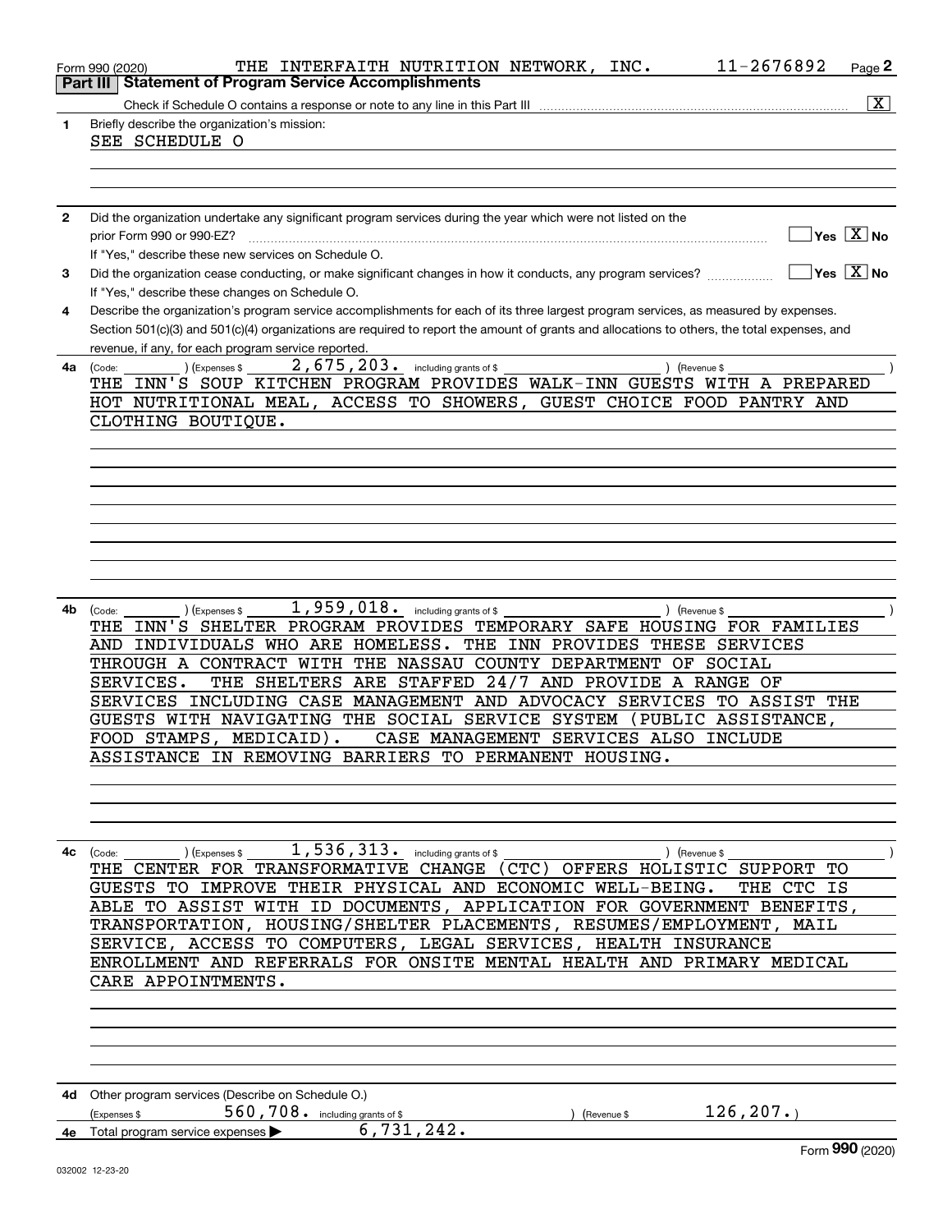Form 990 (2020) THE INTERFAITH NUTRITION NETWORK, INC. 11-2676892 Page **2**

## Part III Statement of Program Service Accomplishments

Check if Schedule O contains a response or note to any line in this Part III .......... [X]

**1** Briefly describe the organization's mission:

SEE SCHEDULE O

**2** Did the organization undertake any significant program services during the year which were not listed on the prior Form 990 or 990-EZ? .......... [ ] Yes [X] No

If "Yes," describe these new services on Schedule O.

**3** Did the organization cease conducting, or make significant changes in how it conducts, any program services? .......... [ ] Yes [X] No

If "Yes," describe these changes on Schedule O.

**4** Describe the organization's program service accomplishments for each of its three largest program services, as measured by expenses. Section 501(c)(3) and 501(c)(4) organizations are required to report the amount of grants and allocations to others, the total expenses, and revenue, if any, for each program service reported.

**4a** (Code: ) (Expenses $ 2,675,203. including grants of $ ) (Revenue $ )

THE INN'S SOUP KITCHEN PROGRAM PROVIDES WALK-INN GUESTS WITH A PREPARED HOT NUTRITIONAL MEAL, ACCESS TO SHOWERS, GUEST CHOICE FOOD PANTRY AND CLOTHING BOUTIQUE.

**4b** (Code: ) (Expenses $ 1,959,018. including grants of $ ) (Revenue $ )

THE INN'S SHELTER PROGRAM PROVIDES TEMPORARY SAFE HOUSING FOR FAMILIES AND INDIVIDUALS WHO ARE HOMELESS. THE INN PROVIDES THESE SERVICES THROUGH A CONTRACT WITH THE NASSAU COUNTY DEPARTMENT OF SOCIAL SERVICES. THE SHELTERS ARE STAFFED 24/7 AND PROVIDE A RANGE OF SERVICES INCLUDING CASE MANAGEMENT AND ADVOCACY SERVICES TO ASSIST THE GUESTS WITH NAVIGATING THE SOCIAL SERVICE SYSTEM (PUBLIC ASSISTANCE, FOOD STAMPS, MEDICAID). CASE MANAGEMENT SERVICES ALSO INCLUDE ASSISTANCE IN REMOVING BARRIERS TO PERMANENT HOUSING.

**4c** (Code: ) (Expenses $ 1,536,313. including grants of $ ) (Revenue $ )

THE CENTER FOR TRANSFORMATIVE CHANGE (CTC) OFFERS HOLISTIC SUPPORT TO GUESTS TO IMPROVE THEIR PHYSICAL AND ECONOMIC WELL-BEING. THE CTC IS ABLE TO ASSIST WITH ID DOCUMENTS, APPLICATION FOR GOVERNMENT BENEFITS, TRANSPORTATION, HOUSING/SHELTER PLACEMENTS, RESUMES/EMPLOYMENT, MAIL SERVICE, ACCESS TO COMPUTERS, LEGAL SERVICES, HEALTH INSURANCE ENROLLMENT AND REFERRALS FOR ONSITE MENTAL HEALTH AND PRIMARY MEDICAL CARE APPOINTMENTS.

**4d** Other program services (Describe on Schedule O.)

(Expenses $ 560,708. including grants of $ ) (Revenue $ 126,207.)

**4e** Total program service expenses ▶ 6,731,242.

Form **990** (2020)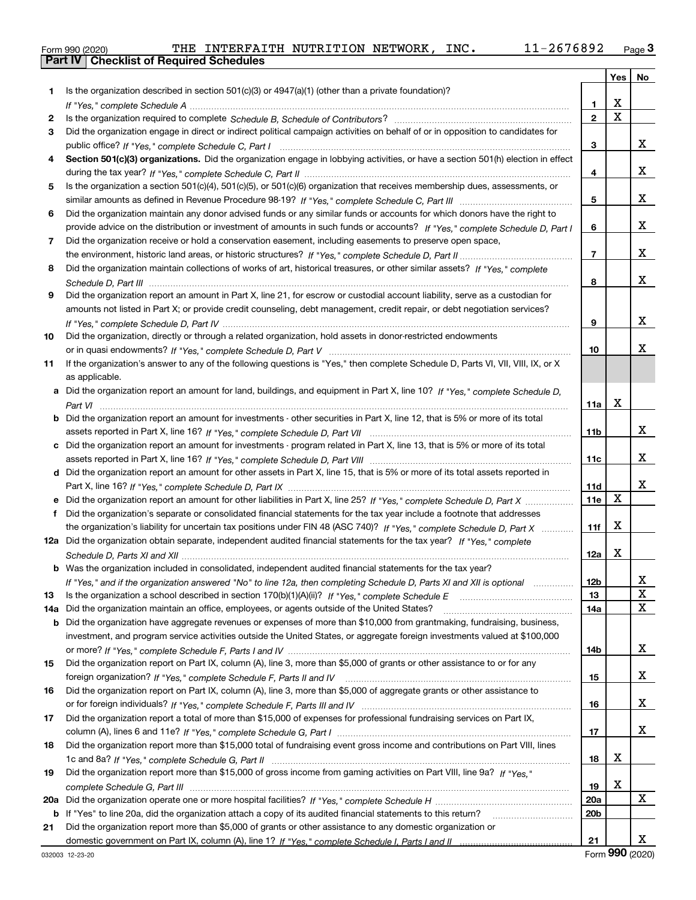Form 990 (2020) THE INTERFAITH NUTRITION NETWORK, INC. 11-2676892 Page 3

**Part IV Checklist of Required Schedules**

| | | | Yes | No |
|---|---|---|---|---|
| 1 | Is the organization described in section 501(c)(3) or 4947(a)(1) (other than a private foundation)? *If "Yes," complete Schedule A* | 1 | X | |
| 2 | Is the organization required to complete *Schedule B, Schedule of Contributors*? | 2 | X | |
| 3 | Did the organization engage in direct or indirect political campaign activities on behalf of or in opposition to candidates for public office? *If "Yes," complete Schedule C, Part I* | 3 | | X |
| 4 | **Section 501(c)(3) organizations.** Did the organization engage in lobbying activities, or have a section 501(h) election in effect during the tax year? *If "Yes," complete Schedule C, Part II* | 4 | | X |
| 5 | Is the organization a section 501(c)(4), 501(c)(5), or 501(c)(6) organization that receives membership dues, assessments, or similar amounts as defined in Revenue Procedure 98-19? *If "Yes," complete Schedule C, Part III* | 5 | | X |
| 6 | Did the organization maintain any donor advised funds or any similar funds or accounts for which donors have the right to provide advice on the distribution or investment of amounts in such funds or accounts? *If "Yes," complete Schedule D, Part I* | 6 | | X |
| 7 | Did the organization receive or hold a conservation easement, including easements to preserve open space, the environment, historic land areas, or historic structures? *If "Yes," complete Schedule D, Part II* | 7 | | X |
| 8 | Did the organization maintain collections of works of art, historical treasures, or other similar assets? *If "Yes," complete Schedule D, Part III* | 8 | | X |
| 9 | Did the organization report an amount in Part X, line 21, for escrow or custodial account liability, serve as a custodian for amounts not listed in Part X; or provide credit counseling, debt management, credit repair, or debt negotiation services? *If "Yes," complete Schedule D, Part IV* | 9 | | X |
| 10 | Did the organization, directly or through a related organization, hold assets in donor-restricted endowments or in quasi endowments? *If "Yes," complete Schedule D, Part V* | 10 | | X |
| 11 | If the organization's answer to any of the following questions is "Yes," then complete Schedule D, Parts VI, VII, VIII, IX, or X as applicable. | | | |
| a | Did the organization report an amount for land, buildings, and equipment in Part X, line 10? *If "Yes," complete Schedule D, Part VI* | 11a | X | |
| b | Did the organization report an amount for investments - other securities in Part X, line 12, that is 5% or more of its total assets reported in Part X, line 16? *If "Yes," complete Schedule D, Part VII* | 11b | | X |
| c | Did the organization report an amount for investments - program related in Part X, line 13, that is 5% or more of its total assets reported in Part X, line 16? *If "Yes," complete Schedule D, Part VIII* | 11c | | X |
| d | Did the organization report an amount for other assets in Part X, line 15, that is 5% or more of its total assets reported in Part X, line 16? *If "Yes," complete Schedule D, Part IX* | 11d | | X |
| e | Did the organization report an amount for other liabilities in Part X, line 25? *If "Yes," complete Schedule D, Part X* | 11e | X | |
| f | Did the organization's separate or consolidated financial statements for the tax year include a footnote that addresses the organization's liability for uncertain tax positions under FIN 48 (ASC 740)? *If "Yes," complete Schedule D, Part X* | 11f | X | |
| 12a | Did the organization obtain separate, independent audited financial statements for the tax year? *If "Yes," complete Schedule D, Parts XI and XII* | 12a | X | |
| b | Was the organization included in consolidated, independent audited financial statements for the tax year? *If "Yes," and if the organization answered "No" to line 12a, then completing Schedule D, Parts XI and XII is optional* | 12b | | X |
| 13 | Is the organization a school described in section 170(b)(1)(A)(ii)? *If "Yes," complete Schedule E* | 13 | | X |
| 14a | Did the organization maintain an office, employees, or agents outside of the United States? | 14a | | X |
| b | Did the organization have aggregate revenues or expenses of more than $10,000 from grantmaking, fundraising, business, investment, and program service activities outside the United States, or aggregate foreign investments valued at $100,000 or more? *If "Yes," complete Schedule F, Parts I and IV* | 14b | | X |
| 15 | Did the organization report on Part IX, column (A), line 3, more than $5,000 of grants or other assistance to or for any foreign organization? *If "Yes," complete Schedule F, Parts II and IV* | 15 | | X |
| 16 | Did the organization report on Part IX, column (A), line 3, more than $5,000 of aggregate grants or other assistance to or for foreign individuals? *If "Yes," complete Schedule F, Parts III and IV* | 16 | | X |
| 17 | Did the organization report a total of more than $15,000 of expenses for professional fundraising services on Part IX, column (A), lines 6 and 11e? *If "Yes," complete Schedule G, Part I* | 17 | | X |
| 18 | Did the organization report more than $15,000 total of fundraising event gross income and contributions on Part VIII, lines 1c and 8a? *If "Yes," complete Schedule G, Part II* | 18 | X | |
| 19 | Did the organization report more than $15,000 of gross income from gaming activities on Part VIII, line 9a? *If "Yes," complete Schedule G, Part III* | 19 | X | |
| 20a | Did the organization operate one or more hospital facilities? *If "Yes," complete Schedule H* | 20a | | X |
| b | If "Yes" to line 20a, did the organization attach a copy of its audited financial statements to this return? | 20b | | |
| 21 | Did the organization report more than $5,000 of grants or other assistance to any domestic organization or domestic government on Part IX, column (A), line 1? *If "Yes," complete Schedule I, Parts I and II* | 21 | | X |

032003 12-23-20 Form **990** (2020)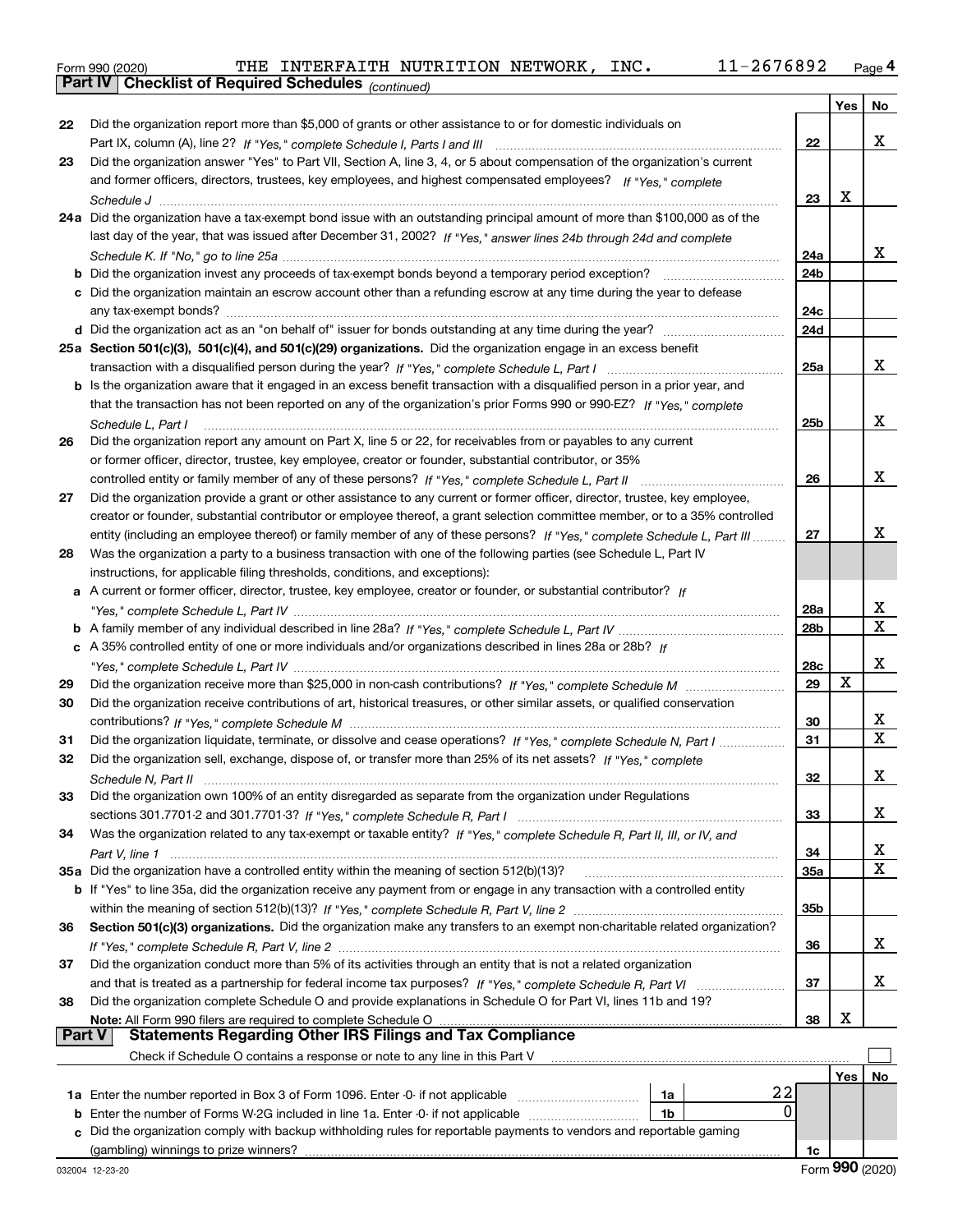Form 990 (2020) THE INTERFAITH NUTRITION NETWORK, INC. 11-2676892 Page 4

## Part IV Checklist of Required Schedules *(continued)*

| | | | Yes | No |
|---|---|---|---|---|
| 22 | Did the organization report more than $5,000 of grants or other assistance to or for domestic individuals on Part IX, column (A), line 2? *If "Yes," complete Schedule I, Parts I and III* | 22 | | X |
| 23 | Did the organization answer "Yes" to Part VII, Section A, line 3, 4, or 5 about compensation of the organization's current and former officers, directors, trustees, key employees, and highest compensated employees? *If "Yes," complete Schedule J* | 23 | X | |
| 24a | Did the organization have a tax-exempt bond issue with an outstanding principal amount of more than $100,000 as of the last day of the year, that was issued after December 31, 2002? *If "Yes," answer lines 24b through 24d and complete Schedule K. If "No," go to line 25a* | 24a | | X |
| b | Did the organization invest any proceeds of tax-exempt bonds beyond a temporary period exception? | 24b | | |
| c | Did the organization maintain an escrow account other than a refunding escrow at any time during the year to defease any tax-exempt bonds? | 24c | | |
| d | Did the organization act as an "on behalf of" issuer for bonds outstanding at any time during the year? | 24d | | |
| 25a | **Section 501(c)(3), 501(c)(4), and 501(c)(29) organizations.** Did the organization engage in an excess benefit transaction with a disqualified person during the year? *If "Yes," complete Schedule L, Part I* | 25a | | X |
| b | Is the organization aware that it engaged in an excess benefit transaction with a disqualified person in a prior year, and that the transaction has not been reported on any of the organization's prior Forms 990 or 990-EZ? *If "Yes," complete Schedule L, Part I* | 25b | | X |
| 26 | Did the organization report any amount on Part X, line 5 or 22, for receivables from or payables to any current or former officer, director, trustee, key employee, creator or founder, substantial contributor, or 35% controlled entity or family member of any of these persons? *If "Yes," complete Schedule L, Part II* | 26 | | X |
| 27 | Did the organization provide a grant or other assistance to any current or former officer, director, trustee, key employee, creator or founder, substantial contributor or employee thereof, a grant selection committee member, or to a 35% controlled entity (including an employee thereof) or family member of any of these persons? *If "Yes," complete Schedule L, Part III* | 27 | | X |
| 28 | Was the organization a party to a business transaction with one of the following parties (see Schedule L, Part IV instructions, for applicable filing thresholds, conditions, and exceptions): | | | |
| a | A current or former officer, director, trustee, key employee, creator or founder, or substantial contributor? *If "Yes," complete Schedule L, Part IV* | 28a | | X |
| b | A family member of any individual described in line 28a? *If "Yes," complete Schedule L, Part IV* | 28b | | X |
| c | A 35% controlled entity of one or more individuals and/or organizations described in lines 28a or 28b? *If "Yes," complete Schedule L, Part IV* | 28c | | X |
| 29 | Did the organization receive more than $25,000 in non-cash contributions? *If "Yes," complete Schedule M* | 29 | X | |
| 30 | Did the organization receive contributions of art, historical treasures, or other similar assets, or qualified conservation contributions? *If "Yes," complete Schedule M* | 30 | | X |
| 31 | Did the organization liquidate, terminate, or dissolve and cease operations? *If "Yes," complete Schedule N, Part I* | 31 | | X |
| 32 | Did the organization sell, exchange, dispose of, or transfer more than 25% of its net assets? *If "Yes," complete Schedule N, Part II* | 32 | | X |
| 33 | Did the organization own 100% of an entity disregarded as separate from the organization under Regulations sections 301.7701-2 and 301.7701-3? *If "Yes," complete Schedule R, Part I* | 33 | | X |
| 34 | Was the organization related to any tax-exempt or taxable entity? *If "Yes," complete Schedule R, Part II, III, or IV, and Part V, line 1* | 34 | | X |
| 35a | Did the organization have a controlled entity within the meaning of section 512(b)(13)? | 35a | | X |
| b | If "Yes" to line 35a, did the organization receive any payment from or engage in any transaction with a controlled entity within the meaning of section 512(b)(13)? *If "Yes," complete Schedule R, Part V, line 2* | 35b | | |
| 36 | **Section 501(c)(3) organizations.** Did the organization make any transfers to an exempt non-charitable related organization? *If "Yes," complete Schedule R, Part V, line 2* | 36 | | X |
| 37 | Did the organization conduct more than 5% of its activities through an entity that is not a related organization and that is treated as a partnership for federal income tax purposes? *If "Yes," complete Schedule R, Part VI* | 37 | | X |
| 38 | Did the organization complete Schedule O and provide explanations in Schedule O for Part VI, lines 11b and 19? **Note:** All Form 990 filers are required to complete Schedule O | 38 | X | |

## Part V Statements Regarding Other IRS Filings and Tax Compliance

Check if Schedule O contains a response or note to any line in this Part V ☐

| | | | | | Yes | No |
|---|---|---|---|---|---|---|
| 1a | Enter the number reported in Box 3 of Form 1096. Enter -0- if not applicable | 1a | 22 | | | |
| b | Enter the number of Forms W-2G included in line 1a. Enter -0- if not applicable | 1b | 0 | | | |
| c | Did the organization comply with backup withholding rules for reportable payments to vendors and reportable gaming (gambling) winnings to prize winners? | | | 1c | | |

032004 12-23-20 Form **990** (2020)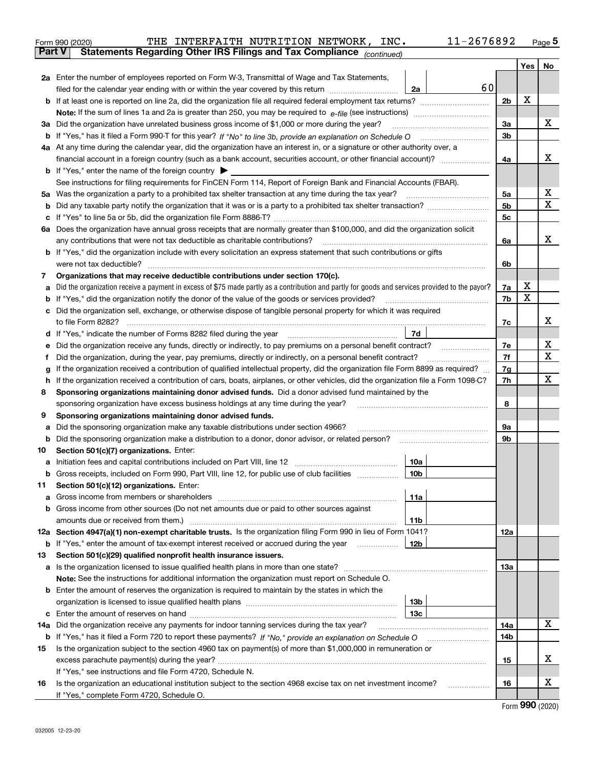Form 990 (2020) THE INTERFAITH NUTRITION NETWORK, INC. 11-2676892 Page 5

## Part V Statements Regarding Other IRS Filings and Tax Compliance *(continued)*

| Line | Description | Sub-line | Amount | Line | Yes | No |
|---|---|---|---|---|---|---|
| 2a | Enter the number of employees reported on Form W-3, Transmittal of Wage and Tax Statements, filed for the calendar year ending with or within the year covered by this return | 2a | 60 | | | |
| b | If at least one is reported on line 2a, did the organization file all required federal employment tax returns? | | | 2b | X | |
| | **Note:** If the sum of lines 1a and 2a is greater than 250, you may be required to *e-file* (see instructions) | | | | | |
| 3a | Did the organization have unrelated business gross income of $1,000 or more during the year? | | | 3a | | X |
| b | If "Yes," has it filed a Form 990-T for this year? *If "No" to line 3b, provide an explanation on Schedule O* | | | 3b | | |
| 4a | At any time during the calendar year, did the organization have an interest in, or a signature or other authority over, a financial account in a foreign country (such as a bank account, securities account, or other financial account)? | | | 4a | | X |
| b | If "Yes," enter the name of the foreign country ▶ | | | | | |
| | See instructions for filing requirements for FinCEN Form 114, Report of Foreign Bank and Financial Accounts (FBAR). | | | | | |
| 5a | Was the organization a party to a prohibited tax shelter transaction at any time during the tax year? | | | 5a | | X |
| b | Did any taxable party notify the organization that it was or is a party to a prohibited tax shelter transaction? | | | 5b | | X |
| c | If "Yes" to line 5a or 5b, did the organization file Form 8886-T? | | | 5c | | |
| 6a | Does the organization have annual gross receipts that are normally greater than $100,000, and did the organization solicit any contributions that were not tax deductible as charitable contributions? | | | 6a | | X |
| b | If "Yes," did the organization include with every solicitation an express statement that such contributions or gifts were not tax deductible? | | | 6b | | |
| 7 | **Organizations that may receive deductible contributions under section 170(c).** | | | | | |
| a | Did the organization receive a payment in excess of $75 made partly as a contribution and partly for goods and services provided to the payor? | | | 7a | X | |
| b | If "Yes," did the organization notify the donor of the value of the goods or services provided? | | | 7b | X | |
| c | Did the organization sell, exchange, or otherwise dispose of tangible personal property for which it was required to file Form 8282? | | | 7c | | X |
| d | If "Yes," indicate the number of Forms 8282 filed during the year | 7d | | | | |
| e | Did the organization receive any funds, directly or indirectly, to pay premiums on a personal benefit contract? | | | 7e | | X |
| f | Did the organization, during the year, pay premiums, directly or indirectly, on a personal benefit contract? | | | 7f | | X |
| g | If the organization received a contribution of qualified intellectual property, did the organization file Form 8899 as required? | | | 7g | | |
| h | If the organization received a contribution of cars, boats, airplanes, or other vehicles, did the organization file a Form 1098-C? | | | 7h | | X |
| 8 | **Sponsoring organizations maintaining donor advised funds.** Did a donor advised fund maintained by the sponsoring organization have excess business holdings at any time during the year? | | | 8 | | |
| 9 | **Sponsoring organizations maintaining donor advised funds.** | | | | | |
| a | Did the sponsoring organization make any taxable distributions under section 4966? | | | 9a | | |
| b | Did the sponsoring organization make a distribution to a donor, donor advisor, or related person? | | | 9b | | |
| 10 | **Section 501(c)(7) organizations.** Enter: | | | | | |
| a | Initiation fees and capital contributions included on Part VIII, line 12 | 10a | | | | |
| b | Gross receipts, included on Form 990, Part VIII, line 12, for public use of club facilities | 10b | | | | |
| 11 | **Section 501(c)(12) organizations.** Enter: | | | | | |
| a | Gross income from members or shareholders | 11a | | | | |
| b | Gross income from other sources (Do not net amounts due or paid to other sources against amounts due or received from them.) | 11b | | | | |
| 12a | **Section 4947(a)(1) non-exempt charitable trusts.** Is the organization filing Form 990 in lieu of Form 1041? | | | 12a | | |
| b | If "Yes," enter the amount of tax-exempt interest received or accrued during the year | 12b | | | | |
| 13 | **Section 501(c)(29) qualified nonprofit health insurance issuers.** | | | | | |
| a | Is the organization licensed to issue qualified health plans in more than one state? | | | 13a | | |
| | **Note:** See the instructions for additional information the organization must report on Schedule O. | | | | | |
| b | Enter the amount of reserves the organization is required to maintain by the states in which the organization is licensed to issue qualified health plans | 13b | | | | |
| c | Enter the amount of reserves on hand | 13c | | | | |
| 14a | Did the organization receive any payments for indoor tanning services during the tax year? | | | 14a | | X |
| b | If "Yes," has it filed a Form 720 to report these payments? *If "No," provide an explanation on Schedule O* | | | 14b | | |
| 15 | Is the organization subject to the section 4960 tax on payment(s) of more than $1,000,000 in remuneration or excess parachute payment(s) during the year? | | | 15 | | X |
| | If "Yes," see instructions and file Form 4720, Schedule N. | | | | | |
| 16 | Is the organization an educational institution subject to the section 4968 excise tax on net investment income? | | | 16 | | X |
| | If "Yes," complete Form 4720, Schedule O. | | | | | |

Form **990** (2020)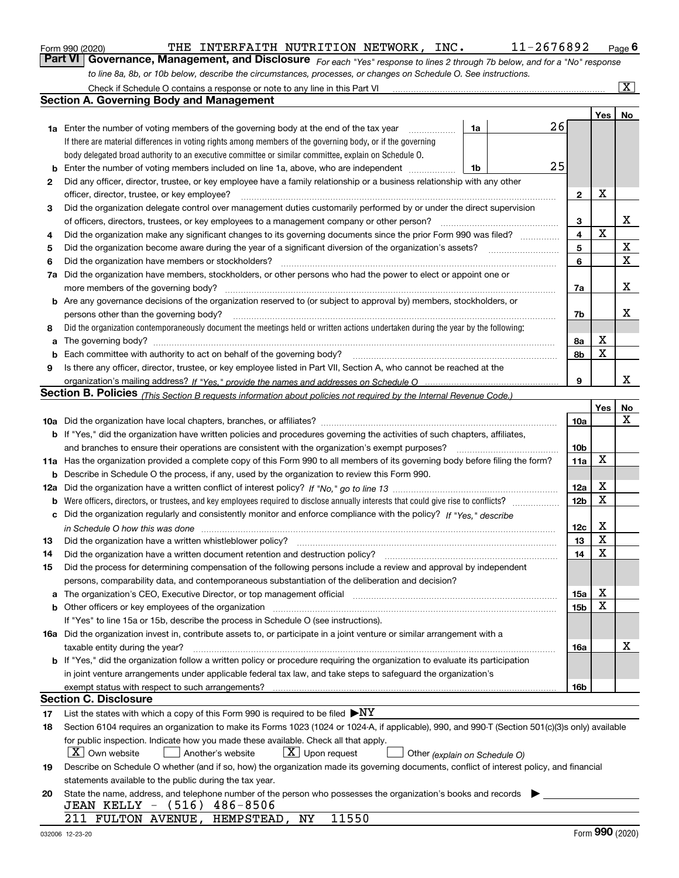Form 990 (2020) THE INTERFAITH NUTRITION NETWORK, INC. 11-2676892 Page 6

## Part VI Governance, Management, and Disclosure

*For each "Yes" response to lines 2 through 7b below, and for a "No" response to line 8a, 8b, or 10b below, describe the circumstances, processes, or changes on Schedule O. See instructions.*

Check if Schedule O contains a response or note to any line in this Part VI [X]

### Section A. Governing Body and Management

| | | | | | Yes | No |
|---|---|---|---|---|---|---|
| 1a | Enter the number of voting members of the governing body at the end of the tax year. If there are material differences in voting rights among members of the governing body, or if the governing body delegated broad authority to an executive committee or similar committee, explain on Schedule O. | 1a | 26 | | | |
| b | Enter the number of voting members included on line 1a, above, who are independent | 1b | 25 | | | |
| 2 | Did any officer, director, trustee, or key employee have a family relationship or a business relationship with any other officer, director, trustee, or key employee? | | | 2 | X | |
| 3 | Did the organization delegate control over management duties customarily performed by or under the direct supervision of officers, directors, trustees, or key employees to a management company or other person? | | | 3 | | X |
| 4 | Did the organization make any significant changes to its governing documents since the prior Form 990 was filed? | | | 4 | X | |
| 5 | Did the organization become aware during the year of a significant diversion of the organization's assets? | | | 5 | | X |
| 6 | Did the organization have members or stockholders? | | | 6 | | X |
| 7a | Did the organization have members, stockholders, or other persons who had the power to elect or appoint one or more members of the governing body? | | | 7a | | X |
| b | Are any governance decisions of the organization reserved to (or subject to approval by) members, stockholders, or persons other than the governing body? | | | 7b | | X |
| 8 | Did the organization contemporaneously document the meetings held or written actions undertaken during the year by the following: | | | | | |
| a | The governing body? | | | 8a | X | |
| b | Each committee with authority to act on behalf of the governing body? | | | 8b | X | |
| 9 | Is there any officer, director, trustee, or key employee listed in Part VII, Section A, who cannot be reached at the organization's mailing address? *If "Yes," provide the names and addresses on Schedule O* | | | 9 | | X |

### Section B. Policies *(This Section B requests information about policies not required by the Internal Revenue Code.)*

| | | | Yes | No |
|---|---|---|---|---|
| 10a | Did the organization have local chapters, branches, or affiliates? | 10a | | X |
| b | If "Yes," did the organization have written policies and procedures governing the activities of such chapters, affiliates, and branches to ensure their operations are consistent with the organization's exempt purposes? | 10b | | |
| 11a | Has the organization provided a complete copy of this Form 990 to all members of its governing body before filing the form? | 11a | X | |
| b | Describe in Schedule O the process, if any, used by the organization to review this Form 990. | | | |
| 12a | Did the organization have a written conflict of interest policy? *If "No," go to line 13* | 12a | X | |
| b | Were officers, directors, or trustees, and key employees required to disclose annually interests that could give rise to conflicts? | 12b | X | |
| c | Did the organization regularly and consistently monitor and enforce compliance with the policy? *If "Yes," describe in Schedule O how this was done* | 12c | X | |
| 13 | Did the organization have a written whistleblower policy? | 13 | X | |
| 14 | Did the organization have a written document retention and destruction policy? | 14 | X | |
| 15 | Did the process for determining compensation of the following persons include a review and approval by independent persons, comparability data, and contemporaneous substantiation of the deliberation and decision? | | | |
| a | The organization's CEO, Executive Director, or top management official | 15a | X | |
| b | Other officers or key employees of the organization | 15b | X | |
| | If "Yes" to line 15a or 15b, describe the process in Schedule O (see instructions). | | | |
| 16a | Did the organization invest in, contribute assets to, or participate in a joint venture or similar arrangement with a taxable entity during the year? | 16a | | X |
| b | If "Yes," did the organization follow a written policy or procedure requiring the organization to evaluate its participation in joint venture arrangements under applicable federal tax law, and take steps to safeguard the organization's exempt status with respect to such arrangements? | 16b | | |

### Section C. Disclosure

17 List the states with which a copy of this Form 990 is required to be filed ▶NY

18 Section 6104 requires an organization to make its Forms 1023 (1024 or 1024-A, if applicable), 990, and 990-T (Section 501(c)(3)s only) available for public inspection. Indicate how you made these available. Check all that apply.

[X] Own website [ ] Another's website [X] Upon request [ ] Other *(explain on Schedule O)*

19 Describe on Schedule O whether (and if so, how) the organization made its governing documents, conflict of interest policy, and financial statements available to the public during the tax year.

20 State the name, address, and telephone number of the person who possesses the organization's books and records ▶

JEAN KELLY - (516) 486-8506
211 FULTON AVENUE, HEMPSTEAD, NY 11550

032006 12-23-20 Form **990** (2020)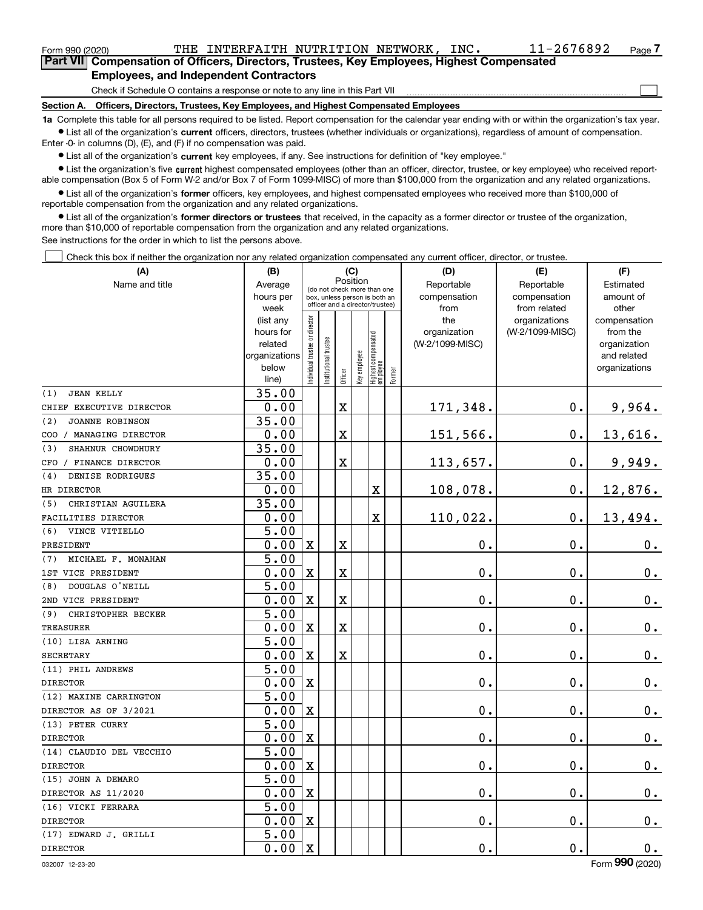Form 990 (2020) THE INTERFAITH NUTRITION NETWORK, INC. 11-2676892 Page 7

## Part VII Compensation of Officers, Directors, Trustees, Key Employees, Highest Compensated Employees, and Independent Contractors

Check if Schedule O contains a response or note to any line in this Part VII ☐

### Section A. Officers, Directors, Trustees, Key Employees, and Highest Compensated Employees

**1a** Complete this table for all persons required to be listed. Report compensation for the calendar year ending with or within the organization's tax year.

- List all of the organization's **current** officers, directors, trustees (whether individuals or organizations), regardless of amount of compensation. Enter -0- in columns (D), (E), and (F) if no compensation was paid.
- List all of the organization's **current** key employees, if any. See instructions for definition of "key employee."
- List the organization's five **current** highest compensated employees (other than an officer, director, trustee, or key employee) who received reportable compensation (Box 5 of Form W-2 and/or Box 7 of Form 1099-MISC) of more than $100,000 from the organization and any related organizations.
- List all of the organization's **former** officers, key employees, and highest compensated employees who received more than $100,000 of reportable compensation from the organization and any related organizations.
- List all of the organization's **former directors or trustees** that received, in the capacity as a former director or trustee of the organization, more than $10,000 of reportable compensation from the organization and any related organizations.

See instructions for the order in which to list the persons above.

☐ Check this box if neither the organization nor any related organization compensated any current officer, director, or trustee.

| (A) Name and title | (B) Average hours per week (list any hours for related organizations below line) | (C) Position (do not check more than one box, unless person is both an officer and a director/trustee) | | | | | | (D) Reportable compensation from the organization (W-2/1099-MISC) | (E) Reportable compensation from related organizations (W-2/1099-MISC) | (F) Estimated amount of other compensation from the organization and related organizations |
|---|---|---|---|---|---|---|---|---|---|---|
| | | Individual trustee or director | Institutional trustee | Officer | Key employee | Highest compensated employee | Former | | | |
| (1) JEAN KELLY<br>CHIEF EXECUTIVE DIRECTOR | 35.00<br>0.00 | | | X | | | | 171,348. | 0. | 9,964. |
| (2) JOANNE ROBINSON<br>COO / MANAGING DIRECTOR | 35.00<br>0.00 | | | X | | | | 151,566. | 0. | 13,616. |
| (3) SHAHNUR CHOWDHURY<br>CFO / FINANCE DIRECTOR | 35.00<br>0.00 | | | X | | | | 113,657. | 0. | 9,949. |
| (4) DENISE RODRIGUES<br>HR DIRECTOR | 35.00<br>0.00 | | | | | X | | 108,078. | 0. | 12,876. |
| (5) CHRISTIAN AGUILERA<br>FACILITIES DIRECTOR | 35.00<br>0.00 | | | | | X | | 110,022. | 0. | 13,494. |
| (6) VINCE VITIELLO<br>PRESIDENT | 5.00<br>0.00 | X | | X | | | | 0. | 0. | 0. |
| (7) MICHAEL F. MONAHAN<br>1ST VICE PRESIDENT | 5.00<br>0.00 | X | | X | | | | 0. | 0. | 0. |
| (8) DOUGLAS O'NEILL<br>2ND VICE PRESIDENT | 5.00<br>0.00 | X | | X | | | | 0. | 0. | 0. |
| (9) CHRISTOPHER BECKER<br>TREASURER | 5.00<br>0.00 | X | | X | | | | 0. | 0. | 0. |
| (10) LISA ARNING<br>SECRETARY | 5.00<br>0.00 | X | | X | | | | 0. | 0. | 0. |
| (11) PHIL ANDREWS<br>DIRECTOR | 5.00<br>0.00 | X | | | | | | 0. | 0. | 0. |
| (12) MAXINE CARRINGTON<br>DIRECTOR AS OF 3/2021 | 5.00<br>0.00 | X | | | | | | 0. | 0. | 0. |
| (13) PETER CURRY<br>DIRECTOR | 5.00<br>0.00 | X | | | | | | 0. | 0. | 0. |
| (14) CLAUDIO DEL VECCHIO<br>DIRECTOR | 5.00<br>0.00 | X | | | | | | 0. | 0. | 0. |
| (15) JOHN A DEMARO<br>DIRECTOR AS 11/2020 | 5.00<br>0.00 | X | | | | | | 0. | 0. | 0. |
| (16) VICKI FERRARA<br>DIRECTOR | 5.00<br>0.00 | X | | | | | | 0. | 0. | 0. |
| (17) EDWARD J. GRILLI<br>DIRECTOR | 5.00<br>0.00 | X | | | | | | 0. | 0. | 0. |

032007 12-23-20 Form **990** (2020)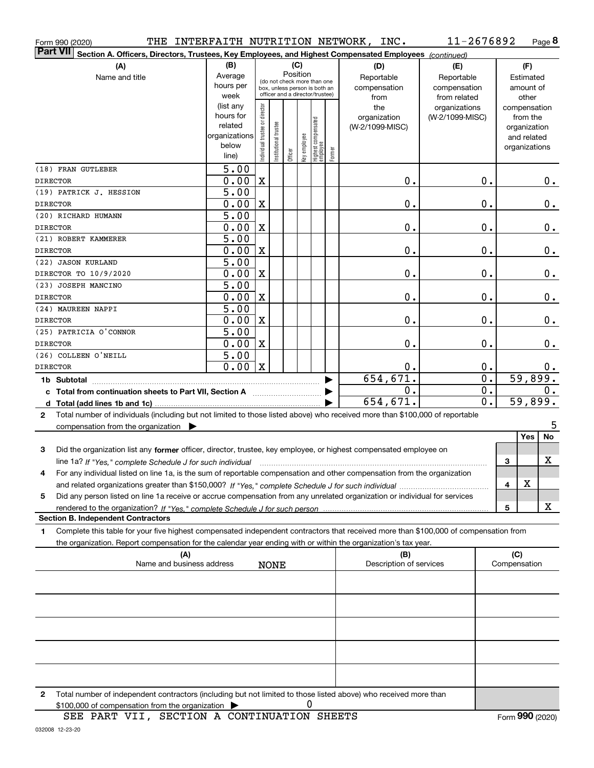Form 990 (2020) THE INTERFAITH NUTRITION NETWORK, INC. 11-2676892 Page 8

**Part VII Section A. Officers, Directors, Trustees, Key Employees, and Highest Compensated Employees** *(continued)*

| (A) Name and title | (B) Average hours per week (list any hours for related organizations below line) | (C) Position: Individual trustee or director | Institutional trustee | Officer | Key employee | Highest compensated employee | Former | (D) Reportable compensation from the organization (W-2/1099-MISC) | (E) Reportable compensation from related organizations (W-2/1099-MISC) | (F) Estimated amount of other compensation from the organization and related organizations |
|---|---|---|---|---|---|---|---|---|---|---|
| (18) FRAN GUTLEBER<br>DIRECTOR | 5.00<br>0.00 | X | | | | | | 0. | 0. | 0. |
| (19) PATRICK J. HESSION<br>DIRECTOR | 5.00<br>0.00 | X | | | | | | 0. | 0. | 0. |
| (20) RICHARD HUMANN<br>DIRECTOR | 5.00<br>0.00 | X | | | | | | 0. | 0. | 0. |
| (21) ROBERT KAMMERER<br>DIRECTOR | 5.00<br>0.00 | X | | | | | | 0. | 0. | 0. |
| (22) JASON KURLAND<br>DIRECTOR TO 10/9/2020 | 5.00<br>0.00 | X | | | | | | 0. | 0. | 0. |
| (23) JOSEPH MANCINO<br>DIRECTOR | 5.00<br>0.00 | X | | | | | | 0. | 0. | 0. |
| (24) MAUREEN NAPPI<br>DIRECTOR | 5.00<br>0.00 | X | | | | | | 0. | 0. | 0. |
| (25) PATRICIA O'CONNOR<br>DIRECTOR | 5.00<br>0.00 | X | | | | | | 0. | 0. | 0. |
| (26) COLLEEN O'NEILL<br>DIRECTOR | 5.00<br>0.00 | X | | | | | | 0. | 0. | 0. |
| **1b Subtotal** | | | | | | | | 654,671. | 0. | 59,899. |
| **c Total from continuation sheets to Part VII, Section A** | | | | | | | | 0. | 0. | 0. |
| **d Total (add lines 1b and 1c)** | | | | | | | | 654,671. | 0. | 59,899. |

2 Total number of individuals (including but not limited to those listed above) who received more than $100,000 of reportable compensation from the organization ▶ 5

| | | Yes | No |
|---|---|---|---|
| 3 Did the organization list any **former** officer, director, trustee, key employee, or highest compensated employee on line 1a? *If "Yes," complete Schedule J for such individual* | 3 | | X |
| 4 For any individual listed on line 1a, is the sum of reportable compensation and other compensation from the organization and related organizations greater than $150,000? *If "Yes," complete Schedule J for such individual* | 4 | X | |
| 5 Did any person listed on line 1a receive or accrue compensation from any unrelated organization or individual for services rendered to the organization? *If "Yes," complete Schedule J for such person* | 5 | | X |

**Section B. Independent Contractors**

1 Complete this table for your five highest compensated independent contractors that received more than $100,000 of compensation from the organization. Report compensation for the calendar year ending with or within the organization's tax year.

| (A) Name and business address | (B) Description of services | (C) Compensation |
|---|---|---|
| NONE | | |
| | | |
| | | |
| | | |
| | | |

2 Total number of independent contractors (including but not limited to those listed above) who received more than $100,000 of compensation from the organization ▶ 0

SEE PART VII, SECTION A CONTINUATION SHEETS

Form **990** (2020)

032008 12-23-20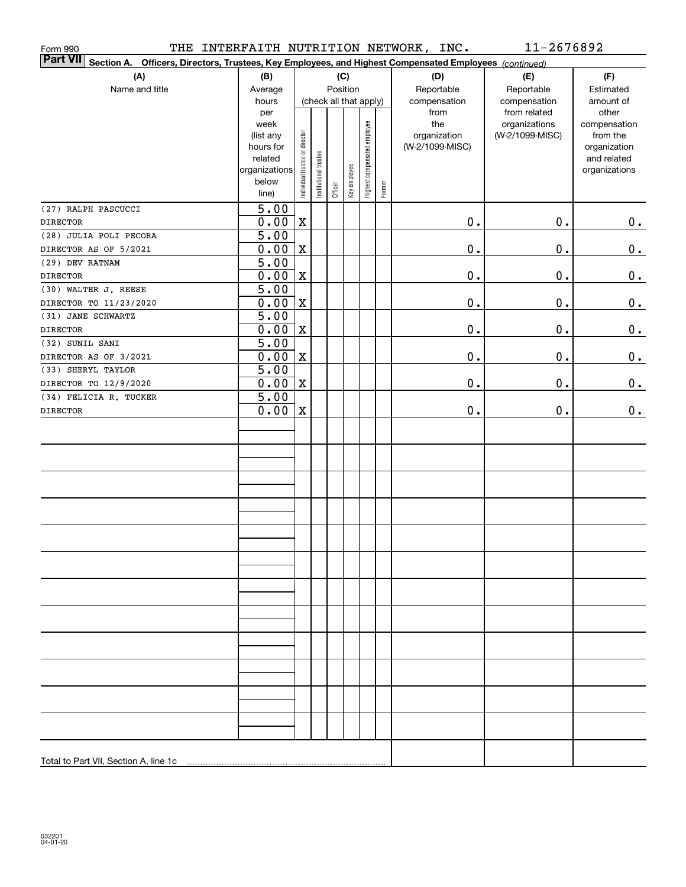Form 990 THE INTERFAITH NUTRITION NETWORK, INC. 11-2676892

**Part VII Section A. Officers, Directors, Trustees, Key Employees, and Highest Compensated Employees** *(continued)*

| (A) Name and title | (B) Average hours per week (list any hours for related organizations below line) | (C) Position (check all that apply): Individual trustee or director | Institutional trustee | Officer | Key employee | Highest compensated employee | Former | (D) Reportable compensation from the organization (W-2/1099-MISC) | (E) Reportable compensation from related organizations (W-2/1099-MISC) | (F) Estimated amount of other compensation from the organization and related organizations |
|---|---|---|---|---|---|---|---|---|---|---|
| (27) RALPH PASCUCCI<br>DIRECTOR | 5.00<br>0.00 | X | | | | | | 0. | 0. | 0. |
| (28) JULIA POLI PECORA<br>DIRECTOR AS OF 5/2021 | 5.00<br>0.00 | X | | | | | | 0. | 0. | 0. |
| (29) DEV RATNAM<br>DIRECTOR | 5.00<br>0.00 | X | | | | | | 0. | 0. | 0. |
| (30) WALTER J. REESE<br>DIRECTOR TO 11/23/2020 | 5.00<br>0.00 | X | | | | | | 0. | 0. | 0. |
| (31) JANE SCHWARTZ<br>DIRECTOR | 5.00<br>0.00 | X | | | | | | 0. | 0. | 0. |
| (32) SUNIL SANI<br>DIRECTOR AS OF 3/2021 | 5.00<br>0.00 | X | | | | | | 0. | 0. | 0. |
| (33) SHERYL TAYLOR<br>DIRECTOR TO 12/9/2020 | 5.00<br>0.00 | X | | | | | | 0. | 0. | 0. |
| (34) FELICIA R. TUCKER<br>DIRECTOR | 5.00<br>0.00 | X | | | | | | 0. | 0. | 0. |
| Total to Part VII, Section A, line 1c | | | | | | | | | | |

032201 04-01-20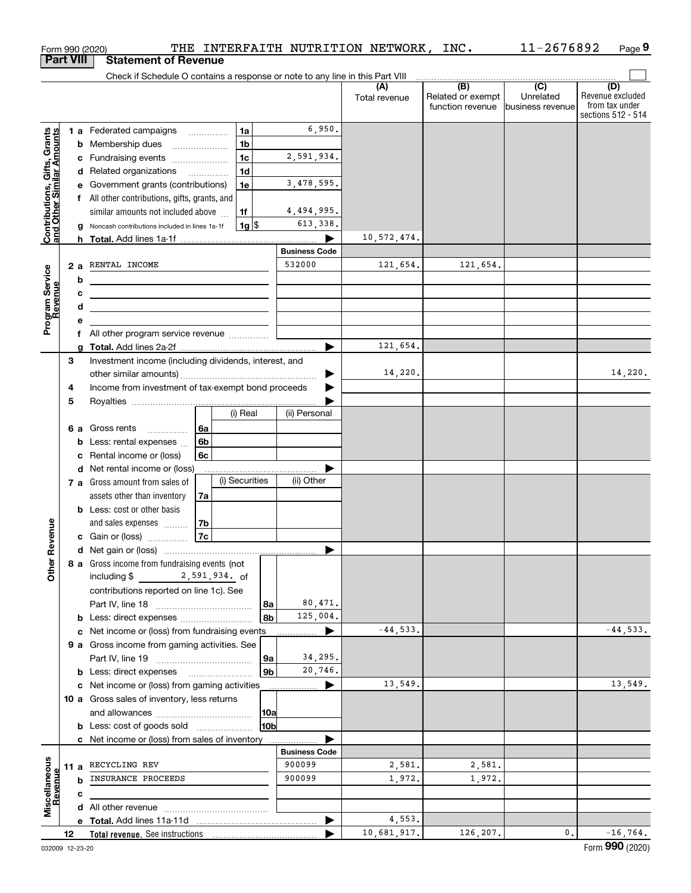Form 990 (2020) THE INTERFAITH NUTRITION NETWORK, INC. 11-2676892 Page 9

## Part VIII Statement of Revenue

Check if Schedule O contains a response or note to any line in this Part VIII

| | | | | | (A) Total revenue | (B) Related or exempt function revenue | (C) Unrelated business revenue | (D) Revenue excluded from tax under sections 512 - 514 |
|---|---|---|---|---|---|---|---|---|
| Contributions, Gifts, Grants and Other Similar Amounts | 1 a | Federated campaigns | 1a | 6,950. | | | | |
| | b | Membership dues | 1b | | | | | |
| | c | Fundraising events | 1c | 2,591,934. | | | | |
| | d | Related organizations | 1d | | | | | |
| | e | Government grants (contributions) | 1e | 3,478,595. | | | | |
| | f | All other contributions, gifts, grants, and similar amounts not included above | 1f | 4,494,995. | | | | |
| | g | Noncash contributions included in lines 1a-1f | 1g $ | 613,338. | | | | |
| | h | **Total.** Add lines 1a-1f | | | 10,572,474. | | | |
| | | | | **Business Code** | | | | |
| Program Service Revenue | 2 a | RENTAL INCOME | | 532000 | 121,654. | 121,654. | | |
| | b | | | | | | | |
| | c | | | | | | | |
| | d | | | | | | | |
| | e | | | | | | | |
| | f | All other program service revenue | | | | | | |
| | g | **Total.** Add lines 2a-2f | | | 121,654. | | | |
| | 3 | Investment income (including dividends, interest, and other similar amounts) | | | 14,220. | | | 14,220. |
| | 4 | Income from investment of tax-exempt bond proceeds | | | | | | |
| | 5 | Royalties | | | | | | |
| | | | (i) Real | (ii) Personal | | | | |
| | 6 a | Gross rents | 6a | | | | | |
| | b | Less: rental expenses | 6b | | | | | |
| | c | Rental income or (loss) | 6c | | | | | |
| | d | Net rental income or (loss) | | | | | | |
| | | | (i) Securities | (ii) Other | | | | |
| | 7 a | Gross amount from sales of assets other than inventory | 7a | | | | | |
| | b | Less: cost or other basis and sales expenses | 7b | | | | | |
| | c | Gain or (loss) | 7c | | | | | |
| Other Revenue | d | Net gain or (loss) | | | | | | |
| | 8 a | Gross income from fundraising events (not including $ 2,591,934. of contributions reported on line 1c). See Part IV, line 18 | 8a | 80,471. | | | | |
| | b | Less: direct expenses | 8b | 125,004. | | | | |
| | c | Net income or (loss) from fundraising events | | | -44,533. | | | -44,533. |
| | 9 a | Gross income from gaming activities. See Part IV, line 19 | 9a | 34,295. | | | | |
| | b | Less: direct expenses | 9b | 20,746. | | | | |
| | c | Net income or (loss) from gaming activities | | | 13,549. | | | 13,549. |
| | 10 a | Gross sales of inventory, less returns and allowances | 10a | | | | | |
| | b | Less: cost of goods sold | 10b | | | | | |
| | c | Net income or (loss) from sales of inventory | | | | | | |
| | | | | **Business Code** | | | | |
| Miscellaneous Revenue | 11 a | RECYCLING REV | | 900099 | 2,581. | 2,581. | | |
| | b | INSURANCE PROCEEDS | | 900099 | 1,972. | 1,972. | | |
| | c | | | | | | | |
| | d | All other revenue | | | | | | |
| | e | **Total.** Add lines 11a-11d | | | 4,553. | | | |
| | 12 | **Total revenue.** See instructions | | | 10,681,917. | 126,207. | 0. | -16,764. |

032009 12-23-20 Form **990** (2020)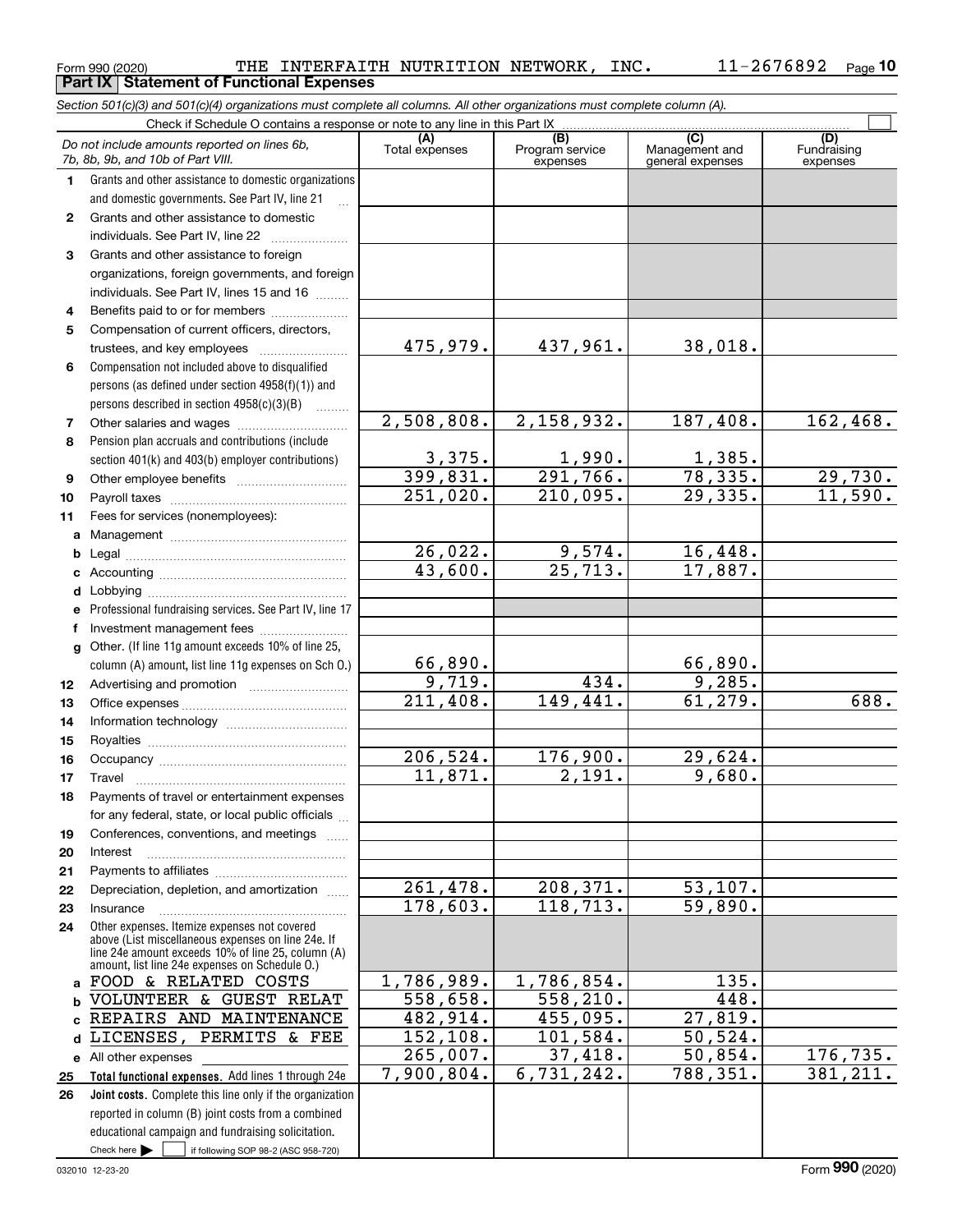Form 990 (2020) THE INTERFAITH NUTRITION NETWORK, INC. 11-2676892

## Part IX Statement of Functional Expenses

*Section 501(c)(3) and 501(c)(4) organizations must complete all columns. All other organizations must complete column (A).*

Check if Schedule O contains a response or note to any line in this Part IX

| | *Do not include amounts reported on lines 6b, 7b, 8b, 9b, and 10b of Part VIII.* | (A) Total expenses | (B) Program service expenses | (C) Management and general expenses | (D) Fundraising expenses |
|---|---|---|---|---|---|
| 1 | Grants and other assistance to domestic organizations and domestic governments. See Part IV, line 21 | | | | |
| 2 | Grants and other assistance to domestic individuals. See Part IV, line 22 | | | | |
| 3 | Grants and other assistance to foreign organizations, foreign governments, and foreign individuals. See Part IV, lines 15 and 16 | | | | |
| 4 | Benefits paid to or for members | | | | |
| 5 | Compensation of current officers, directors, trustees, and key employees | 475,979. | 437,961. | 38,018. | |
| 6 | Compensation not included above to disqualified persons (as defined under section 4958(f)(1)) and persons described in section 4958(c)(3)(B) | | | | |
| 7 | Other salaries and wages | 2,508,808. | 2,158,932. | 187,408. | 162,468. |
| 8 | Pension plan accruals and contributions (include section 401(k) and 403(b) employer contributions) | 3,375. | 1,990. | 1,385. | |
| 9 | Other employee benefits | 399,831. | 291,766. | 78,335. | 29,730. |
| 10 | Payroll taxes | 251,020. | 210,095. | 29,335. | 11,590. |
| 11 | Fees for services (nonemployees): | | | | |
| a | Management | | | | |
| b | Legal | 26,022. | 9,574. | 16,448. | |
| c | Accounting | 43,600. | 25,713. | 17,887. | |
| d | Lobbying | | | | |
| e | Professional fundraising services. See Part IV, line 17 | | | | |
| f | Investment management fees | | | | |
| g | Other. (If line 11g amount exceeds 10% of line 25, column (A) amount, list line 11g expenses on Sch O.) | 66,890. | | 66,890. | |
| 12 | Advertising and promotion | 9,719. | 434. | 9,285. | |
| 13 | Office expenses | 211,408. | 149,441. | 61,279. | 688. |
| 14 | Information technology | | | | |
| 15 | Royalties | | | | |
| 16 | Occupancy | 206,524. | 176,900. | 29,624. | |
| 17 | Travel | 11,871. | 2,191. | 9,680. | |
| 18 | Payments of travel or entertainment expenses for any federal, state, or local public officials | | | | |
| 19 | Conferences, conventions, and meetings | | | | |
| 20 | Interest | | | | |
| 21 | Payments to affiliates | | | | |
| 22 | Depreciation, depletion, and amortization | 261,478. | 208,371. | 53,107. | |
| 23 | Insurance | 178,603. | 118,713. | 59,890. | |
| 24 | Other expenses. Itemize expenses not covered above (List miscellaneous expenses on line 24e. If line 24e amount exceeds 10% of line 25, column (A) amount, list line 24e expenses on Schedule O.) | | | | |
| a | FOOD & RELATED COSTS | 1,786,989. | 1,786,854. | 135. | |
| b | VOLUNTEER & GUEST RELAT | 558,658. | 558,210. | 448. | |
| c | REPAIRS AND MAINTENANCE | 482,914. | 455,095. | 27,819. | |
| d | LICENSES, PERMITS & FEE | 152,108. | 101,584. | 50,524. | |
| e | All other expenses | 265,007. | 37,418. | 50,854. | 176,735. |
| 25 | **Total functional expenses.** Add lines 1 through 24e | 7,900,804. | 6,731,242. | 788,351. | 381,211. |
| 26 | **Joint costs.** Complete this line only if the organization reported in column (B) joint costs from a combined educational campaign and fundraising solicitation. Check here ☐ if following SOP 98-2 (ASC 958-720) | | | | |

032010 12-23-20 Form 990 (2020)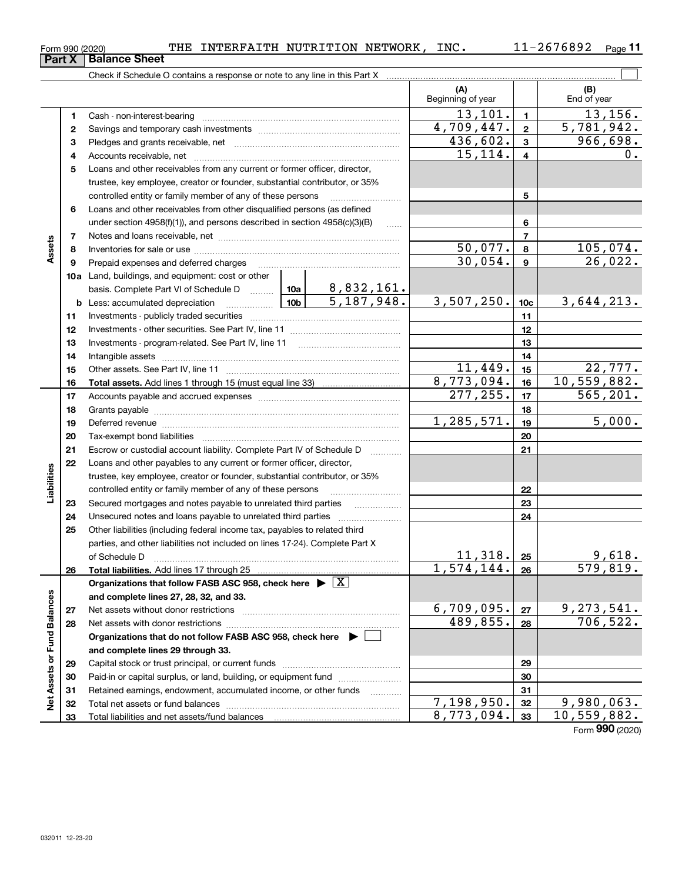Form 990 (2020) THE INTERFAITH NUTRITION NETWORK, INC. 11-2676892 Page 11

## Part X Balance Sheet

Check if Schedule O contains a response or note to any line in this Part X

| | | | | | (A) Beginning of year | | (B) End of year |
|---|---|---|---|---|---|---|---|
| Assets | 1 | Cash - non-interest-bearing | | | 13,101. | 1 | 13,156. |
| | 2 | Savings and temporary cash investments | | | 4,709,447. | 2 | 5,781,942. |
| | 3 | Pledges and grants receivable, net | | | 436,602. | 3 | 966,698. |
| | 4 | Accounts receivable, net | | | 15,114. | 4 | 0. |
| | 5 | Loans and other receivables from any current or former officer, director, trustee, key employee, creator or founder, substantial contributor, or 35% controlled entity or family member of any of these persons | | | | 5 | |
| | 6 | Loans and other receivables from other disqualified persons (as defined under section 4958(f)(1)), and persons described in section 4958(c)(3)(B) | | | | 6 | |
| | 7 | Notes and loans receivable, net | | | | 7 | |
| | 8 | Inventories for sale or use | | | 50,077. | 8 | 105,074. |
| | 9 | Prepaid expenses and deferred charges | | | 30,054. | 9 | 26,022. |
| | 10a | Land, buildings, and equipment: cost or other basis. Complete Part VI of Schedule D | 10a | 8,832,161. | | | |
| | b | Less: accumulated depreciation | 10b | 5,187,948. | 3,507,250. | 10c | 3,644,213. |
| | 11 | Investments - publicly traded securities | | | | 11 | |
| | 12 | Investments - other securities. See Part IV, line 11 | | | | 12 | |
| | 13 | Investments - program-related. See Part IV, line 11 | | | | 13 | |
| | 14 | Intangible assets | | | | 14 | |
| | 15 | Other assets. See Part IV, line 11 | | | 11,449. | 15 | 22,777. |
| | 16 | **Total assets.** Add lines 1 through 15 (must equal line 33) | | | 8,773,094. | 16 | 10,559,882. |
| Liabilities | 17 | Accounts payable and accrued expenses | | | 277,255. | 17 | 565,201. |
| | 18 | Grants payable | | | | 18 | |
| | 19 | Deferred revenue | | | 1,285,571. | 19 | 5,000. |
| | 20 | Tax-exempt bond liabilities | | | | 20 | |
| | 21 | Escrow or custodial account liability. Complete Part IV of Schedule D | | | | 21 | |
| | 22 | Loans and other payables to any current or former officer, director, trustee, key employee, creator or founder, substantial contributor, or 35% controlled entity or family member of any of these persons | | | | 22 | |
| | 23 | Secured mortgages and notes payable to unrelated third parties | | | | 23 | |
| | 24 | Unsecured notes and loans payable to unrelated third parties | | | | 24 | |
| | 25 | Other liabilities (including federal income tax, payables to related third parties, and other liabilities not included on lines 17-24). Complete Part X of Schedule D | | | 11,318. | 25 | 9,618. |
| | 26 | **Total liabilities.** Add lines 17 through 25 | | | 1,574,144. | 26 | 579,819. |
| Net Assets or Fund Balances | | **Organizations that follow FASB ASC 958, check here** ▶ [X] **and complete lines 27, 28, 32, and 33.** | | | | | |
| | 27 | Net assets without donor restrictions | | | 6,709,095. | 27 | 9,273,541. |
| | 28 | Net assets with donor restrictions | | | 489,855. | 28 | 706,522. |
| | | **Organizations that do not follow FASB ASC 958, check here** ▶ [ ] **and complete lines 29 through 33.** | | | | | |
| | 29 | Capital stock or trust principal, or current funds | | | | 29 | |
| | 30 | Paid-in or capital surplus, or land, building, or equipment fund | | | | 30 | |
| | 31 | Retained earnings, endowment, accumulated income, or other funds | | | | 31 | |
| | 32 | Total net assets or fund balances | | | 7,198,950. | 32 | 9,980,063. |
| | 33 | Total liabilities and net assets/fund balances | | | 8,773,094. | 33 | 10,559,882. |

Form **990** (2020)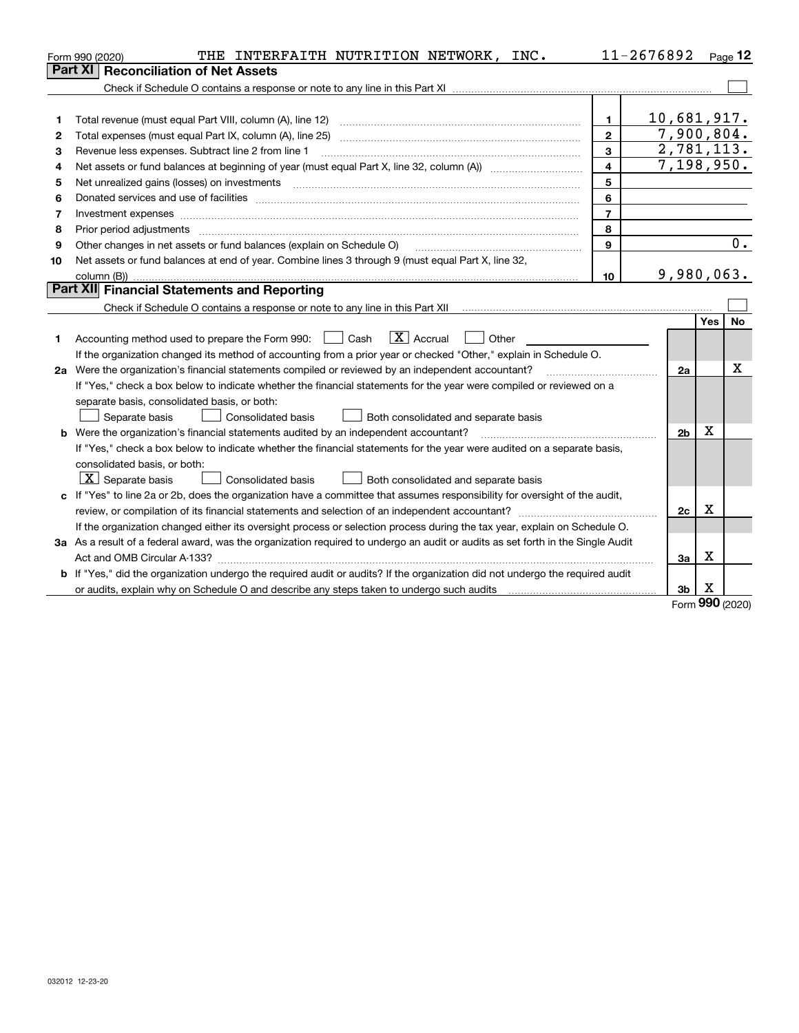Form 990 (2020) THE INTERFAITH NUTRITION NETWORK, INC. 11-2676892 Page 12

## Part XI Reconciliation of Net Assets

Check if Schedule O contains a response or note to any line in this Part XI ☐

| | | | |
|---|---|---|---|
| 1 | Total revenue (must equal Part VIII, column (A), line 12) | 1 | 10,681,917. |
| 2 | Total expenses (must equal Part IX, column (A), line 25) | 2 | 7,900,804. |
| 3 | Revenue less expenses. Subtract line 2 from line 1 | 3 | 2,781,113. |
| 4 | Net assets or fund balances at beginning of year (must equal Part X, line 32, column (A)) | 4 | 7,198,950. |
| 5 | Net unrealized gains (losses) on investments | 5 | |
| 6 | Donated services and use of facilities | 6 | |
| 7 | Investment expenses | 7 | |
| 8 | Prior period adjustments | 8 | |
| 9 | Other changes in net assets or fund balances (explain on Schedule O) | 9 | 0. |
| 10 | Net assets or fund balances at end of year. Combine lines 3 through 9 (must equal Part X, line 32, column (B)) | 10 | 9,980,063. |

## Part XII Financial Statements and Reporting

Check if Schedule O contains a response or note to any line in this Part XII ☐

| | | | Yes | No |
|---|---|---|---|---|
| 1 | Accounting method used to prepare the Form 990: ☐ Cash ☒ Accrual ☐ Other | | | |
| | If the organization changed its method of accounting from a prior year or checked "Other," explain in Schedule O. | | | |
| 2a | Were the organization's financial statements compiled or reviewed by an independent accountant? | 2a | | X |
| | If "Yes," check a box below to indicate whether the financial statements for the year were compiled or reviewed on a separate basis, consolidated basis, or both: ☐ Separate basis ☐ Consolidated basis ☐ Both consolidated and separate basis | | | |
| b | Were the organization's financial statements audited by an independent accountant? | 2b | X | |
| | If "Yes," check a box below to indicate whether the financial statements for the year were audited on a separate basis, consolidated basis, or both: ☒ Separate basis ☐ Consolidated basis ☐ Both consolidated and separate basis | | | |
| c | If "Yes" to line 2a or 2b, does the organization have a committee that assumes responsibility for oversight of the audit, review, or compilation of its financial statements and selection of an independent accountant? | 2c | X | |
| | If the organization changed either its oversight process or selection process during the tax year, explain on Schedule O. | | | |
| 3a | As a result of a federal award, was the organization required to undergo an audit or audits as set forth in the Single Audit Act and OMB Circular A-133? | 3a | X | |
| b | If "Yes," did the organization undergo the required audit or audits? If the organization did not undergo the required audit or audits, explain why on Schedule O and describe any steps taken to undergo such audits | 3b | X | |

Form 990 (2020)

032012 12-23-20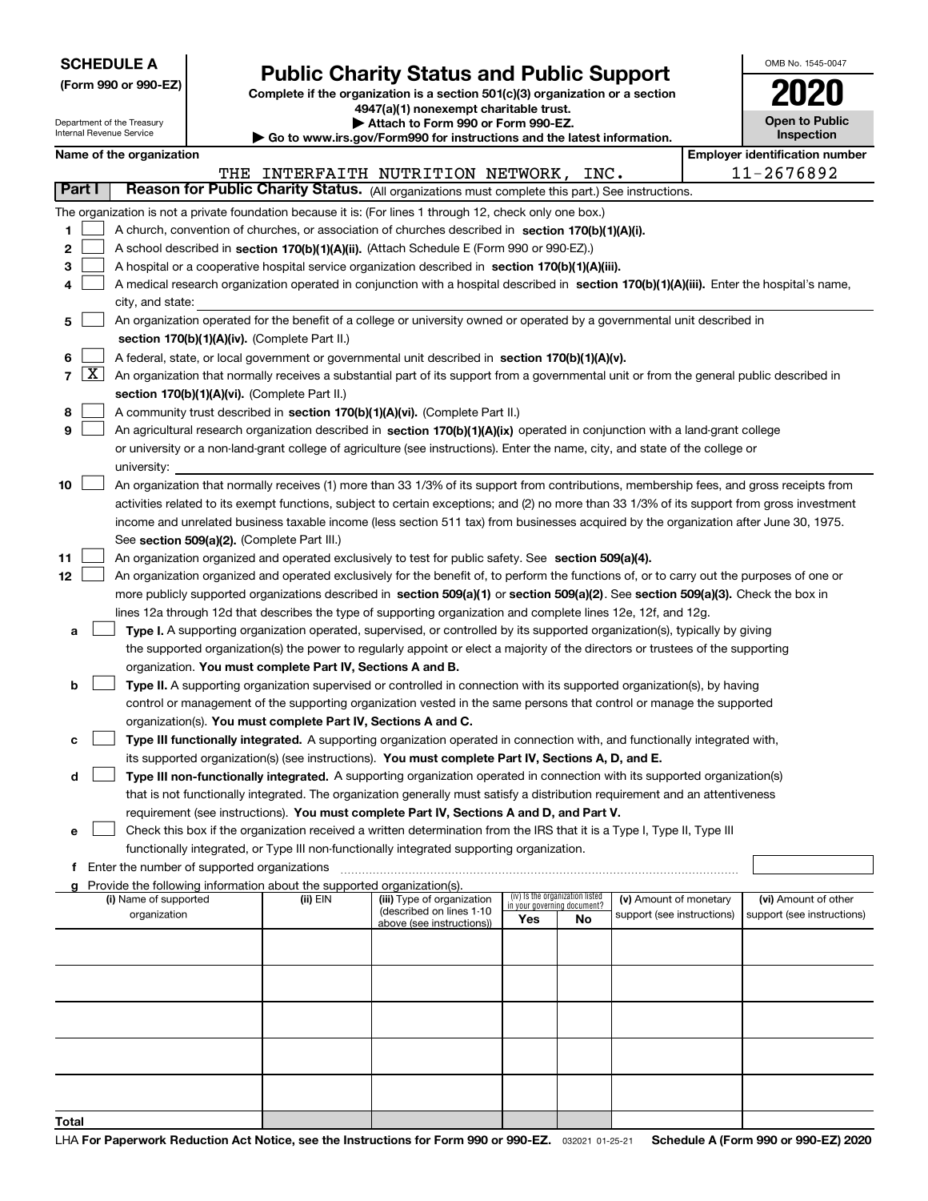**SCHEDULE A**
**(Form 990 or 990-EZ)**

Department of the Treasury
Internal Revenue Service

# Public Charity Status and Public Support

**Complete if the organization is a section 501(c)(3) organization or a section 4947(a)(1) nonexempt charitable trust.**
**▶ Attach to Form 990 or Form 990-EZ.**
**▶ Go to www.irs.gov/Form990 for instructions and the latest information.**

OMB No. 1545-0047

**2020**

**Open to Public Inspection**

**Name of the organization**
THE INTERFAITH NUTRITION NETWORK, INC.

**Employer identification number**
11-2676892

**Part I** **Reason for Public Charity Status.** (All organizations must complete this part.) See instructions.

The organization is not a private foundation because it is: (For lines 1 through 12, check only one box.)

1 ☐ A church, convention of churches, or association of churches described in **section 170(b)(1)(A)(i).**

2 ☐ A school described in **section 170(b)(1)(A)(ii).** (Attach Schedule E (Form 990 or 990-EZ).)

3 ☐ A hospital or a cooperative hospital service organization described in **section 170(b)(1)(A)(iii).**

4 ☐ A medical research organization operated in conjunction with a hospital described in **section 170(b)(1)(A)(iii).** Enter the hospital's name, city, and state:

5 ☐ An organization operated for the benefit of a college or university owned or operated by a governmental unit described in **section 170(b)(1)(A)(iv).** (Complete Part II.)

6 ☐ A federal, state, or local government or governmental unit described in **section 170(b)(1)(A)(v).**

7 ☒ An organization that normally receives a substantial part of its support from a governmental unit or from the general public described in **section 170(b)(1)(A)(vi).** (Complete Part II.)

8 ☐ A community trust described in **section 170(b)(1)(A)(vi).** (Complete Part II.)

9 ☐ An agricultural research organization described in **section 170(b)(1)(A)(ix)** operated in conjunction with a land-grant college or university or a non-land-grant college of agriculture (see instructions). Enter the name, city, and state of the college or university:

10 ☐ An organization that normally receives (1) more than 33 1/3% of its support from contributions, membership fees, and gross receipts from activities related to its exempt functions, subject to certain exceptions; and (2) no more than 33 1/3% of its support from gross investment income and unrelated business taxable income (less section 511 tax) from businesses acquired by the organization after June 30, 1975. See **section 509(a)(2).** (Complete Part III.)

11 ☐ An organization organized and operated exclusively to test for public safety. See **section 509(a)(4).**

12 ☐ An organization organized and operated exclusively for the benefit of, to perform the functions of, or to carry out the purposes of one or more publicly supported organizations described in **section 509(a)(1)** or **section 509(a)(2)**. See **section 509(a)(3).** Check the box in lines 12a through 12d that describes the type of supporting organization and complete lines 12e, 12f, and 12g.

a ☐ **Type I.** A supporting organization operated, supervised, or controlled by its supported organization(s), typically by giving the supported organization(s) the power to regularly appoint or elect a majority of the directors or trustees of the supporting organization. **You must complete Part IV, Sections A and B.**

b ☐ **Type II.** A supporting organization supervised or controlled in connection with its supported organization(s), by having control or management of the supporting organization vested in the same persons that control or manage the supported organization(s). **You must complete Part IV, Sections A and C.**

c ☐ **Type III functionally integrated.** A supporting organization operated in connection with, and functionally integrated with, its supported organization(s) (see instructions). **You must complete Part IV, Sections A, D, and E.**

d ☐ **Type III non-functionally integrated.** A supporting organization operated in connection with its supported organization(s) that is not functionally integrated. The organization generally must satisfy a distribution requirement and an attentiveness requirement (see instructions). **You must complete Part IV, Sections A and D, and Part V.**

e ☐ Check this box if the organization received a written determination from the IRS that it is a Type I, Type II, Type III functionally integrated, or Type III non-functionally integrated supporting organization.

f Enter the number of supported organizations

g Provide the following information about the supported organization(s).

| (i) Name of supported organization | (ii) EIN | (iii) Type of organization (described on lines 1-10 above (see instructions)) | (iv) Is the organization listed in your governing document? Yes | No | (v) Amount of monetary support (see instructions) | (vi) Amount of other support (see instructions) |
|---|---|---|---|---|---|---|
| | | | | | | |
| | | | | | | |
| | | | | | | |
| | | | | | | |
| | | | | | | |
| **Total** | | | | | | |

LHA **For Paperwork Reduction Act Notice, see the Instructions for Form 990 or 990-EZ.** 032021 01-25-21 **Schedule A (Form 990 or 990-EZ) 2020**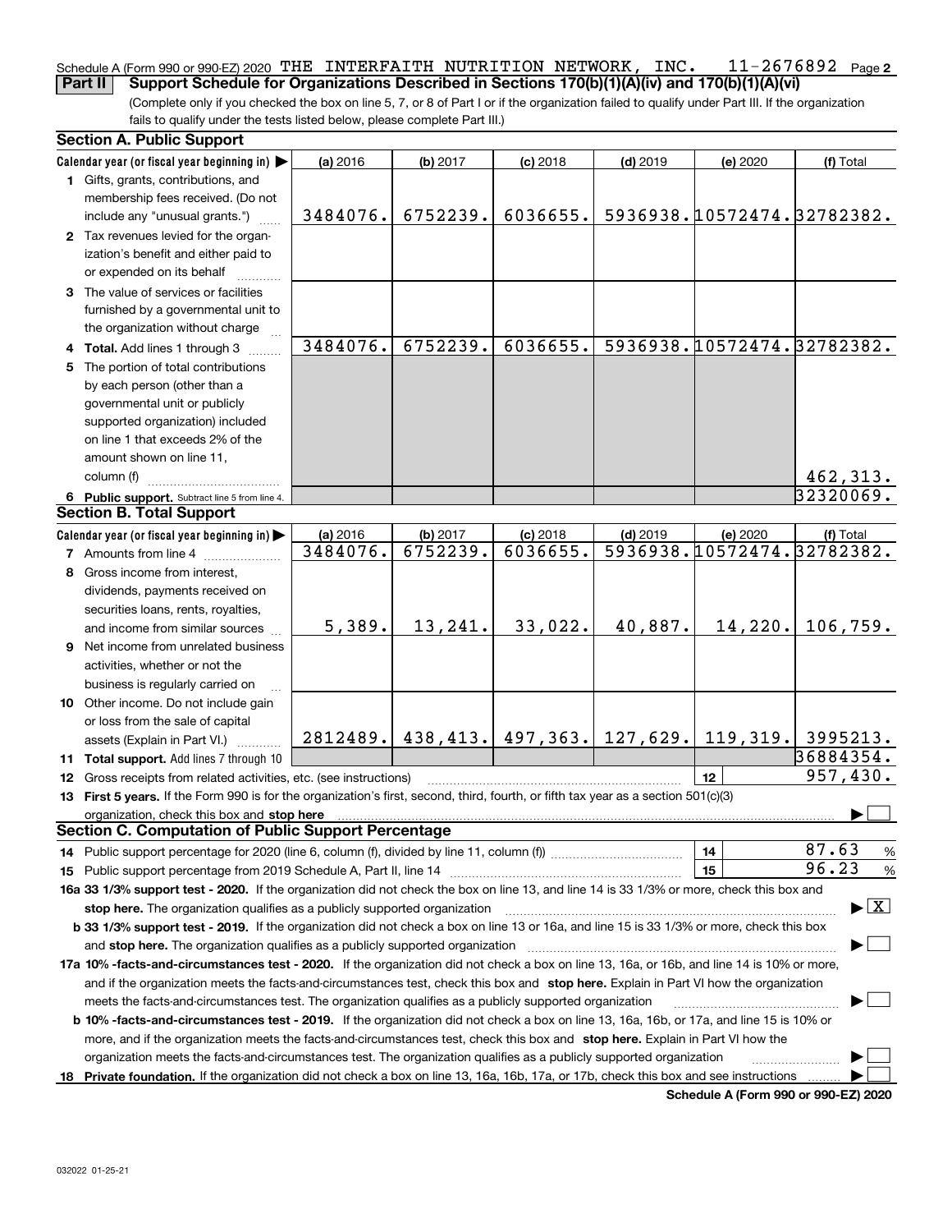Schedule A (Form 990 or 990-EZ) 2020 THE INTERFAITH NUTRITION NETWORK, INC. 11-2676892 Page 2

**Part II Support Schedule for Organizations Described in Sections 170(b)(1)(A)(iv) and 170(b)(1)(A)(vi)**

(Complete only if you checked the box on line 5, 7, or 8 of Part I or if the organization failed to qualify under Part III. If the organization fails to qualify under the tests listed below, please complete Part III.)

**Section A. Public Support**

| Calendar year (or fiscal year beginning in) ▶ | (a) 2016 | (b) 2017 | (c) 2018 | (d) 2019 | (e) 2020 | (f) Total |
|---|---|---|---|---|---|---|
| **1** Gifts, grants, contributions, and membership fees received. (Do not include any "unusual grants.") | 3484076. | 6752239. | 6036655. | 5936938. | 10572474. | 32782382. |
| **2** Tax revenues levied for the organization's benefit and either paid to or expended on its behalf | | | | | | |
| **3** The value of services or facilities furnished by a governmental unit to the organization without charge | | | | | | |
| **4 Total.** Add lines 1 through 3 | 3484076. | 6752239. | 6036655. | 5936938. | 10572474. | 32782382. |
| **5** The portion of total contributions by each person (other than a governmental unit or publicly supported organization) included on line 1 that exceeds 2% of the amount shown on line 11, column (f) | | | | | | 462,313. |
| **6 Public support.** Subtract line 5 from line 4. | | | | | | 32320069. |

**Section B. Total Support**

| Calendar year (or fiscal year beginning in) ▶ | (a) 2016 | (b) 2017 | (c) 2018 | (d) 2019 | (e) 2020 | (f) Total |
|---|---|---|---|---|---|---|
| **7** Amounts from line 4 | 3484076. | 6752239. | 6036655. | 5936938. | 10572474. | 32782382. |
| **8** Gross income from interest, dividends, payments received on securities loans, rents, royalties, and income from similar sources | 5,389. | 13,241. | 33,022. | 40,887. | 14,220. | 106,759. |
| **9** Net income from unrelated business activities, whether or not the business is regularly carried on | | | | | | |
| **10** Other income. Do not include gain or loss from the sale of capital assets (Explain in Part VI.) | 2812489. | 438,413. | 497,363. | 127,629. | 119,319. | 3995213. |
| **11 Total support.** Add lines 7 through 10 | | | | | | 36884354. |
| **12** Gross receipts from related activities, etc. (see instructions) | | | | | 12 | 957,430. |

**13 First 5 years.** If the Form 990 is for the organization's first, second, third, fourth, or fifth tax year as a section 501(c)(3) organization, check this box and **stop here** ▶ ☐

**Section C. Computation of Public Support Percentage**

**14** Public support percentage for 2020 (line 6, column (f), divided by line 11, column (f)) — 14 — 87.63 %

**15** Public support percentage from 2019 Schedule A, Part II, line 14 — 15 — 96.23 %

**16a 33 1/3% support test - 2020.** If the organization did not check the box on line 13, and line 14 is 33 1/3% or more, check this box and **stop here.** The organization qualifies as a publicly supported organization ▶ ☒

**b 33 1/3% support test - 2019.** If the organization did not check a box on line 13 or 16a, and line 15 is 33 1/3% or more, check this box and **stop here.** The organization qualifies as a publicly supported organization ▶ ☐

**17a 10% -facts-and-circumstances test - 2020.** If the organization did not check a box on line 13, 16a, or 16b, and line 14 is 10% or more, and if the organization meets the facts-and-circumstances test, check this box and **stop here.** Explain in Part VI how the organization meets the facts-and-circumstances test. The organization qualifies as a publicly supported organization ▶ ☐

**b 10% -facts-and-circumstances test - 2019.** If the organization did not check a box on line 13, 16a, 16b, or 17a, and line 15 is 10% or more, and if the organization meets the facts-and-circumstances test, check this box and **stop here.** Explain in Part VI how the organization meets the facts-and-circumstances test. The organization qualifies as a publicly supported organization ▶ ☐

**18 Private foundation.** If the organization did not check a box on line 13, 16a, 16b, 17a, or 17b, check this box and see instructions ▶ ☐

**Schedule A (Form 990 or 990-EZ) 2020**

032022 01-25-21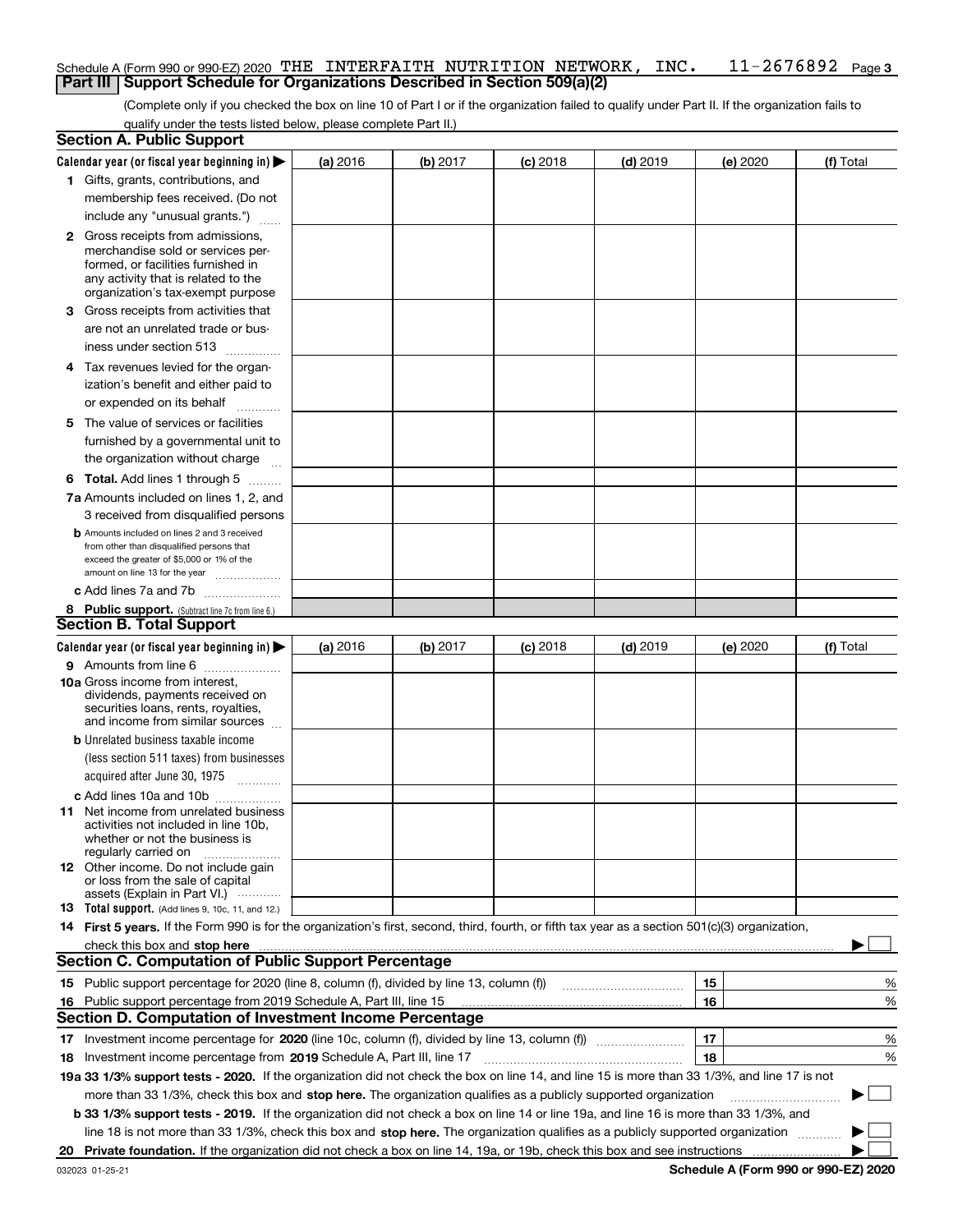Schedule A (Form 990 or 990-EZ) 2020 THE INTERFAITH NUTRITION NETWORK, INC. 11-2676892 Page 3

## Part III Support Schedule for Organizations Described in Section 509(a)(2)

(Complete only if you checked the box on line 10 of Part I or if the organization failed to qualify under Part II. If the organization fails to qualify under the tests listed below, please complete Part II.)

### Section A. Public Support

| Calendar year (or fiscal year beginning in) ▶ | (a) 2016 | (b) 2017 | (c) 2018 | (d) 2019 | (e) 2020 | (f) Total |
|---|---|---|---|---|---|---|
| 1 Gifts, grants, contributions, and membership fees received. (Do not include any "unusual grants.") | | | | | | |
| 2 Gross receipts from admissions, merchandise sold or services performed, or facilities furnished in any activity that is related to the organization's tax-exempt purpose | | | | | | |
| 3 Gross receipts from activities that are not an unrelated trade or business under section 513 | | | | | | |
| 4 Tax revenues levied for the organization's benefit and either paid to or expended on its behalf | | | | | | |
| 5 The value of services or facilities furnished by a governmental unit to the organization without charge | | | | | | |
| 6 **Total.** Add lines 1 through 5 | | | | | | |
| 7a Amounts included on lines 1, 2, and 3 received from disqualified persons | | | | | | |
| b Amounts included on lines 2 and 3 received from other than disqualified persons that exceed the greater of $5,000 or 1% of the amount on line 13 for the year | | | | | | |
| c Add lines 7a and 7b | | | | | | |
| 8 **Public support.** (Subtract line 7c from line 6.) | | | | | | |

### Section B. Total Support

| Calendar year (or fiscal year beginning in) ▶ | (a) 2016 | (b) 2017 | (c) 2018 | (d) 2019 | (e) 2020 | (f) Total |
|---|---|---|---|---|---|---|
| 9 Amounts from line 6 | | | | | | |
| 10a Gross income from interest, dividends, payments received on securities loans, rents, royalties, and income from similar sources | | | | | | |
| b Unrelated business taxable income (less section 511 taxes) from businesses acquired after June 30, 1975 | | | | | | |
| c Add lines 10a and 10b | | | | | | |
| 11 Net income from unrelated business activities not included in line 10b, whether or not the business is regularly carried on | | | | | | |
| 12 Other income. Do not include gain or loss from the sale of capital assets (Explain in Part VI.) | | | | | | |
| 13 **Total support.** (Add lines 9, 10c, 11, and 12.) | | | | | | |

14 **First 5 years.** If the Form 990 is for the organization's first, second, third, fourth, or fifth tax year as a section 501(c)(3) organization, check this box and **stop here** ▶ ☐

### Section C. Computation of Public Support Percentage

| | | | |
|---|---|---|---|
| 15 | Public support percentage for 2020 (line 8, column (f), divided by line 13, column (f)) | 15 | % |
| 16 | Public support percentage from 2019 Schedule A, Part III, line 15 | 16 | % |

### Section D. Computation of Investment Income Percentage

| | | | |
|---|---|---|---|
| 17 | Investment income percentage for **2020** (line 10c, column (f), divided by line 13, column (f)) | 17 | % |
| 18 | Investment income percentage from **2019** Schedule A, Part III, line 17 | 18 | % |

**19a 33 1/3% support tests - 2020.** If the organization did not check the box on line 14, and line 15 is more than 33 1/3%, and line 17 is not more than 33 1/3%, check this box and **stop here.** The organization qualifies as a publicly supported organization ▶ ☐

**b 33 1/3% support tests - 2019.** If the organization did not check a box on line 14 or line 19a, and line 16 is more than 33 1/3%, and line 18 is not more than 33 1/3%, check this box and **stop here.** The organization qualifies as a publicly supported organization ▶ ☐

**20 Private foundation.** If the organization did not check a box on line 14, 19a, or 19b, check this box and see instructions ▶ ☐

032023 01-25-21 **Schedule A (Form 990 or 990-EZ) 2020**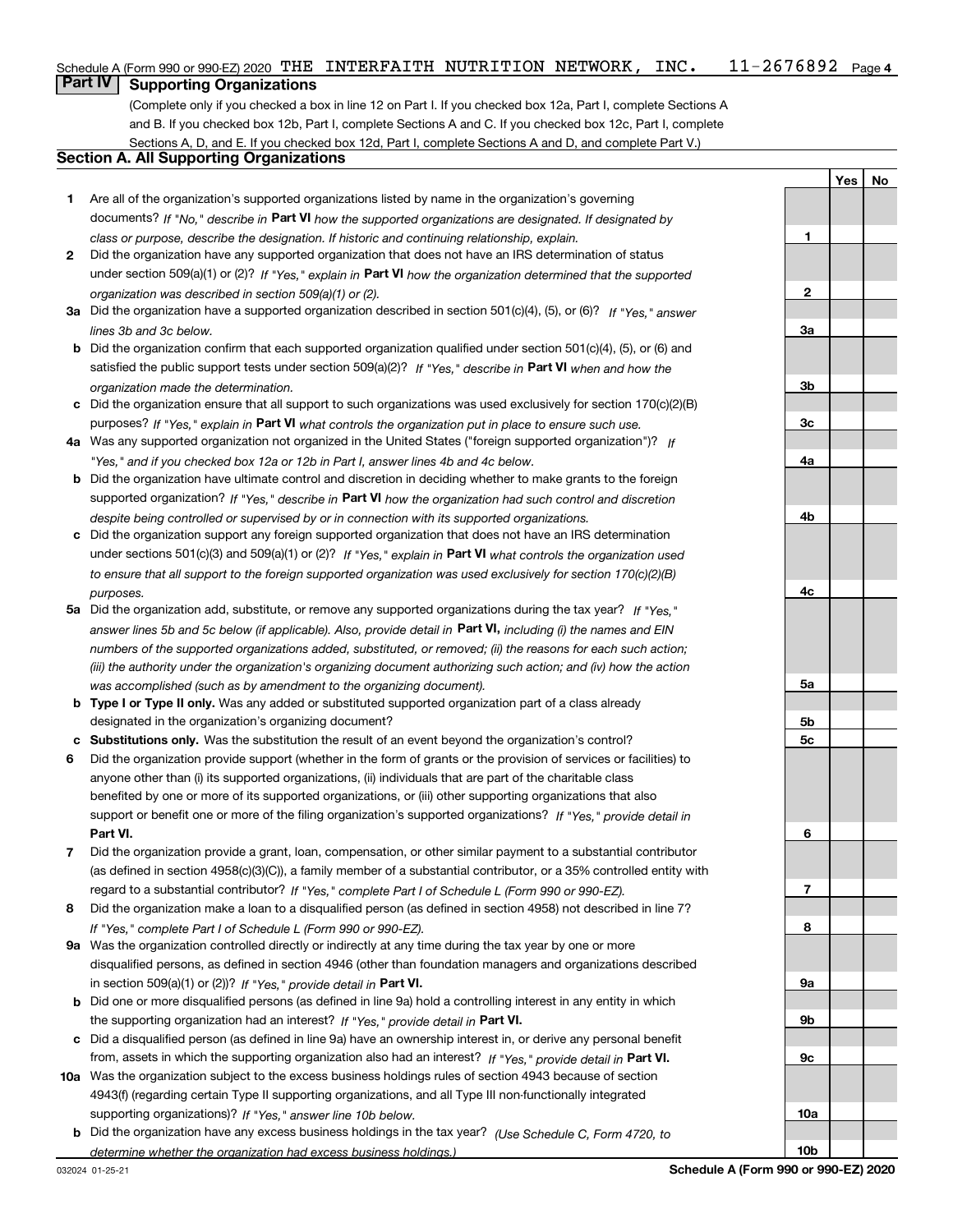Schedule A (Form 990 or 990-EZ) 2020 THE INTERFAITH NUTRITION NETWORK, INC. 11-2676892

## Part IV Supporting Organizations

(Complete only if you checked a box in line 12 on Part I. If you checked box 12a, Part I, complete Sections A and B. If you checked box 12b, Part I, complete Sections A and C. If you checked box 12c, Part I, complete Sections A, D, and E. If you checked box 12d, Part I, complete Sections A and D, and complete Part V.)

### Section A. All Supporting Organizations

| | Question | Line | Yes | No |
|---|---|---|---|---|
| 1 | Are all of the organization's supported organizations listed by name in the organization's governing documents? *If "No," describe in* **Part VI** *how the supported organizations are designated. If designated by class or purpose, describe the designation. If historic and continuing relationship, explain.* | 1 | | |
| 2 | Did the organization have any supported organization that does not have an IRS determination of status under section 509(a)(1) or (2)? *If "Yes," explain in* **Part VI** *how the organization determined that the supported organization was described in section 509(a)(1) or (2).* | 2 | | |
| 3a | Did the organization have a supported organization described in section 501(c)(4), (5), or (6)? *If "Yes," answer lines 3b and 3c below.* | 3a | | |
| b | Did the organization confirm that each supported organization qualified under section 501(c)(4), (5), or (6) and satisfied the public support tests under section 509(a)(2)? *If "Yes," describe in* **Part VI** *when and how the organization made the determination.* | 3b | | |
| c | Did the organization ensure that all support to such organizations was used exclusively for section 170(c)(2)(B) purposes? *If "Yes," explain in* **Part VI** *what controls the organization put in place to ensure such use.* | 3c | | |
| 4a | Was any supported organization not organized in the United States ("foreign supported organization")? *If "Yes," and if you checked box 12a or 12b in Part I, answer lines 4b and 4c below.* | 4a | | |
| b | Did the organization have ultimate control and discretion in deciding whether to make grants to the foreign supported organization? *If "Yes," describe in* **Part VI** *how the organization had such control and discretion despite being controlled or supervised by or in connection with its supported organizations.* | 4b | | |
| c | Did the organization support any foreign supported organization that does not have an IRS determination under sections 501(c)(3) and 509(a)(1) or (2)? *If "Yes," explain in* **Part VI** *what controls the organization used to ensure that all support to the foreign supported organization was used exclusively for section 170(c)(2)(B) purposes.* | 4c | | |
| 5a | Did the organization add, substitute, or remove any supported organizations during the tax year? *If "Yes," answer lines 5b and 5c below (if applicable). Also, provide detail in* **Part VI,** *including (i) the names and EIN numbers of the supported organizations added, substituted, or removed; (ii) the reasons for each such action; (iii) the authority under the organization's organizing document authorizing such action; and (iv) how the action was accomplished (such as by amendment to the organizing document).* | 5a | | |
| b | **Type I or Type II only.** Was any added or substituted supported organization part of a class already designated in the organization's organizing document? | 5b | | |
| c | **Substitutions only.** Was the substitution the result of an event beyond the organization's control? | 5c | | |
| 6 | Did the organization provide support (whether in the form of grants or the provision of services or facilities) to anyone other than (i) its supported organizations, (ii) individuals that are part of the charitable class benefited by one or more of its supported organizations, or (iii) other supporting organizations that also support or benefit one or more of the filing organization's supported organizations? *If "Yes," provide detail in* **Part VI.** | 6 | | |
| 7 | Did the organization provide a grant, loan, compensation, or other similar payment to a substantial contributor (as defined in section 4958(c)(3)(C)), a family member of a substantial contributor, or a 35% controlled entity with regard to a substantial contributor? *If "Yes," complete Part I of Schedule L (Form 990 or 990-EZ).* | 7 | | |
| 8 | Did the organization make a loan to a disqualified person (as defined in section 4958) not described in line 7? *If "Yes," complete Part I of Schedule L (Form 990 or 990-EZ).* | 8 | | |
| 9a | Was the organization controlled directly or indirectly at any time during the tax year by one or more disqualified persons, as defined in section 4946 (other than foundation managers and organizations described in section 509(a)(1) or (2))? *If "Yes," provide detail in* **Part VI.** | 9a | | |
| b | Did one or more disqualified persons (as defined in line 9a) hold a controlling interest in any entity in which the supporting organization had an interest? *If "Yes," provide detail in* **Part VI.** | 9b | | |
| c | Did a disqualified person (as defined in line 9a) have an ownership interest in, or derive any personal benefit from, assets in which the supporting organization also had an interest? *If "Yes," provide detail in* **Part VI.** | 9c | | |
| 10a | Was the organization subject to the excess business holdings rules of section 4943 because of section 4943(f) (regarding certain Type II supporting organizations, and all Type III non-functionally integrated supporting organizations)? *If "Yes," answer line 10b below.* | 10a | | |
| b | Did the organization have any excess business holdings in the tax year? *(Use Schedule C, Form 4720, to determine whether the organization had excess business holdings.)* | 10b | | |

Schedule A (Form 990 or 990-EZ) 2020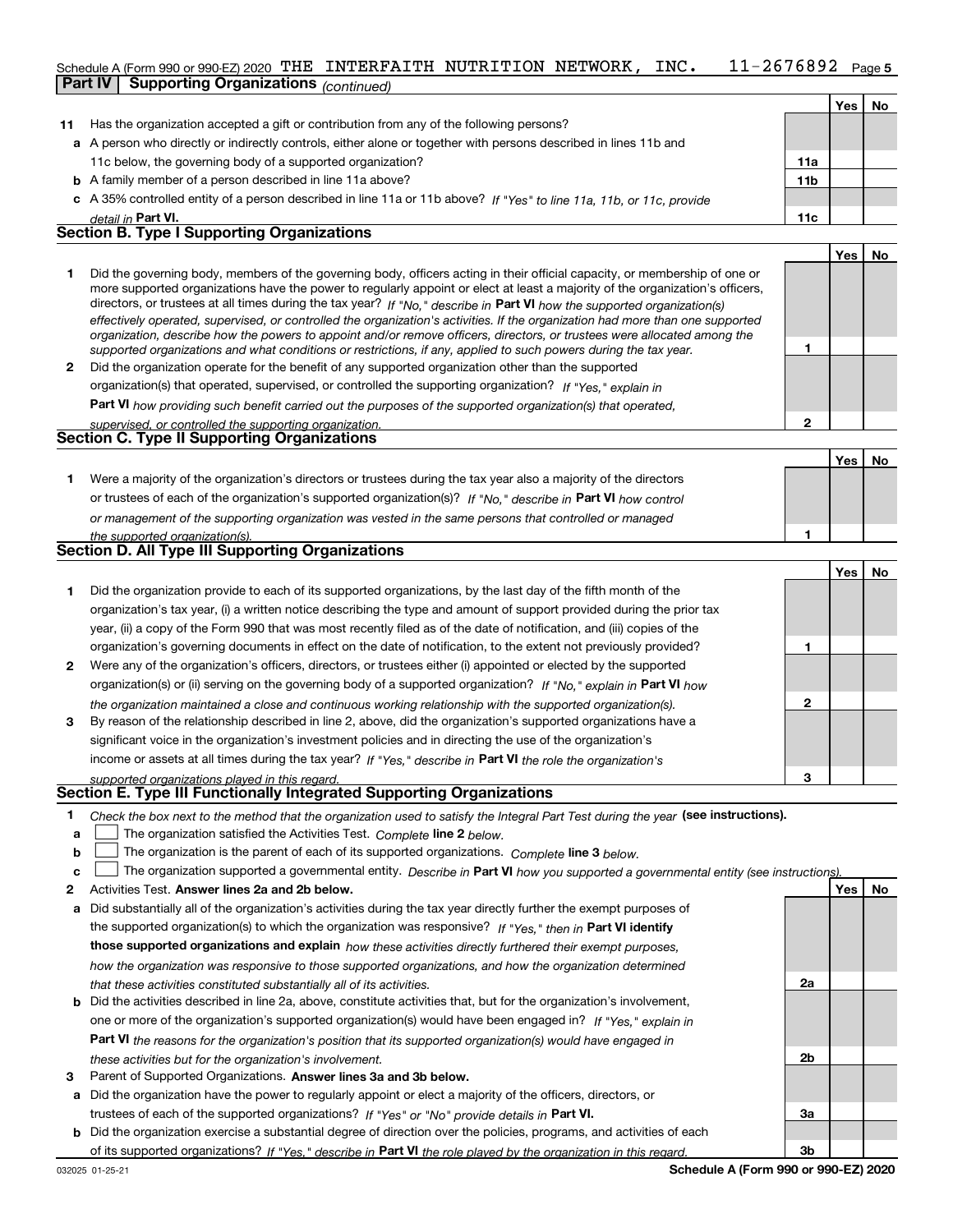Schedule A (Form 990 or 990-EZ) 2020 THE INTERFAITH NUTRITION NETWORK, INC. 11-2676892 Page 5

**Part IV Supporting Organizations** *(continued)*

| | | | Yes | No |
|---|---|---|---|---|
| **11** | Has the organization accepted a gift or contribution from any of the following persons? | | | |
| **a** | A person who directly or indirectly controls, either alone or together with persons described in lines 11b and 11c below, the governing body of a supported organization? | **11a** | | |
| **b** | A family member of a person described in line 11a above? | **11b** | | |
| **c** | A 35% controlled entity of a person described in line 11a or 11b above? *If "Yes" to line 11a, 11b, or 11c, provide detail in* **Part VI.** | **11c** | | |

## Section B. Type I Supporting Organizations

| | | | Yes | No |
|---|---|---|---|---|
| **1** | Did the governing body, members of the governing body, officers acting in their official capacity, or membership of one or more supported organizations have the power to regularly appoint or elect at least a majority of the organization's officers, directors, or trustees at all times during the tax year? *If "No," describe in* **Part VI** *how the supported organization(s) effectively operated, supervised, or controlled the organization's activities. If the organization had more than one supported organization, describe how the powers to appoint and/or remove officers, directors, or trustees were allocated among the supported organizations and what conditions or restrictions, if any, applied to such powers during the tax year.* | **1** | | |
| **2** | Did the organization operate for the benefit of any supported organization other than the supported organization(s) that operated, supervised, or controlled the supporting organization? *If "Yes," explain in* **Part VI** *how providing such benefit carried out the purposes of the supported organization(s) that operated, supervised, or controlled the supporting organization.* | **2** | | |

## Section C. Type II Supporting Organizations

| | | | Yes | No |
|---|---|---|---|---|
| **1** | Were a majority of the organization's directors or trustees during the tax year also a majority of the directors or trustees of each of the organization's supported organization(s)? *If "No," describe in* **Part VI** *how control or management of the supporting organization was vested in the same persons that controlled or managed the supported organization(s).* | **1** | | |

## Section D. All Type III Supporting Organizations

| | | | Yes | No |
|---|---|---|---|---|
| **1** | Did the organization provide to each of its supported organizations, by the last day of the fifth month of the organization's tax year, (i) a written notice describing the type and amount of support provided during the prior tax year, (ii) a copy of the Form 990 that was most recently filed as of the date of notification, and (iii) copies of the organization's governing documents in effect on the date of notification, to the extent not previously provided? | **1** | | |
| **2** | Were any of the organization's officers, directors, or trustees either (i) appointed or elected by the supported organization(s) or (ii) serving on the governing body of a supported organization? *If "No," explain in* **Part VI** *how the organization maintained a close and continuous working relationship with the supported organization(s).* | **2** | | |
| **3** | By reason of the relationship described in line 2, above, did the organization's supported organizations have a significant voice in the organization's investment policies and in directing the use of the organization's income or assets at all times during the tax year? *If "Yes," describe in* **Part VI** *the role the organization's supported organizations played in this regard.* | **3** | | |

## Section E. Type III Functionally Integrated Supporting Organizations

**1** *Check the box next to the method that the organization used to satisfy the Integral Part Test during the year* **(see instructions).**

- **a** ☐ The organization satisfied the Activities Test. *Complete* **line 2** *below.*
- **b** ☐ The organization is the parent of each of its supported organizations. *Complete* **line 3** *below.*
- **c** ☐ The organization supported a governmental entity. *Describe in* **Part VI** *how you supported a governmental entity (see instructions).*

| | | | Yes | No |
|---|---|---|---|---|
| **2** | Activities Test. **Answer lines 2a and 2b below.** | | | |
| **a** | Did substantially all of the organization's activities during the tax year directly further the exempt purposes of the supported organization(s) to which the organization was responsive? *If "Yes," then in* **Part VI identify those supported organizations and explain** *how these activities directly furthered their exempt purposes, how the organization was responsive to those supported organizations, and how the organization determined that these activities constituted substantially all of its activities.* | **2a** | | |
| **b** | Did the activities described in line 2a, above, constitute activities that, but for the organization's involvement, one or more of the organization's supported organization(s) would have been engaged in? *If "Yes," explain in* **Part VI** *the reasons for the organization's position that its supported organization(s) would have engaged in these activities but for the organization's involvement.* | **2b** | | |
| **3** | Parent of Supported Organizations. **Answer lines 3a and 3b below.** | | | |
| **a** | Did the organization have the power to regularly appoint or elect a majority of the officers, directors, or trustees of each of the supported organizations? *If "Yes" or "No" provide details in* **Part VI.** | **3a** | | |
| **b** | Did the organization exercise a substantial degree of direction over the policies, programs, and activities of each of its supported organizations? *If "Yes," describe in* **Part VI** *the role played by the organization in this regard.* | **3b** | | |

032025 01-25-21 **Schedule A (Form 990 or 990-EZ) 2020**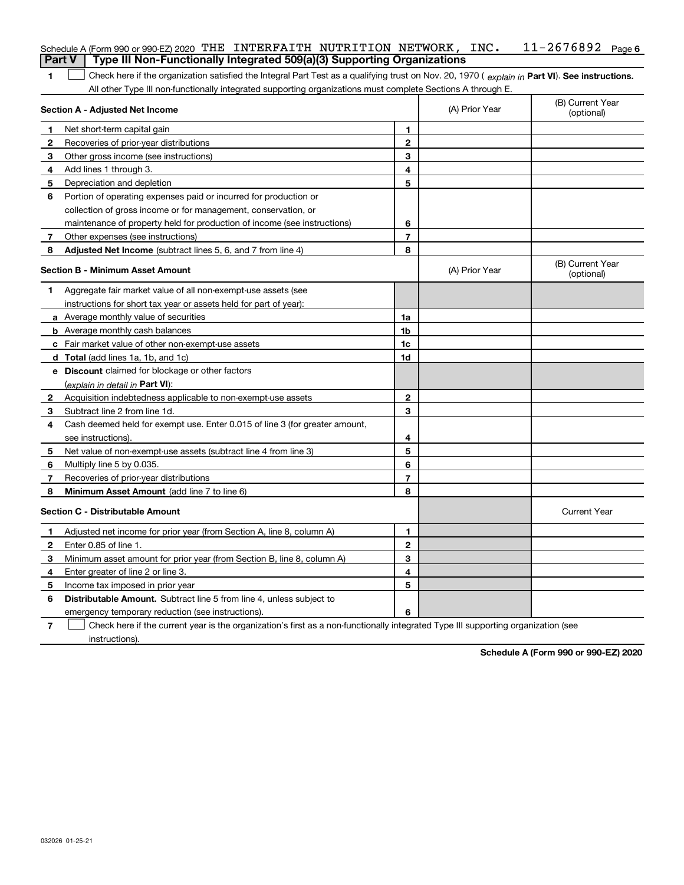Schedule A (Form 990 or 990-EZ) 2020 THE INTERFAITH NUTRITION NETWORK, INC. 11-2676892 Page 6

**Part V | Type III Non-Functionally Integrated 509(a)(3) Supporting Organizations**

**1** ☐ Check here if the organization satisfied the Integral Part Test as a qualifying trust on Nov. 20, 1970 ( *explain in* **Part VI**). **See instructions.** All other Type III non-functionally integrated supporting organizations must complete Sections A through E.

| **Section A - Adjusted Net Income** | | | (A) Prior Year | (B) Current Year (optional) |
|---|---|---|---|---|
| **1** | Net short-term capital gain | **1** | | |
| **2** | Recoveries of prior-year distributions | **2** | | |
| **3** | Other gross income (see instructions) | **3** | | |
| **4** | Add lines 1 through 3. | **4** | | |
| **5** | Depreciation and depletion | **5** | | |
| **6** | Portion of operating expenses paid or incurred for production or collection of gross income or for management, conservation, or maintenance of property held for production of income (see instructions) | **6** | | |
| **7** | Other expenses (see instructions) | **7** | | |
| **8** | **Adjusted Net Income** (subtract lines 5, 6, and 7 from line 4) | **8** | | |

| **Section B - Minimum Asset Amount** | | | (A) Prior Year | (B) Current Year (optional) |
|---|---|---|---|---|
| **1** | Aggregate fair market value of all non-exempt-use assets (see instructions for short tax year or assets held for part of year): | | | |
| **a** | Average monthly value of securities | **1a** | | |
| **b** | Average monthly cash balances | **1b** | | |
| **c** | Fair market value of other non-exempt-use assets | **1c** | | |
| **d** | **Total** (add lines 1a, 1b, and 1c) | **1d** | | |
| **e** | **Discount** claimed for blockage or other factors (*explain in detail in* **Part VI**): | | | |
| **2** | Acquisition indebtedness applicable to non-exempt-use assets | **2** | | |
| **3** | Subtract line 2 from line 1d. | **3** | | |
| **4** | Cash deemed held for exempt use. Enter 0.015 of line 3 (for greater amount, see instructions). | **4** | | |
| **5** | Net value of non-exempt-use assets (subtract line 4 from line 3) | **5** | | |
| **6** | Multiply line 5 by 0.035. | **6** | | |
| **7** | Recoveries of prior-year distributions | **7** | | |
| **8** | **Minimum Asset Amount** (add line 7 to line 6) | **8** | | |

| **Section C - Distributable Amount** | | | | Current Year |
|---|---|---|---|---|
| **1** | Adjusted net income for prior year (from Section A, line 8, column A) | **1** | | |
| **2** | Enter 0.85 of line 1. | **2** | | |
| **3** | Minimum asset amount for prior year (from Section B, line 8, column A) | **3** | | |
| **4** | Enter greater of line 2 or line 3. | **4** | | |
| **5** | Income tax imposed in prior year | **5** | | |
| **6** | **Distributable Amount.** Subtract line 5 from line 4, unless subject to emergency temporary reduction (see instructions). | **6** | | |

**7** ☐ Check here if the current year is the organization's first as a non-functionally integrated Type III supporting organization (see instructions).

**Schedule A (Form 990 or 990-EZ) 2020**

032026 01-25-21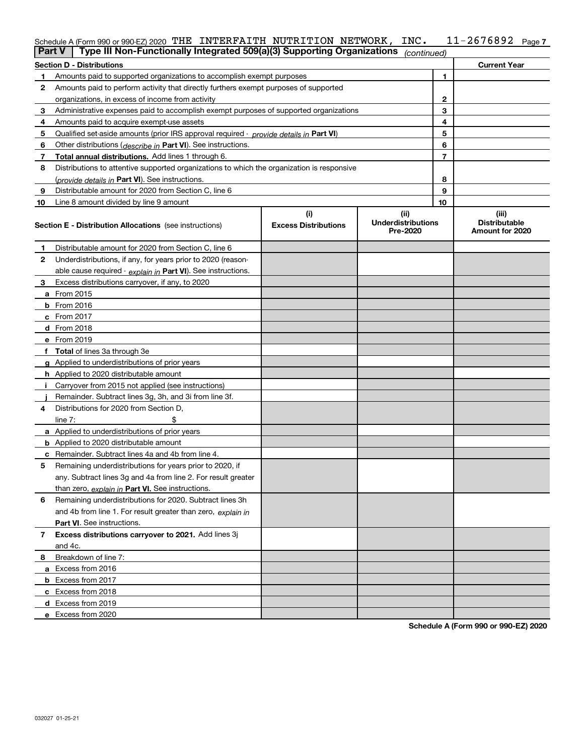Schedule A (Form 990 or 990-EZ) 2020 THE INTERFAITH NUTRITION NETWORK, INC. 11-2676892

## Part V Type III Non-Functionally Integrated 509(a)(3) Supporting Organizations *(continued)*

| Section D - Distributions | | | Current Year |
|---|---|---|---|
| 1 | Amounts paid to supported organizations to accomplish exempt purposes | 1 | |
| 2 | Amounts paid to perform activity that directly furthers exempt purposes of supported organizations, in excess of income from activity | 2 | |
| 3 | Administrative expenses paid to accomplish exempt purposes of supported organizations | 3 | |
| 4 | Amounts paid to acquire exempt-use assets | 4 | |
| 5 | Qualified set-aside amounts (prior IRS approval required - *provide details in* **Part VI**) | 5 | |
| 6 | Other distributions (*describe in* **Part VI**). See instructions. | 6 | |
| 7 | **Total annual distributions.** Add lines 1 through 6. | 7 | |
| 8 | Distributions to attentive supported organizations to which the organization is responsive (*provide details in* **Part VI**). See instructions. | 8 | |
| 9 | Distributable amount for 2020 from Section C, line 6 | 9 | |
| 10 | Line 8 amount divided by line 9 amount | 10 | |

| | Section E - Distribution Allocations (see instructions) | (i) Excess Distributions | (ii) Underdistributions Pre-2020 | (iii) Distributable Amount for 2020 |
|---|---|---|---|---|
| 1 | Distributable amount for 2020 from Section C, line 6 | | | |
| 2 | Underdistributions, if any, for years prior to 2020 (reasonable cause required - *explain in* **Part VI**). See instructions. | | | |
| 3 | Excess distributions carryover, if any, to 2020 | | | |
| a | From 2015 | | | |
| b | From 2016 | | | |
| c | From 2017 | | | |
| d | From 2018 | | | |
| e | From 2019 | | | |
| f | **Total** of lines 3a through 3e | | | |
| g | Applied to underdistributions of prior years | | | |
| h | Applied to 2020 distributable amount | | | |
| i | Carryover from 2015 not applied (see instructions) | | | |
| j | Remainder. Subtract lines 3g, 3h, and 3i from line 3f. | | | |
| 4 | Distributions for 2020 from Section D, line 7: $ | | | |
| a | Applied to underdistributions of prior years | | | |
| b | Applied to 2020 distributable amount | | | |
| c | Remainder. Subtract lines 4a and 4b from line 4. | | | |
| 5 | Remaining underdistributions for years prior to 2020, if any. Subtract lines 3g and 4a from line 2. For result greater than zero, *explain in* **Part VI.** See instructions. | | | |
| 6 | Remaining underdistributions for 2020. Subtract lines 3h and 4b from line 1. For result greater than zero, *explain in* **Part VI**. See instructions. | | | |
| 7 | **Excess distributions carryover to 2021.** Add lines 3j and 4c. | | | |
| 8 | Breakdown of line 7: | | | |
| a | Excess from 2016 | | | |
| b | Excess from 2017 | | | |
| c | Excess from 2018 | | | |
| d | Excess from 2019 | | | |
| e | Excess from 2020 | | | |

**Schedule A (Form 990 or 990-EZ) 2020**

032027 01-25-21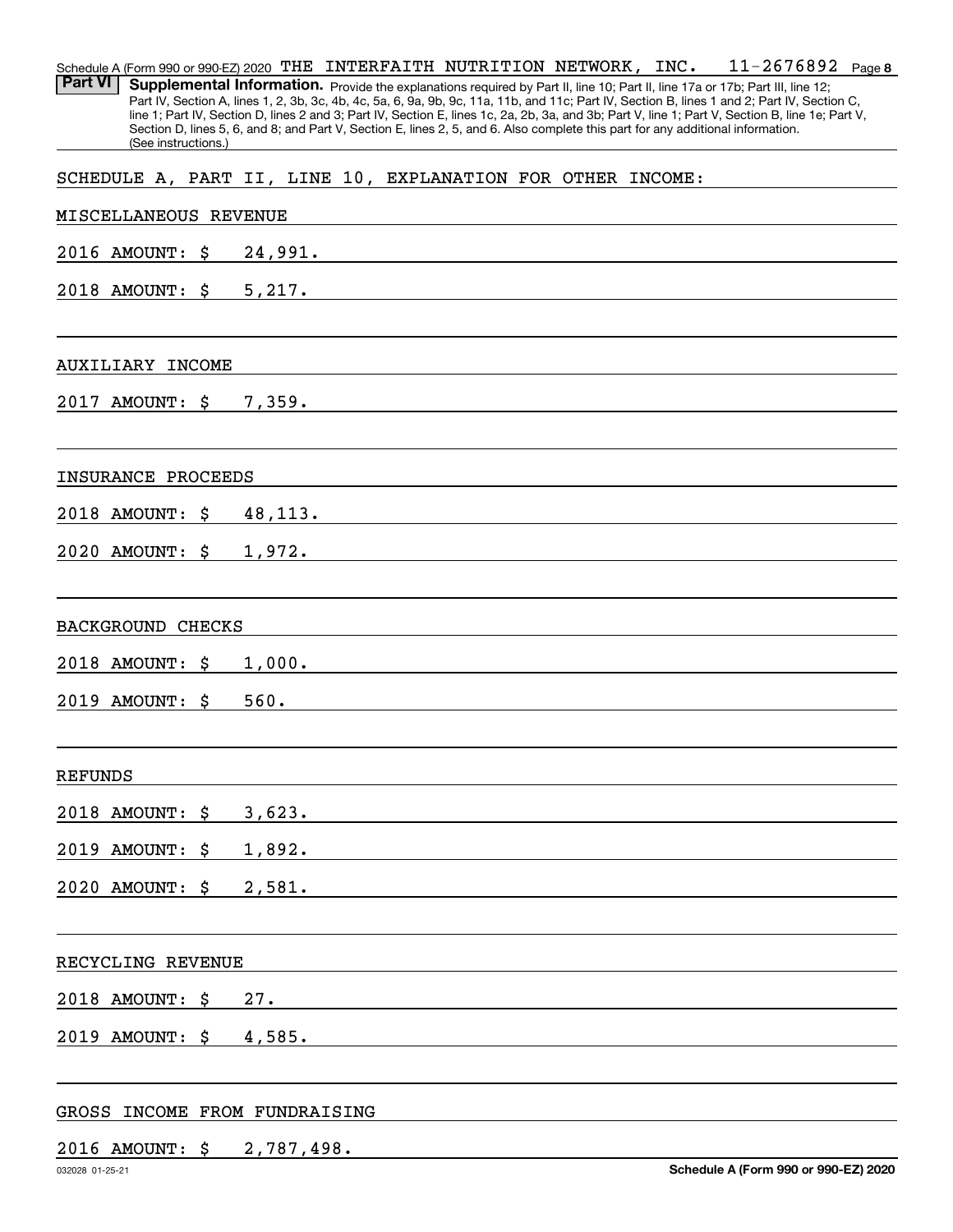Schedule A (Form 990 or 990-EZ) 2020 THE INTERFAITH NUTRITION NETWORK, INC. 11-2676892 Page 8

**Part VI** **Supplemental Information.** Provide the explanations required by Part II, line 10; Part II, line 17a or 17b; Part III, line 12; Part IV, Section A, lines 1, 2, 3b, 3c, 4b, 4c, 5a, 6, 9a, 9b, 9c, 11a, 11b, and 11c; Part IV, Section B, lines 1 and 2; Part IV, Section C, line 1; Part IV, Section D, lines 2 and 3; Part IV, Section E, lines 1c, 2a, 2b, 3a, and 3b; Part V, line 1; Part V, Section B, line 1e; Part V, Section D, lines 5, 6, and 8; and Part V, Section E, lines 2, 5, and 6. Also complete this part for any additional information. (See instructions.)

SCHEDULE A, PART II, LINE 10, EXPLANATION FOR OTHER INCOME:

MISCELLANEOUS REVENUE

2016 AMOUNT: $ 24,991.

2018 AMOUNT: $ 5,217.

AUXILIARY INCOME

2017 AMOUNT: $ 7,359.

INSURANCE PROCEEDS

2018 AMOUNT: $ 48,113.

2020 AMOUNT: $ 1,972.

BACKGROUND CHECKS

2018 AMOUNT: $ 1,000.

2019 AMOUNT: $ 560.

REFUNDS

2018 AMOUNT: $ 3,623.

2019 AMOUNT: $ 1,892.

2020 AMOUNT: $ 2,581.

RECYCLING REVENUE

2018 AMOUNT: $ 27.

2019 AMOUNT: $ 4,585.

GROSS INCOME FROM FUNDRAISING

2016 AMOUNT: $ 2,787,498.

032028 01-25-21 **Schedule A (Form 990 or 990-EZ) 2020**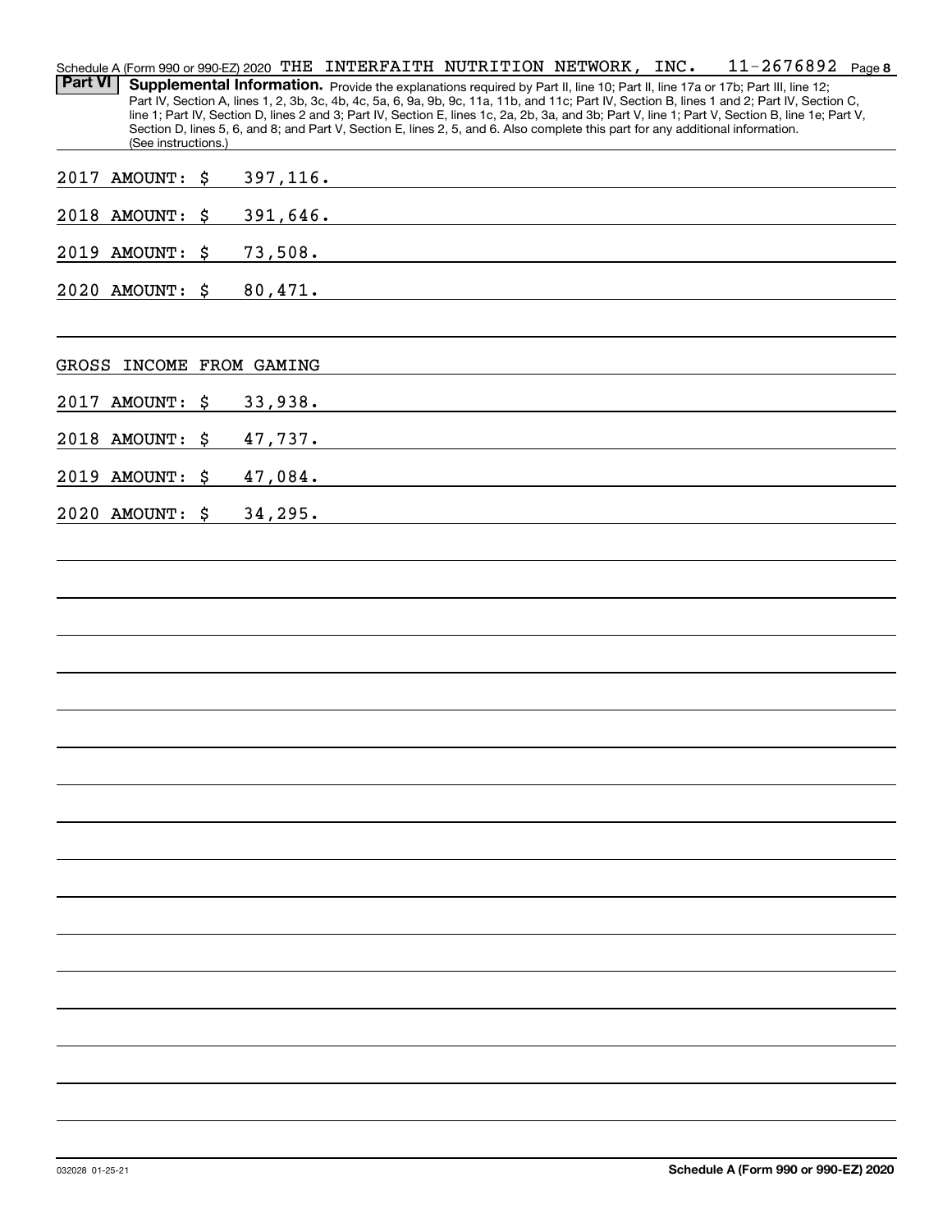Schedule A (Form 990 or 990-EZ) 2020 THE INTERFAITH NUTRITION NETWORK, INC. 11-2676892 Page **8**

**Part VI** **Supplemental Information.** Provide the explanations required by Part II, line 10; Part II, line 17a or 17b; Part III, line 12; Part IV, Section A, lines 1, 2, 3b, 3c, 4b, 4c, 5a, 6, 9a, 9b, 9c, 11a, 11b, and 11c; Part IV, Section B, lines 1 and 2; Part IV, Section C, line 1; Part IV, Section D, lines 2 and 3; Part IV, Section E, lines 1c, 2a, 2b, 3a, and 3b; Part V, line 1; Part V, Section B, line 1e; Part V, Section D, lines 5, 6, and 8; and Part V, Section E, lines 2, 5, and 6. Also complete this part for any additional information. (See instructions.)

2017 AMOUNT: $ 397,116.

2018 AMOUNT: $ 391,646.

2019 AMOUNT: $ 73,508.

2020 AMOUNT: $ 80,471.

GROSS INCOME FROM GAMING

2017 AMOUNT: $ 33,938.

2018 AMOUNT: $ 47,737.

2019 AMOUNT: $ 47,084.

2020 AMOUNT: $ 34,295.

032028 01-25-21

**Schedule A (Form 990 or 990-EZ) 2020**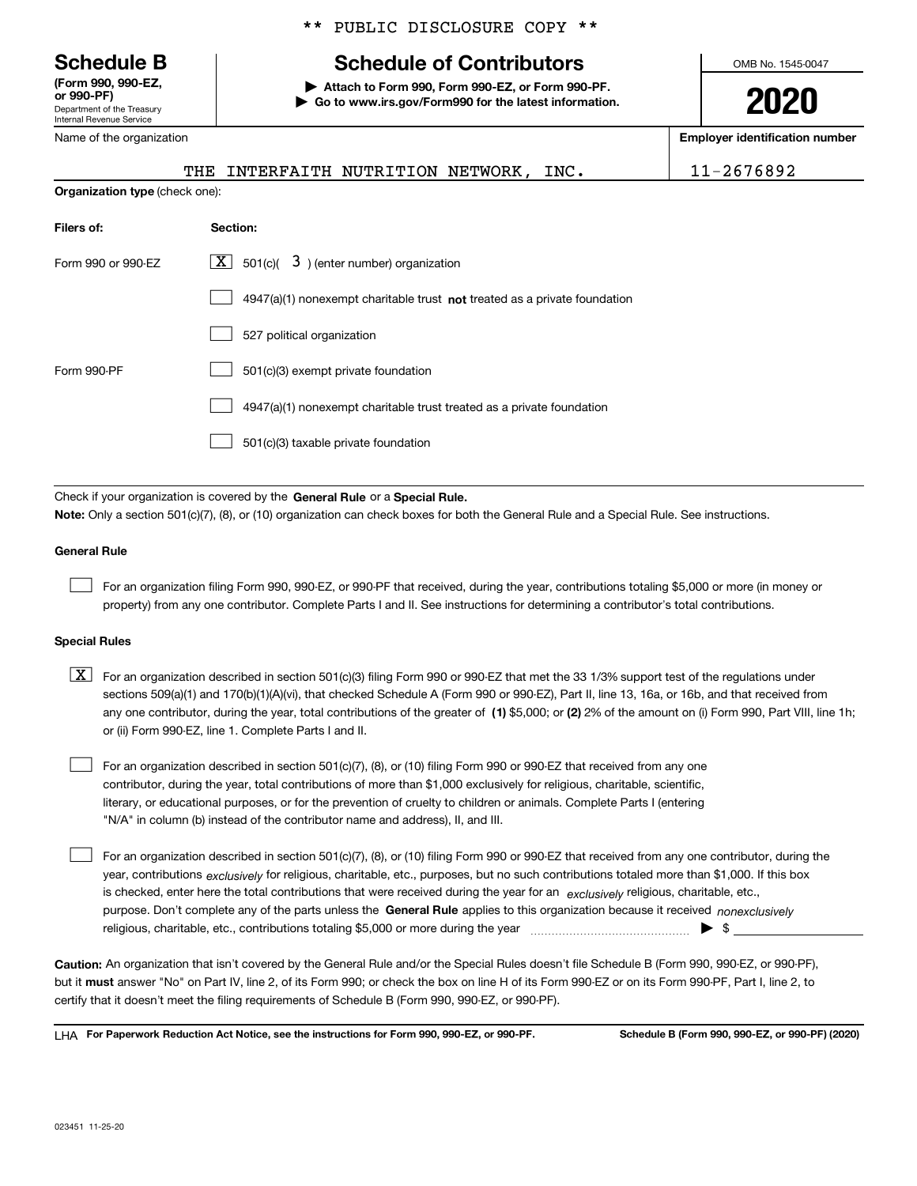** PUBLIC DISCLOSURE COPY **

# Schedule B

**(Form 990, 990-EZ, or 990-PF)**
Department of the Treasury
Internal Revenue Service

## Schedule of Contributors

▶ **Attach to Form 990, Form 990-EZ, or Form 990-PF.**
▶ **Go to www.irs.gov/Form990 for the latest information.**

OMB No. 1545-0047

**2020**

| Name of the organization | Employer identification number |
|---|---|
| THE INTERFAITH NUTRITION NETWORK, INC. | 11-2676892 |

**Organization type** (check one):

| Filers of: | Section: |
|---|---|
| Form 990 or 990-EZ | [X] 501(c)( 3 ) (enter number) organization |
| | [ ] 4947(a)(1) nonexempt charitable trust **not** treated as a private foundation |
| | [ ] 527 political organization |
| Form 990-PF | [ ] 501(c)(3) exempt private foundation |
| | [ ] 4947(a)(1) nonexempt charitable trust treated as a private foundation |
| | [ ] 501(c)(3) taxable private foundation |

Check if your organization is covered by the **General Rule** or a **Special Rule.**

**Note:** Only a section 501(c)(7), (8), or (10) organization can check boxes for both the General Rule and a Special Rule. See instructions.

**General Rule**

[ ] For an organization filing Form 990, 990-EZ, or 990-PF that received, during the year, contributions totaling $5,000 or more (in money or property) from any one contributor. Complete Parts I and II. See instructions for determining a contributor's total contributions.

**Special Rules**

[X] For an organization described in section 501(c)(3) filing Form 990 or 990-EZ that met the 33 1/3% support test of the regulations under sections 509(a)(1) and 170(b)(1)(A)(vi), that checked Schedule A (Form 990 or 990-EZ), Part II, line 13, 16a, or 16b, and that received from any one contributor, during the year, total contributions of the greater of **(1)** $5,000; or **(2)** 2% of the amount on (i) Form 990, Part VIII, line 1h; or (ii) Form 990-EZ, line 1. Complete Parts I and II.

[ ] For an organization described in section 501(c)(7), (8), or (10) filing Form 990 or 990-EZ that received from any one contributor, during the year, total contributions of more than $1,000 exclusively for religious, charitable, scientific, literary, or educational purposes, or for the prevention of cruelty to children or animals. Complete Parts I (entering "N/A" in column (b) instead of the contributor name and address), II, and III.

[ ] For an organization described in section 501(c)(7), (8), or (10) filing Form 990 or 990-EZ that received from any one contributor, during the year, contributions *exclusively* for religious, charitable, etc., purposes, but no such contributions totaled more than $1,000. If this box is checked, enter here the total contributions that were received during the year for an *exclusively* religious, charitable, etc., purpose. Don't complete any of the parts unless the **General Rule** applies to this organization because it received *nonexclusively* religious, charitable, etc., contributions totaling $5,000 or more during the year ▶ $ ______

**Caution:** An organization that isn't covered by the General Rule and/or the Special Rules doesn't file Schedule B (Form 990, 990-EZ, or 990-PF), but it **must** answer "No" on Part IV, line 2, of its Form 990; or check the box on line H of its Form 990-EZ or on its Form 990-PF, Part I, line 2, to certify that it doesn't meet the filing requirements of Schedule B (Form 990, 990-EZ, or 990-PF).

LHA **For Paperwork Reduction Act Notice, see the instructions for Form 990, 990-EZ, or 990-PF.** **Schedule B (Form 990, 990-EZ, or 990-PF) (2020)**

023451 11-25-20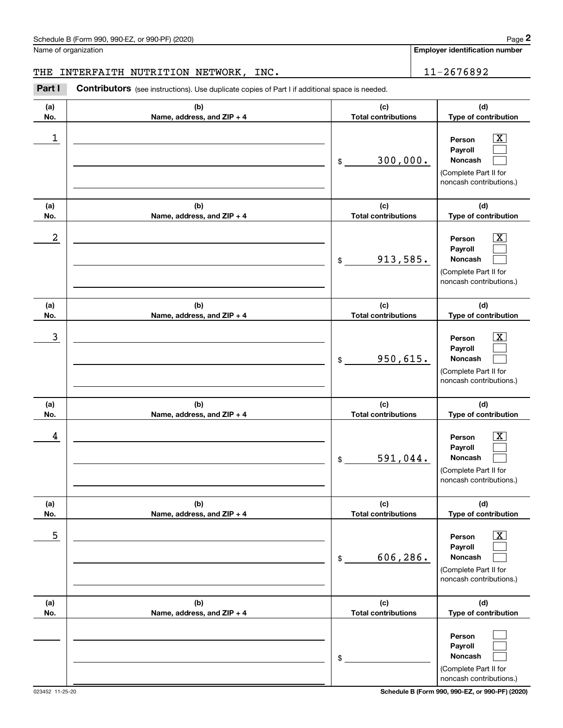Name of organization

THE INTERFAITH NUTRITION NETWORK, INC.

**Employer identification number**

11-2676892

**Part I** **Contributors** (see instructions). Use duplicate copies of Part I if additional space is needed.

| (a) No. | (b) Name, address, and ZIP + 4 | (c) Total contributions | (d) Type of contribution |
|---|---|---|---|
| 1 | | $ 300,000. | Person [X] Payroll [ ] Noncash [ ] (Complete Part II for noncash contributions.) |
| 2 | | $ 913,585. | Person [X] Payroll [ ] Noncash [ ] (Complete Part II for noncash contributions.) |
| 3 | | $ 950,615. | Person [X] Payroll [ ] Noncash [ ] (Complete Part II for noncash contributions.) |
| 4 | | $ 591,044. | Person [X] Payroll [ ] Noncash [ ] (Complete Part II for noncash contributions.) |
| 5 | | $ 606,286. | Person [X] Payroll [ ] Noncash [ ] (Complete Part II for noncash contributions.) |
| | | $ | Person [ ] Payroll [ ] Noncash [ ] (Complete Part II for noncash contributions.) |

023452 11-25-20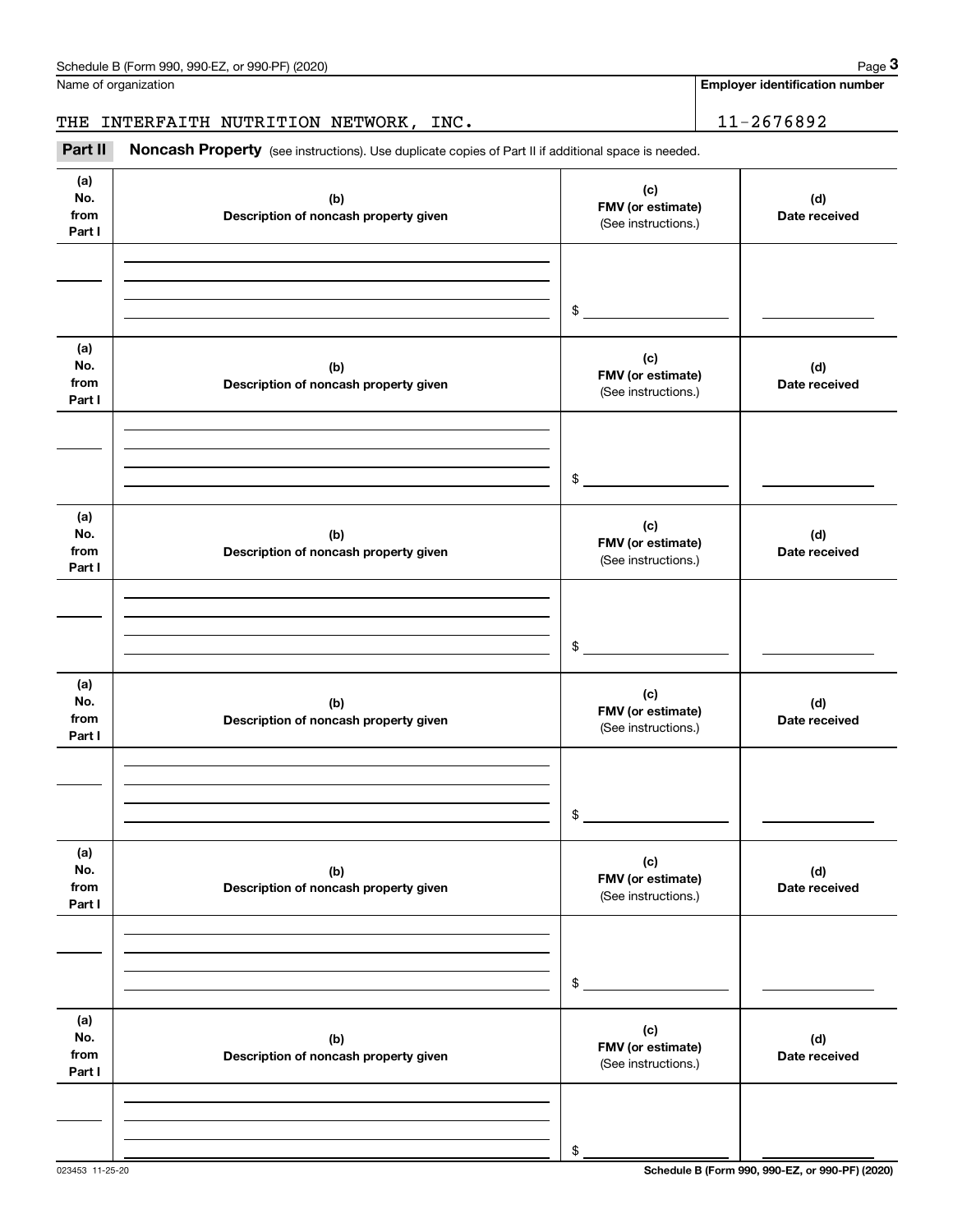Name of organization

**Employer identification number**

THE INTERFAITH NUTRITION NETWORK, INC. 11-2676892

**Part II** **Noncash Property** (see instructions). Use duplicate copies of Part II if additional space is needed.

| (a) No. from Part I | (b) Description of noncash property given | (c) FMV (or estimate) (See instructions.) | (d) Date received |
|---|---|---|---|
| | | $ | |

| (a) No. from Part I | (b) Description of noncash property given | (c) FMV (or estimate) (See instructions.) | (d) Date received |
|---|---|---|---|
| | | $ | |

| (a) No. from Part I | (b) Description of noncash property given | (c) FMV (or estimate) (See instructions.) | (d) Date received |
|---|---|---|---|
| | | $ | |

| (a) No. from Part I | (b) Description of noncash property given | (c) FMV (or estimate) (See instructions.) | (d) Date received |
|---|---|---|---|
| | | $ | |

| (a) No. from Part I | (b) Description of noncash property given | (c) FMV (or estimate) (See instructions.) | (d) Date received |
|---|---|---|---|
| | | $ | |

| (a) No. from Part I | (b) Description of noncash property given | (c) FMV (or estimate) (See instructions.) | (d) Date received |
|---|---|---|---|
| | | $ | |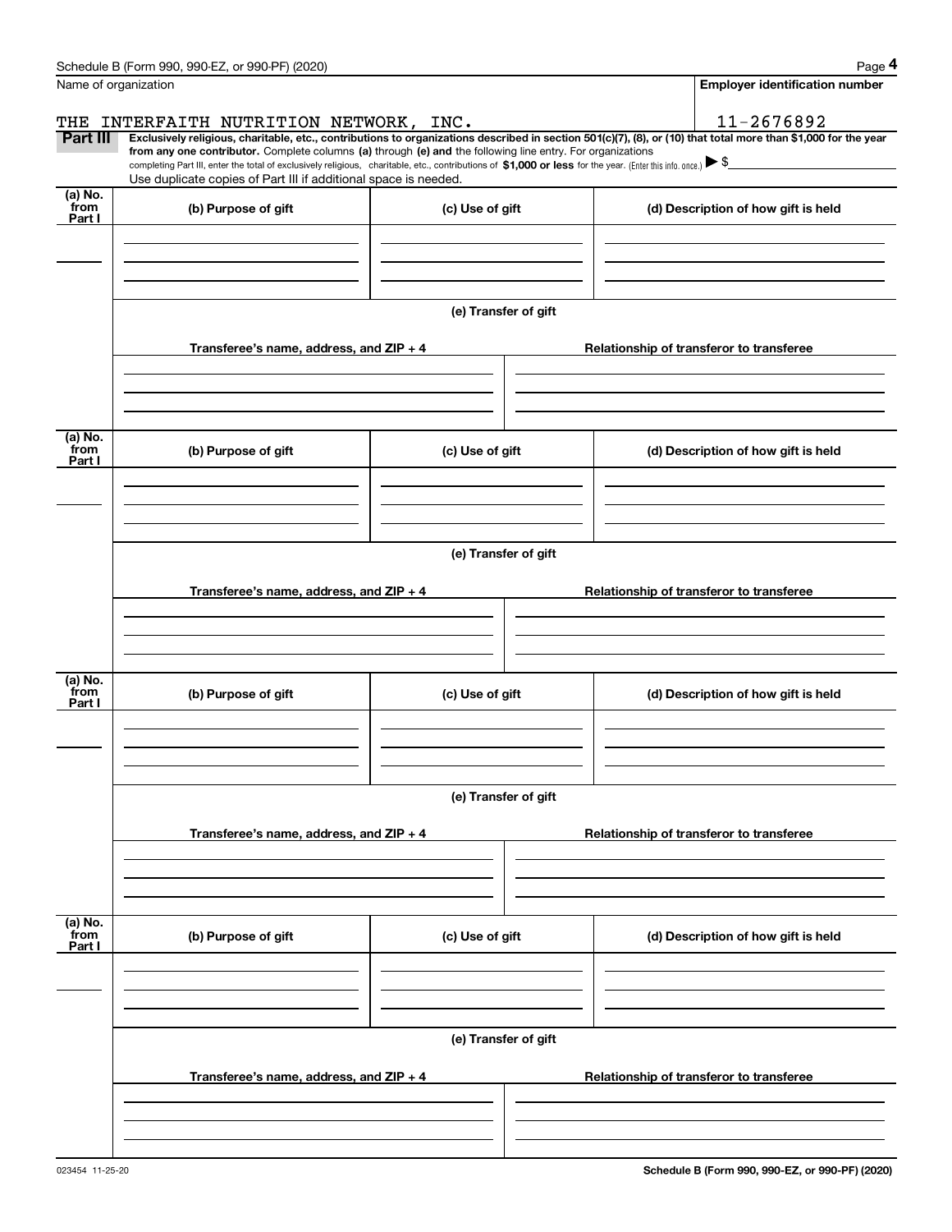Name of organization

**Employer identification number**

THE INTERFAITH NUTRITION NETWORK, INC.

11-2676892

**Part III** **Exclusively religious, charitable, etc., contributions to organizations described in section 501(c)(7), (8), or (10) that total more than $1,000 for the year from any one contributor.** Complete columns **(a)** through **(e)** and the following line entry. For organizations completing Part III, enter the total of exclusively religious, charitable, etc., contributions of **$1,000 or less** for the year. (Enter this info. once.) ▶ $

Use duplicate copies of Part III if additional space is needed.

| (a) No. from Part I | (b) Purpose of gift | (c) Use of gift | (d) Description of how gift is held |
|---|---|---|---|
| | | | |

(e) Transfer of gift

| Transferee's name, address, and ZIP + 4 | Relationship of transferor to transferee |
|---|---|
| | |

| (a) No. from Part I | (b) Purpose of gift | (c) Use of gift | (d) Description of how gift is held |
|---|---|---|---|
| | | | |

(e) Transfer of gift

| Transferee's name, address, and ZIP + 4 | Relationship of transferor to transferee |
|---|---|
| | |

| (a) No. from Part I | (b) Purpose of gift | (c) Use of gift | (d) Description of how gift is held |
|---|---|---|---|
| | | | |

(e) Transfer of gift

| Transferee's name, address, and ZIP + 4 | Relationship of transferor to transferee |
|---|---|
| | |

| (a) No. from Part I | (b) Purpose of gift | (c) Use of gift | (d) Description of how gift is held |
|---|---|---|---|
| | | | |

(e) Transfer of gift

| Transferee's name, address, and ZIP + 4 | Relationship of transferor to transferee |
|---|---|
| | |

023454 11-25-20

**Schedule B (Form 990, 990-EZ, or 990-PF) (2020)**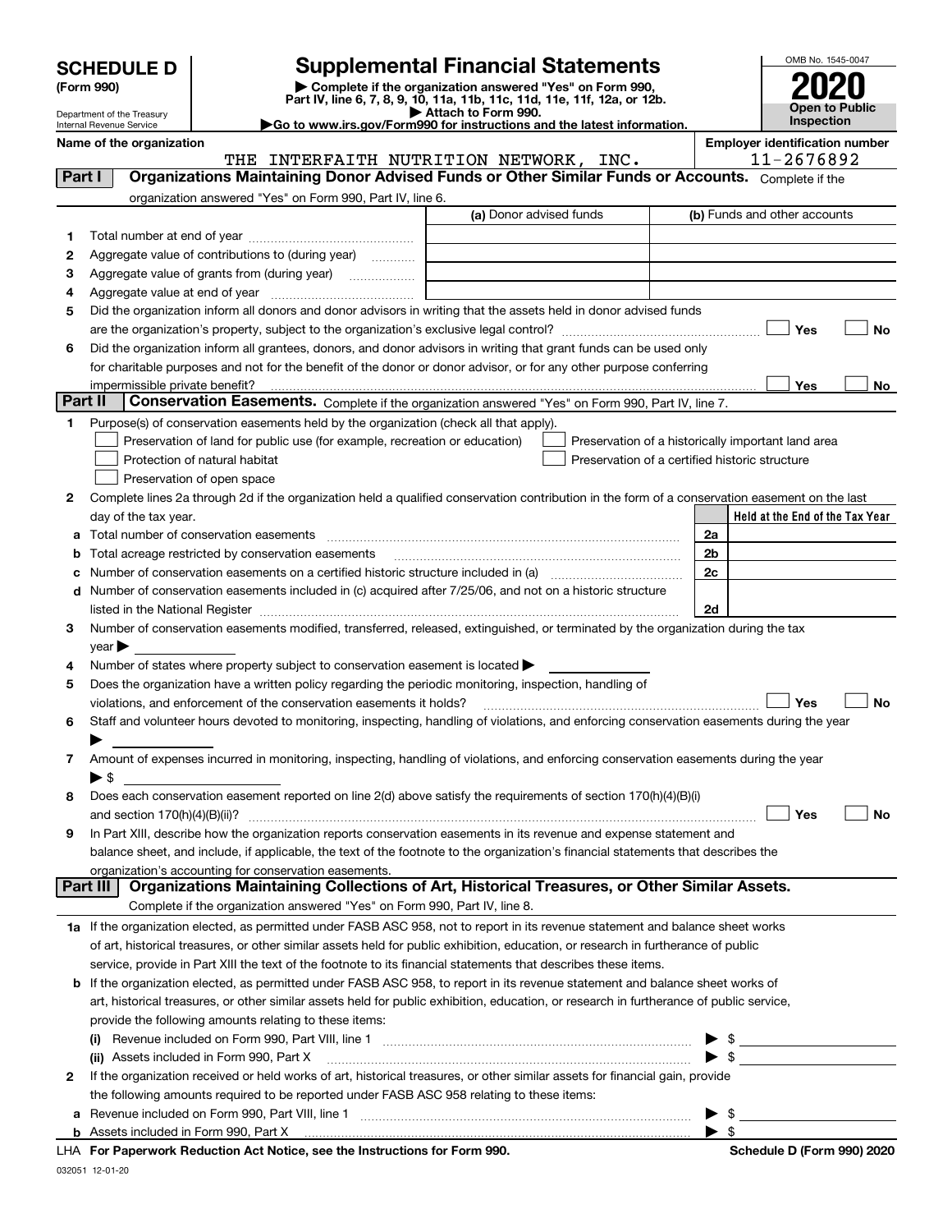# SCHEDULE D (Form 990)

Department of the Treasury
Internal Revenue Service

## Supplemental Financial Statements

▶ Complete if the organization answered "Yes" on Form 990, Part IV, line 6, 7, 8, 9, 10, 11a, 11b, 11c, 11d, 11e, 11f, 12a, or 12b.
▶ Attach to Form 990.
▶Go to www.irs.gov/Form990 for instructions and the latest information.

OMB No. 1545-0047

**2020**

**Open to Public Inspection**

**Name of the organization**
THE INTERFAITH NUTRITION NETWORK, INC.

**Employer identification number**
11-2676892

**Part I** **Organizations Maintaining Donor Advised Funds or Other Similar Funds or Accounts.** Complete if the organization answered "Yes" on Form 990, Part IV, line 6.

| | | (a) Donor advised funds | (b) Funds and other accounts |
|---|---|---|---|
| 1 | Total number at end of year | | |
| 2 | Aggregate value of contributions to (during year) | | |
| 3 | Aggregate value of grants from (during year) | | |
| 4 | Aggregate value at end of year | | |

5 Did the organization inform all donors and donor advisors in writing that the assets held in donor advised funds are the organization's property, subject to the organization's exclusive legal control? ☐ Yes ☐ No

6 Did the organization inform all grantees, donors, and donor advisors in writing that grant funds can be used only for charitable purposes and not for the benefit of the donor or donor advisor, or for any other purpose conferring impermissible private benefit? ☐ Yes ☐ No

**Part II** **Conservation Easements.** Complete if the organization answered "Yes" on Form 990, Part IV, line 7.

1 Purpose(s) of conservation easements held by the organization (check all that apply).
- ☐ Preservation of land for public use (for example, recreation or education)
- ☐ Protection of natural habitat
- ☐ Preservation of open space
- ☐ Preservation of a historically important land area
- ☐ Preservation of a certified historic structure

2 Complete lines 2a through 2d if the organization held a qualified conservation contribution in the form of a conservation easement on the last day of the tax year.

| | | | Held at the End of the Tax Year |
|---|---|---|---|
| a | Total number of conservation easements | 2a | |
| b | Total acreage restricted by conservation easements | 2b | |
| c | Number of conservation easements on a certified historic structure included in (a) | 2c | |
| d | Number of conservation easements included in (c) acquired after 7/25/06, and not on a historic structure listed in the National Register | 2d | |

3 Number of conservation easements modified, transferred, released, extinguished, or terminated by the organization during the tax year ▶

4 Number of states where property subject to conservation easement is located ▶

5 Does the organization have a written policy regarding the periodic monitoring, inspection, handling of violations, and enforcement of the conservation easements it holds? ☐ Yes ☐ No

6 Staff and volunteer hours devoted to monitoring, inspecting, handling of violations, and enforcing conservation easements during the year ▶

7 Amount of expenses incurred in monitoring, inspecting, handling of violations, and enforcing conservation easements during the year ▶ $

8 Does each conservation easement reported on line 2(d) above satisfy the requirements of section 170(h)(4)(B)(i) and section 170(h)(4)(B)(ii)? ☐ Yes ☐ No

9 In Part XIII, describe how the organization reports conservation easements in its revenue and expense statement and balance sheet, and include, if applicable, the text of the footnote to the organization's financial statements that describes the organization's accounting for conservation easements.

**Part III** **Organizations Maintaining Collections of Art, Historical Treasures, or Other Similar Assets.** Complete if the organization answered "Yes" on Form 990, Part IV, line 8.

1a If the organization elected, as permitted under FASB ASC 958, not to report in its revenue statement and balance sheet works of art, historical treasures, or other similar assets held for public exhibition, education, or research in furtherance of public service, provide in Part XIII the text of the footnote to its financial statements that describes these items.

b If the organization elected, as permitted under FASB ASC 958, to report in its revenue statement and balance sheet works of art, historical treasures, or other similar assets held for public exhibition, education, or research in furtherance of public service, provide the following amounts relating to these items:

(i) Revenue included on Form 990, Part VIII, line 1 ▶ $

(ii) Assets included in Form 990, Part X ▶ $

2 If the organization received or held works of art, historical treasures, or other similar assets for financial gain, provide the following amounts required to be reported under FASB ASC 958 relating to these items:

a Revenue included on Form 990, Part VIII, line 1 ▶ $

b Assets included in Form 990, Part X ▶ $

LHA For Paperwork Reduction Act Notice, see the Instructions for Form 990. **Schedule D (Form 990) 2020**

032051 12-01-20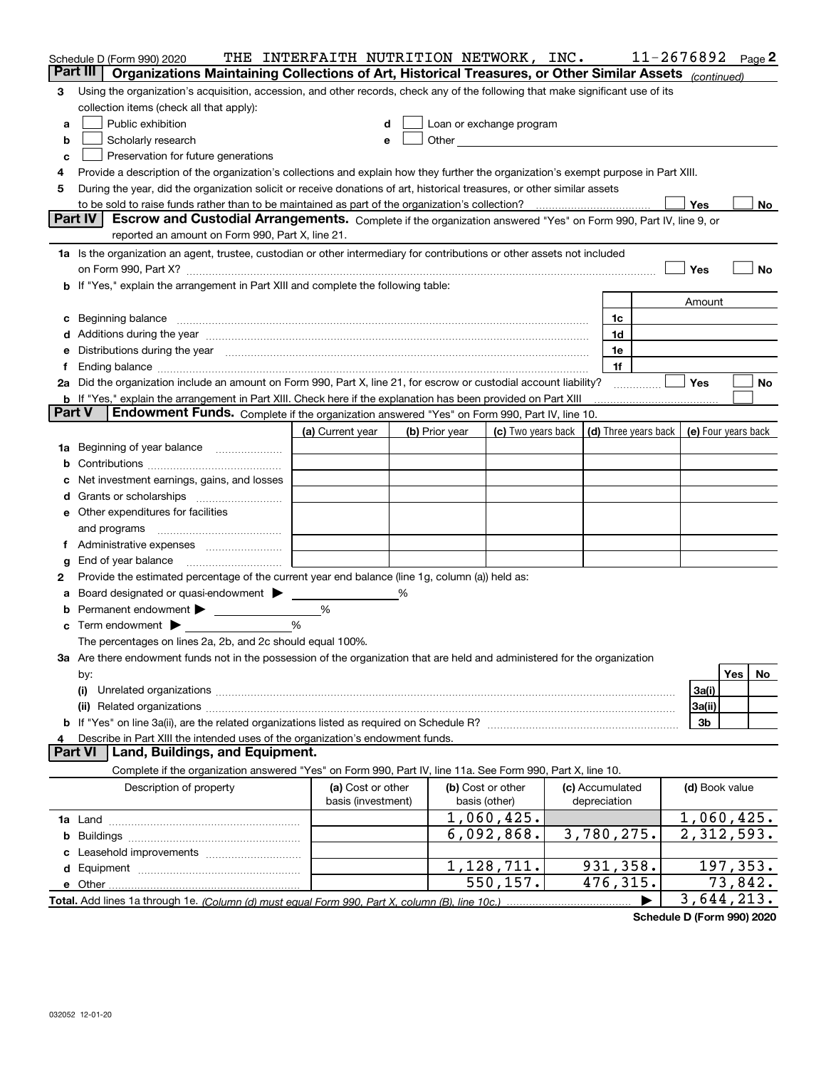Schedule D (Form 990) 2020 THE INTERFAITH NUTRITION NETWORK, INC. 11-2676892 Page 2

## Part III Organizations Maintaining Collections of Art, Historical Treasures, or Other Similar Assets *(continued)*

**3** Using the organization's acquisition, accession, and other records, check any of the following that make significant use of its collection items (check all that apply):

- **a** ☐ Public exhibition
- **b** ☐ Scholarly research
- **c** ☐ Preservation for future generations
- **d** ☐ Loan or exchange program
- **e** ☐ Other

**4** Provide a description of the organization's collections and explain how they further the organization's exempt purpose in Part XIII.

**5** During the year, did the organization solicit or receive donations of art, historical treasures, or other similar assets to be sold to raise funds rather than to be maintained as part of the organization's collection? ☐ Yes ☐ No

## Part IV Escrow and Custodial Arrangements.

Complete if the organization answered "Yes" on Form 990, Part IV, line 9, or reported an amount on Form 990, Part X, line 21.

**1a** Is the organization an agent, trustee, custodian or other intermediary for contributions or other assets not included on Form 990, Part X? ☐ Yes ☐ No

**b** If "Yes," explain the arrangement in Part XIII and complete the following table:

| | | Amount |
|---|---|---|
| **c** Beginning balance | 1c | |
| **d** Additions during the year | 1d | |
| **e** Distributions during the year | 1e | |
| **f** Ending balance | 1f | |

**2a** Did the organization include an amount on Form 990, Part X, line 21, for escrow or custodial account liability? ☐ Yes ☐ No

**b** If "Yes," explain the arrangement in Part XIII. Check here if the explanation has been provided on Part XIII ☐

## Part V Endowment Funds.

Complete if the organization answered "Yes" on Form 990, Part IV, line 10.

| | (a) Current year | (b) Prior year | (c) Two years back | (d) Three years back | (e) Four years back |
|---|---|---|---|---|---|
| **1a** Beginning of year balance | | | | | |
| **b** Contributions | | | | | |
| **c** Net investment earnings, gains, and losses | | | | | |
| **d** Grants or scholarships | | | | | |
| **e** Other expenditures for facilities and programs | | | | | |
| **f** Administrative expenses | | | | | |
| **g** End of year balance | | | | | |

**2** Provide the estimated percentage of the current year end balance (line 1g, column (a)) held as:

- **a** Board designated or quasi-endowment ▶ _____ %
- **b** Permanent endowment ▶ _____ %
- **c** Term endowment ▶ _____ %

The percentages on lines 2a, 2b, and 2c should equal 100%.

**3a** Are there endowment funds not in the possession of the organization that are held and administered for the organization by:

| | | Yes | No |
|---|---|---|---|
| **(i)** Unrelated organizations | 3a(i) | | |
| **(ii)** Related organizations | 3a(ii) | | |
| **b** If "Yes" on line 3a(ii), are the related organizations listed as required on Schedule R? | 3b | | |

**4** Describe in Part XIII the intended uses of the organization's endowment funds.

## Part VI Land, Buildings, and Equipment.

Complete if the organization answered "Yes" on Form 990, Part IV, line 11a. See Form 990, Part X, line 10.

| Description of property | (a) Cost or other basis (investment) | (b) Cost or other basis (other) | (c) Accumulated depreciation | (d) Book value |
|---|---|---|---|---|
| **1a** Land | | 1,060,425. | | 1,060,425. |
| **b** Buildings | | 6,092,868. | 3,780,275. | 2,312,593. |
| **c** Leasehold improvements | | | | |
| **d** Equipment | | 1,128,711. | 931,358. | 197,353. |
| **e** Other | | 550,157. | 476,315. | 73,842. |
| **Total.** Add lines 1a through 1e. *(Column (d) must equal Form 990, Part X, column (B), line 10c.)* | | | ▶ | 3,644,213. |

**Schedule D (Form 990) 2020**

032052 12-01-20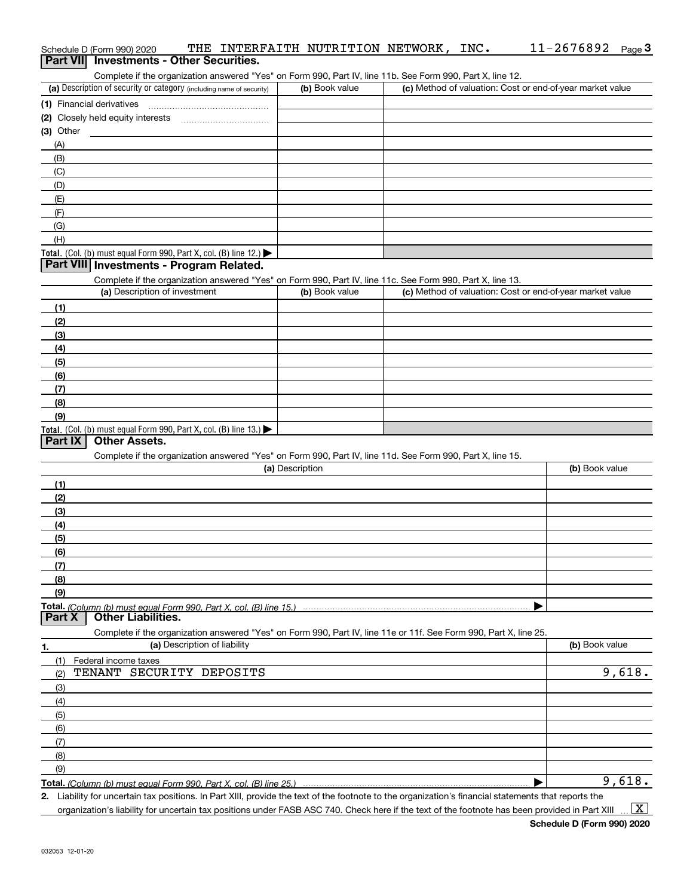Schedule D (Form 990) 2020 THE INTERFAITH NUTRITION NETWORK, INC. 11-2676892

## Part VII Investments - Other Securities.

Complete if the organization answered "Yes" on Form 990, Part IV, line 11b. See Form 990, Part X, line 12.

| (a) Description of security or category (including name of security) | (b) Book value | (c) Method of valuation: Cost or end-of-year market value |
|---|---|---|
| (1) Financial derivatives | | |
| (2) Closely held equity interests | | |
| (3) Other | | |
| (A) | | |
| (B) | | |
| (C) | | |
| (D) | | |
| (E) | | |
| (F) | | |
| (G) | | |
| (H) | | |
| **Total.** (Col. (b) must equal Form 990, Part X, col. (B) line 12.) ▶ | | |

## Part VIII Investments - Program Related.

Complete if the organization answered "Yes" on Form 990, Part IV, line 11c. See Form 990, Part X, line 13.

| (a) Description of investment | (b) Book value | (c) Method of valuation: Cost or end-of-year market value |
|---|---|---|
| (1) | | |
| (2) | | |
| (3) | | |
| (4) | | |
| (5) | | |
| (6) | | |
| (7) | | |
| (8) | | |
| (9) | | |
| **Total.** (Col. (b) must equal Form 990, Part X, col. (B) line 13.) ▶ | | |

## Part IX Other Assets.

Complete if the organization answered "Yes" on Form 990, Part IV, line 11d. See Form 990, Part X, line 15.

| (a) Description | (b) Book value |
|---|---|
| (1) | |
| (2) | |
| (3) | |
| (4) | |
| (5) | |
| (6) | |
| (7) | |
| (8) | |
| (9) | |
| **Total.** *(Column (b) must equal Form 990, Part X, col. (B) line 15.)* ▶ | |

## Part X Other Liabilities.

Complete if the organization answered "Yes" on Form 990, Part IV, line 11e or 11f. See Form 990, Part X, line 25.

| 1. (a) Description of liability | (b) Book value |
|---|---|
| (1) Federal income taxes | |
| (2) TENANT SECURITY DEPOSITS | 9,618. |
| (3) | |
| (4) | |
| (5) | |
| (6) | |
| (7) | |
| (8) | |
| (9) | |
| **Total.** *(Column (b) must equal Form 990, Part X, col. (B) line 25.)* ▶ | 9,618. |

2. Liability for uncertain tax positions. In Part XIII, provide the text of the footnote to the organization's financial statements that reports the organization's liability for uncertain tax positions under FASB ASC 740. Check here if the text of the footnote has been provided in Part XIII ... [X]

**Schedule D (Form 990) 2020**

032053 12-01-20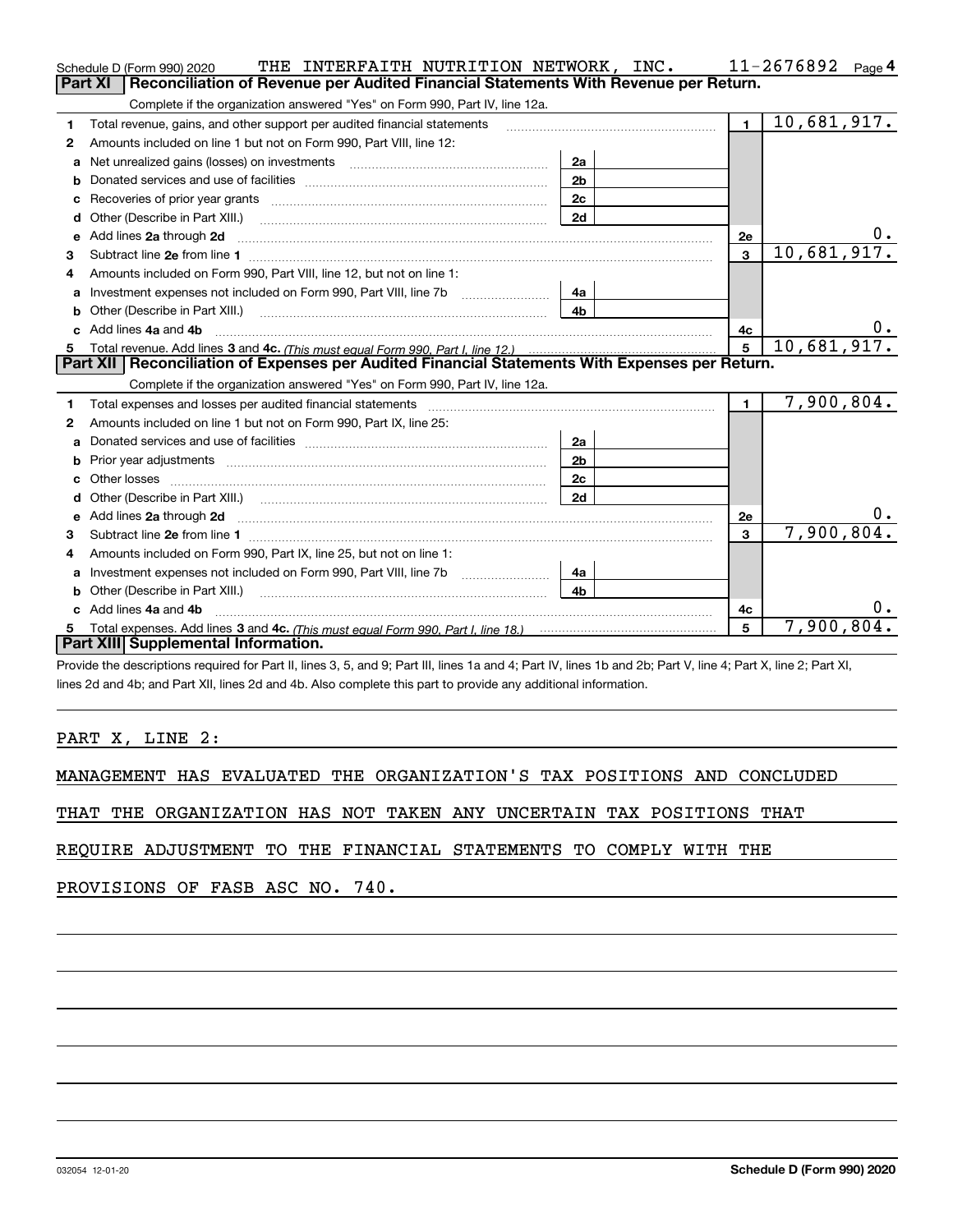Schedule D (Form 990) 2020 THE INTERFAITH NUTRITION NETWORK, INC. 11-2676892 Page 4

## Part XI Reconciliation of Revenue per Audited Financial Statements With Revenue per Return.

Complete if the organization answered "Yes" on Form 990, Part IV, line 12a.

| | | | | | |
|---|---|---|---|---|---|
| 1 | Total revenue, gains, and other support per audited financial statements | | | 1 | 10,681,917. |
| 2 | Amounts included on line 1 but not on Form 990, Part VIII, line 12: | | | | |
| a | Net unrealized gains (losses) on investments | 2a | | | |
| b | Donated services and use of facilities | 2b | | | |
| c | Recoveries of prior year grants | 2c | | | |
| d | Other (Describe in Part XIII.) | 2d | | | |
| e | Add lines 2a through 2d | | | 2e | 0. |
| 3 | Subtract line 2e from line 1 | | | 3 | 10,681,917. |
| 4 | Amounts included on Form 990, Part VIII, line 12, but not on line 1: | | | | |
| a | Investment expenses not included on Form 990, Part VIII, line 7b | 4a | | | |
| b | Other (Describe in Part XIII.) | 4b | | | |
| c | Add lines 4a and 4b | | | 4c | 0. |
| 5 | Total revenue. Add lines 3 and 4c. *(This must equal Form 990, Part I, line 12.)* | | | 5 | 10,681,917. |

## Part XII Reconciliation of Expenses per Audited Financial Statements With Expenses per Return.

Complete if the organization answered "Yes" on Form 990, Part IV, line 12a.

| | | | | | |
|---|---|---|---|---|---|
| 1 | Total expenses and losses per audited financial statements | | | 1 | 7,900,804. |
| 2 | Amounts included on line 1 but not on Form 990, Part IX, line 25: | | | | |
| a | Donated services and use of facilities | 2a | | | |
| b | Prior year adjustments | 2b | | | |
| c | Other losses | 2c | | | |
| d | Other (Describe in Part XIII.) | 2d | | | |
| e | Add lines 2a through 2d | | | 2e | 0. |
| 3 | Subtract line 2e from line 1 | | | 3 | 7,900,804. |
| 4 | Amounts included on Form 990, Part IX, line 25, but not on line 1: | | | | |
| a | Investment expenses not included on Form 990, Part VIII, line 7b | 4a | | | |
| b | Other (Describe in Part XIII.) | 4b | | | |
| c | Add lines 4a and 4b | | | 4c | 0. |
| 5 | Total expenses. Add lines 3 and 4c. *(This must equal Form 990, Part I, line 18.)* | | | 5 | 7,900,804. |

## Part XIII Supplemental Information.

Provide the descriptions required for Part II, lines 3, 5, and 9; Part III, lines 1a and 4; Part IV, lines 1b and 2b; Part V, line 4; Part X, line 2; Part XI, lines 2d and 4b; and Part XII, lines 2d and 4b. Also complete this part to provide any additional information.

PART X, LINE 2:

MANAGEMENT HAS EVALUATED THE ORGANIZATION'S TAX POSITIONS AND CONCLUDED THAT THE ORGANIZATION HAS NOT TAKEN ANY UNCERTAIN TAX POSITIONS THAT REQUIRE ADJUSTMENT TO THE FINANCIAL STATEMENTS TO COMPLY WITH THE PROVISIONS OF FASB ASC NO. 740.

032054 12-01-20 **Schedule D (Form 990) 2020**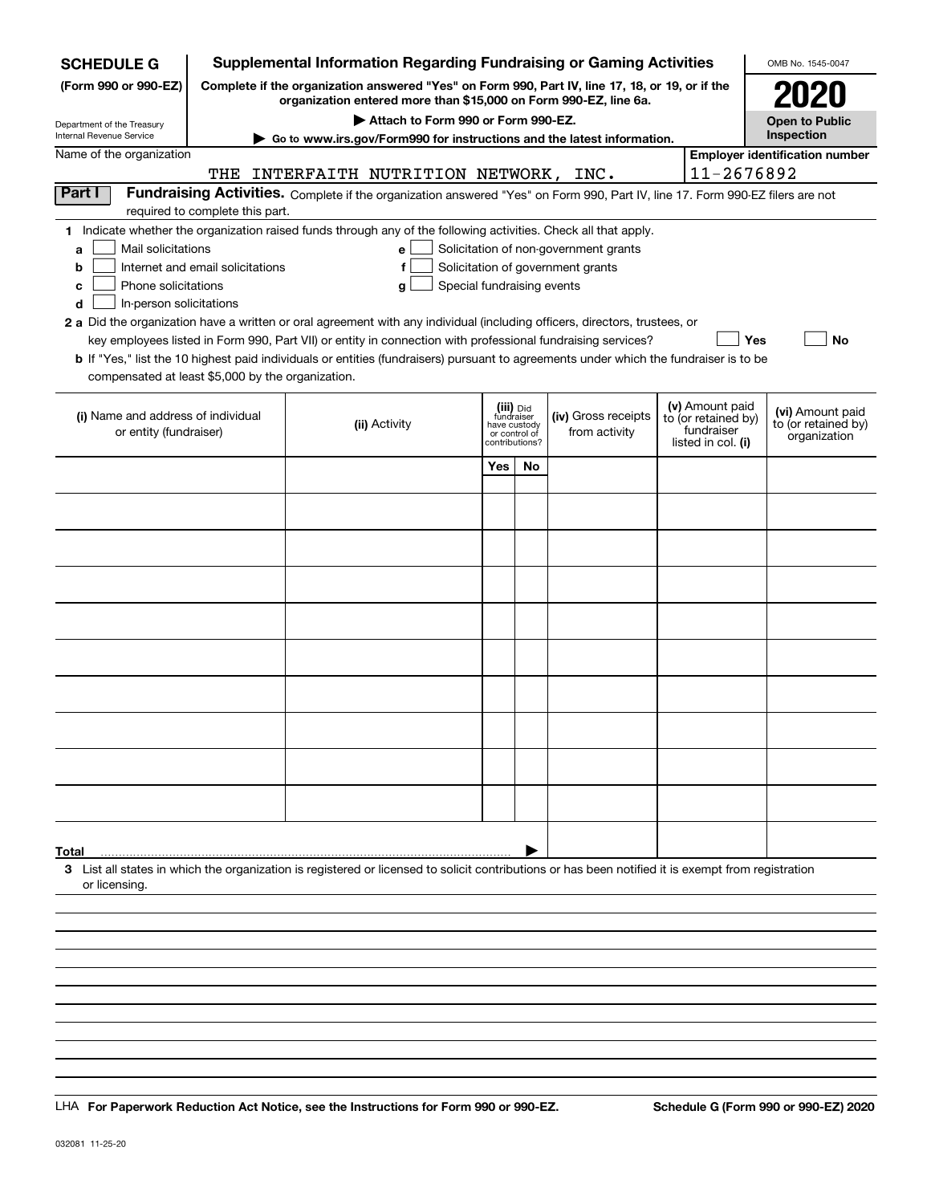**SCHEDULE G** (Form 990 or 990-EZ)

Department of the Treasury Internal Revenue Service

# Supplemental Information Regarding Fundraising or Gaming Activities

**Complete if the organization answered "Yes" on Form 990, Part IV, line 17, 18, or 19, or if the organization entered more than $15,000 on Form 990-EZ, line 6a.**

**▶ Attach to Form 990 or Form 990-EZ.**

**▶ Go to www.irs.gov/Form990 for instructions and the latest information.**

OMB No. 1545-0047

**2020**

**Open to Public Inspection**

Name of the organization: THE INTERFAITH NUTRITION NETWORK, INC.

**Employer identification number**: 11-2676892

## Part I Fundraising Activities.

Complete if the organization answered "Yes" on Form 990, Part IV, line 17. Form 990-EZ filers are not required to complete this part.

**1** Indicate whether the organization raised funds through any of the following activities. Check all that apply.

- **a** ☐ Mail solicitations
- **b** ☐ Internet and email solicitations
- **c** ☐ Phone solicitations
- **d** ☐ In-person solicitations
- **e** ☐ Solicitation of non-government grants
- **f** ☐ Solicitation of government grants
- **g** ☐ Special fundraising events

**2 a** Did the organization have a written or oral agreement with any individual (including officers, directors, trustees, or key employees listed in Form 990, Part VII) or entity in connection with professional fundraising services? ☐ **Yes** ☐ **No**

**b** If "Yes," list the 10 highest paid individuals or entities (fundraisers) pursuant to agreements under which the fundraiser is to be compensated at least $5,000 by the organization.

| (i) Name and address of individual or entity (fundraiser) | (ii) Activity | (iii) Did fundraiser have custody or control of contributions? Yes | No | (iv) Gross receipts from activity | (v) Amount paid to (or retained by) fundraiser listed in col. (i) | (vi) Amount paid to (or retained by) organization |
|---|---|---|---|---|---|---|
| | | | | | | |
| | | | | | | |
| | | | | | | |
| | | | | | | |
| | | | | | | |
| | | | | | | |
| | | | | | | |
| | | | | | | |
| | | | | | | |
| | | | | | | |
| **Total** ▶ | | | | | | |

**3** List all states in which the organization is registered or licensed to solicit contributions or has been notified it is exempt from registration or licensing.

LHA **For Paperwork Reduction Act Notice, see the Instructions for Form 990 or 990-EZ.** **Schedule G (Form 990 or 990-EZ) 2020**

032081 11-25-20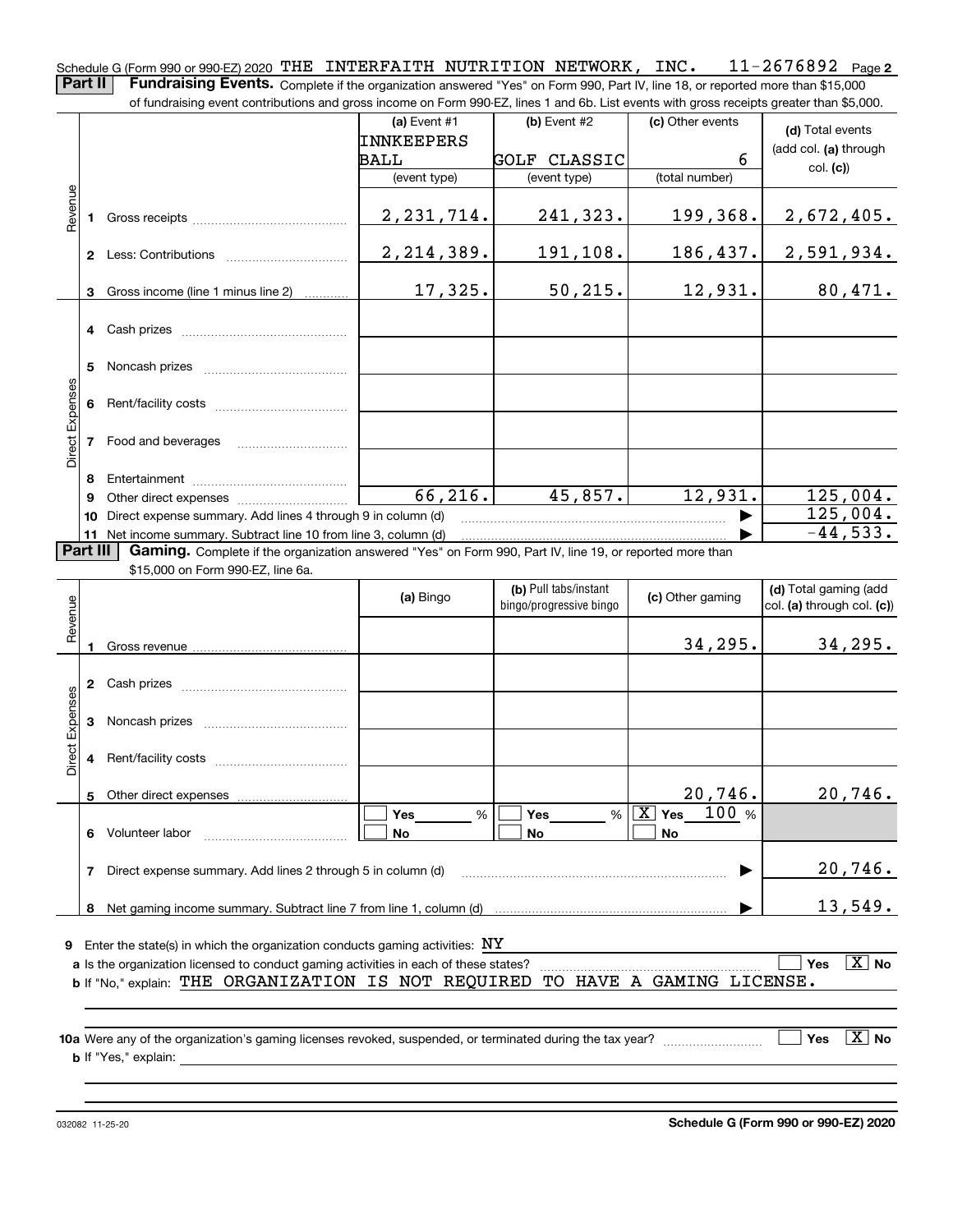Schedule G (Form 990 or 990-EZ) 2020 THE INTERFAITH NUTRITION NETWORK, INC. 11-2676892 Page 2

**Part II Fundraising Events.** Complete if the organization answered "Yes" on Form 990, Part IV, line 18, or reported more than $15,000 of fundraising event contributions and gross income on Form 990-EZ, lines 1 and 6b. List events with gross receipts greater than $5,000.

| | | (a) Event #1 INNKEEPERS BALL (event type) | (b) Event #2 GOLF CLASSIC (event type) | (c) Other events 6 (total number) | (d) Total events (add col. (a) through col. (c)) |
|---|---|---|---|---|---|
| Revenue | 1 Gross receipts | 2,231,714. | 241,323. | 199,368. | 2,672,405. |
| | 2 Less: Contributions | 2,214,389. | 191,108. | 186,437. | 2,591,934. |
| | 3 Gross income (line 1 minus line 2) | 17,325. | 50,215. | 12,931. | 80,471. |
| Direct Expenses | 4 Cash prizes | | | | |
| | 5 Noncash prizes | | | | |
| | 6 Rent/facility costs | | | | |
| | 7 Food and beverages | | | | |
| | 8 Entertainment | | | | |
| | 9 Other direct expenses | 66,216. | 45,857. | 12,931. | 125,004. |
| | 10 Direct expense summary. Add lines 4 through 9 in column (d) | | | ▶ | 125,004. |
| | 11 Net income summary. Subtract line 10 from line 3, column (d) | | | ▶ | -44,533. |

**Part III Gaming.** Complete if the organization answered "Yes" on Form 990, Part IV, line 19, or reported more than $15,000 on Form 990-EZ, line 6a.

| | | (a) Bingo | (b) Pull tabs/instant bingo/progressive bingo | (c) Other gaming | (d) Total gaming (add col. (a) through col. (c)) |
|---|---|---|---|---|---|
| Revenue | 1 Gross revenue | | | 34,295. | 34,295. |
| Direct Expenses | 2 Cash prizes | | | | |
| | 3 Noncash prizes | | | | |
| | 4 Rent/facility costs | | | | |
| | 5 Other direct expenses | | | 20,746. | 20,746. |
| | 6 Volunteer labor | ☐ Yes ___ % ☐ No | ☐ Yes ___ % ☐ No | ☒ Yes 100 % ☐ No | |
| | 7 Direct expense summary. Add lines 2 through 5 in column (d) | | | ▶ | 20,746. |
| | 8 Net gaming income summary. Subtract line 7 from line 1, column (d) | | | ▶ | 13,549. |

**9** Enter the state(s) in which the organization conducts gaming activities: NY

**a** Is the organization licensed to conduct gaming activities in each of these states? ☐ Yes ☒ No

**b** If "No," explain: THE ORGANIZATION IS NOT REQUIRED TO HAVE A GAMING LICENSE.

**10a** Were any of the organization's gaming licenses revoked, suspended, or terminated during the tax year? ☐ Yes ☒ No

**b** If "Yes," explain:

032082 11-25-20 **Schedule G (Form 990 or 990-EZ) 2020**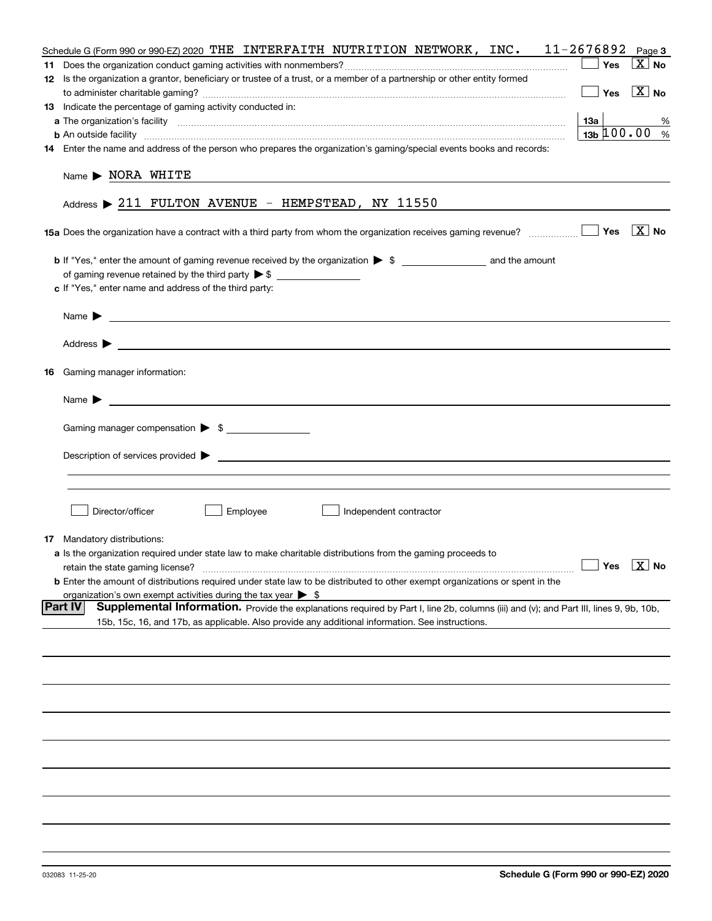Schedule G (Form 990 or 990-EZ) 2020 THE INTERFAITH NUTRITION NETWORK, INC. 11-2676892 Page 3

**11** Does the organization conduct gaming activities with nonmembers? ☐ Yes ☒ No

**12** Is the organization a grantor, beneficiary or trustee of a trust, or a member of a partnership or other entity formed to administer charitable gaming? ☐ Yes ☒ No

**13** Indicate the percentage of gaming activity conducted in:

**a** The organization's facility **13a** %

**b** An outside facility **13b** 100.00 %

**14** Enter the name and address of the person who prepares the organization's gaming/special events books and records:

Name ▶ NORA WHITE

Address ▶ 211 FULTON AVENUE - HEMPSTEAD, NY 11550

**15a** Does the organization have a contract with a third party from whom the organization receives gaming revenue? ☐ Yes ☒ No

**b** If "Yes," enter the amount of gaming revenue received by the organization ▶ $ ________ and the amount of gaming revenue retained by the third party ▶ $ ________

**c** If "Yes," enter name and address of the third party:

Name ▶

Address ▶

**16** Gaming manager information:

Name ▶

Gaming manager compensation ▶ $

Description of services provided ▶

☐ Director/officer ☐ Employee ☐ Independent contractor

**17** Mandatory distributions:

**a** Is the organization required under state law to make charitable distributions from the gaming proceeds to retain the state gaming license? ☐ Yes ☒ No

**b** Enter the amount of distributions required under state law to be distributed to other exempt organizations or spent in the organization's own exempt activities during the tax year ▶ $

**Part IV** **Supplemental Information.** Provide the explanations required by Part I, line 2b, columns (iii) and (v); and Part III, lines 9, 9b, 10b, 15b, 15c, 16, and 17b, as applicable. Also provide any additional information. See instructions.

032083 11-25-20 **Schedule G (Form 990 or 990-EZ) 2020**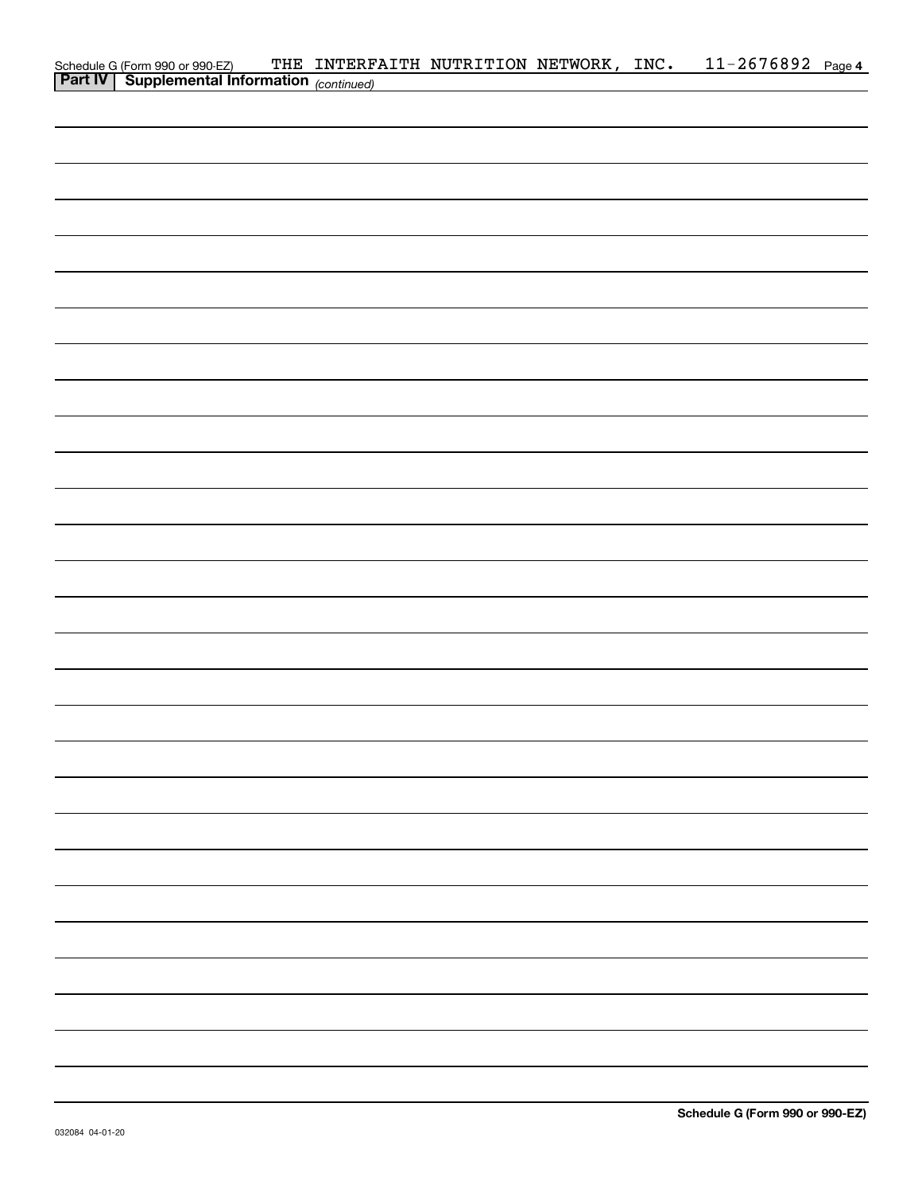Schedule G (Form 990 or 990-EZ) THE INTERFAITH NUTRITION NETWORK, INC. 11-2676892 Page 4

**Part IV | Supplemental Information** *(continued)*

**Schedule G (Form 990 or 990-EZ)**

032084 04-01-20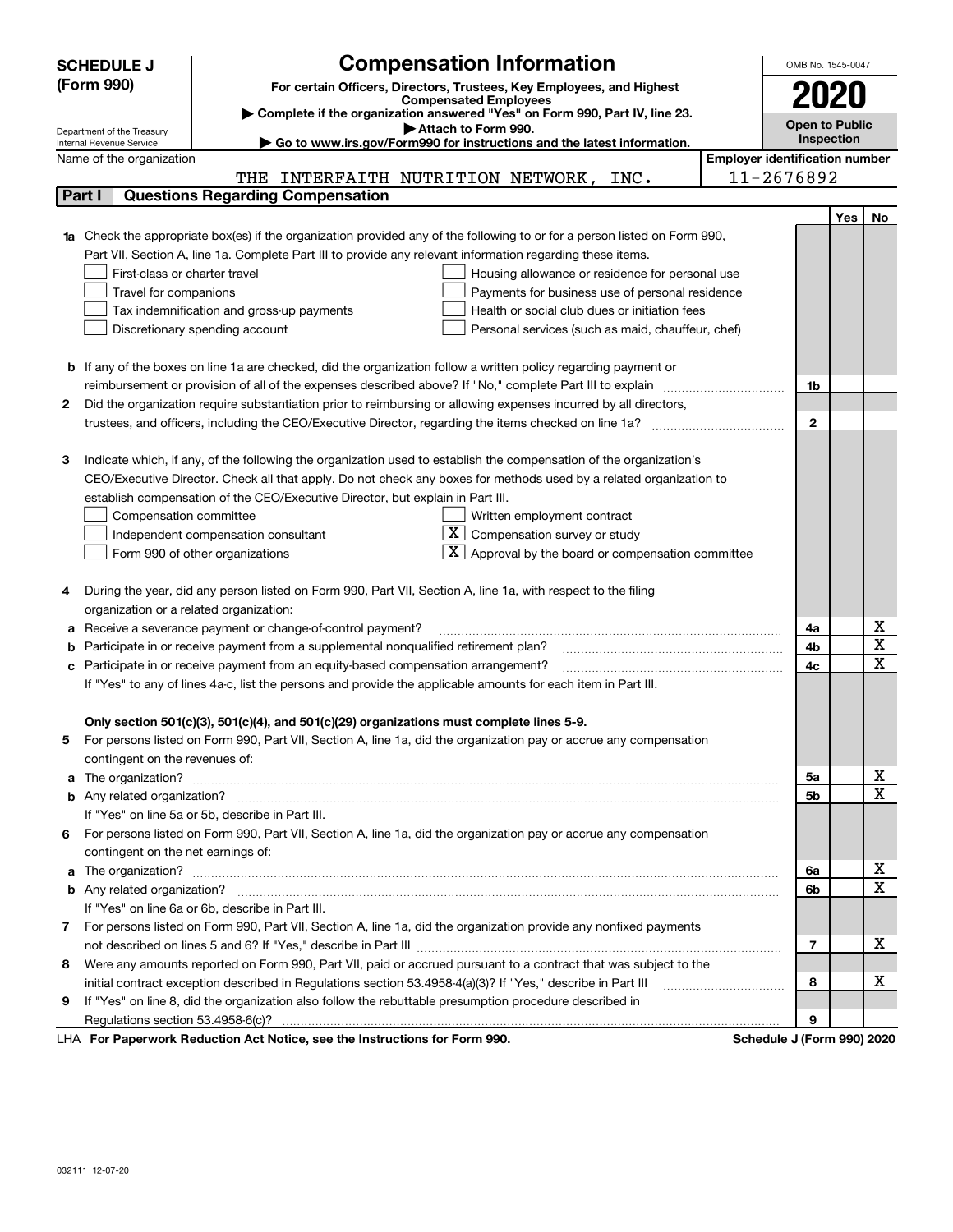**SCHEDULE J (Form 990)**

Department of the Treasury
Internal Revenue Service

# Compensation Information

**For certain Officers, Directors, Trustees, Key Employees, and Highest Compensated Employees**

▶ **Complete if the organization answered "Yes" on Form 990, Part IV, line 23.**

▶ **Attach to Form 990.**

▶ **Go to www.irs.gov/Form990 for instructions and the latest information.**

OMB No. 1545-0047

**2020**

**Open to Public Inspection**

Name of the organization: THE INTERFAITH NUTRITION NETWORK, INC.

**Employer identification number:** 11-2676892

## Part I — Questions Regarding Compensation

| | | | Yes | No |
|---|---|---|---|---|
| **1a** | Check the appropriate box(es) if the organization provided any of the following to or for a person listed on Form 990, Part VII, Section A, line 1a. Complete Part III to provide any relevant information regarding these items.<br>☐ First-class or charter travel ☐ Housing allowance or residence for personal use<br>☐ Travel for companions ☐ Payments for business use of personal residence<br>☐ Tax indemnification and gross-up payments ☐ Health or social club dues or initiation fees<br>☐ Discretionary spending account ☐ Personal services (such as maid, chauffeur, chef) | | | |
| **b** | If any of the boxes on line 1a are checked, did the organization follow a written policy regarding payment or reimbursement or provision of all of the expenses described above? If "No," complete Part III to explain | 1b | | |
| **2** | Did the organization require substantiation prior to reimbursing or allowing expenses incurred by all directors, trustees, and officers, including the CEO/Executive Director, regarding the items checked on line 1a? | 2 | | |
| **3** | Indicate which, if any, of the following the organization used to establish the compensation of the organization's CEO/Executive Director. Check all that apply. Do not check any boxes for methods used by a related organization to establish compensation of the CEO/Executive Director, but explain in Part III.<br>☐ Compensation committee ☐ Written employment contract<br>☐ Independent compensation consultant ☒ Compensation survey or study<br>☐ Form 990 of other organizations ☒ Approval by the board or compensation committee | | | |
| **4** | During the year, did any person listed on Form 990, Part VII, Section A, line 1a, with respect to the filing organization or a related organization: | | | |
| **a** | Receive a severance payment or change-of-control payment? | 4a | | X |
| **b** | Participate in or receive payment from a supplemental nonqualified retirement plan? | 4b | | X |
| **c** | Participate in or receive payment from an equity-based compensation arrangement? | 4c | | X |
| | If "Yes" to any of lines 4a-c, list the persons and provide the applicable amounts for each item in Part III. | | | |
| | **Only section 501(c)(3), 501(c)(4), and 501(c)(29) organizations must complete lines 5-9.** | | | |
| **5** | For persons listed on Form 990, Part VII, Section A, line 1a, did the organization pay or accrue any compensation contingent on the revenues of: | | | |
| **a** | The organization? | 5a | | X |
| **b** | Any related organization? | 5b | | X |
| | If "Yes" on line 5a or 5b, describe in Part III. | | | |
| **6** | For persons listed on Form 990, Part VII, Section A, line 1a, did the organization pay or accrue any compensation contingent on the net earnings of: | | | |
| **a** | The organization? | 6a | | X |
| **b** | Any related organization? | 6b | | X |
| | If "Yes" on line 6a or 6b, describe in Part III. | | | |
| **7** | For persons listed on Form 990, Part VII, Section A, line 1a, did the organization provide any nonfixed payments not described on lines 5 and 6? If "Yes," describe in Part III | 7 | | X |
| **8** | Were any amounts reported on Form 990, Part VII, paid or accrued pursuant to a contract that was subject to the initial contract exception described in Regulations section 53.4958-4(a)(3)? If "Yes," describe in Part III | 8 | | X |
| **9** | If "Yes" on line 8, did the organization also follow the rebuttable presumption procedure described in Regulations section 53.4958-6(c)? | 9 | | |

LHA **For Paperwork Reduction Act Notice, see the Instructions for Form 990.** **Schedule J (Form 990) 2020**

032111 12-07-20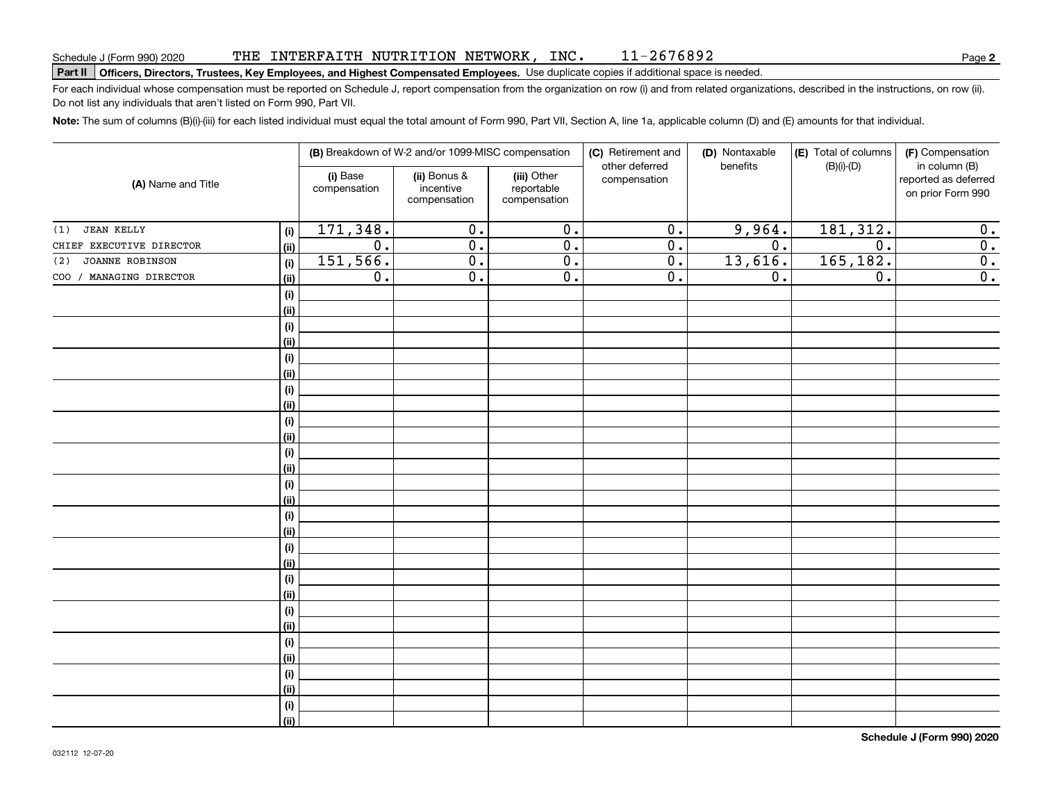Schedule J (Form 990) 2020 THE INTERFAITH NUTRITION NETWORK, INC. 11-2676892

**Part II Officers, Directors, Trustees, Key Employees, and Highest Compensated Employees.** Use duplicate copies if additional space is needed.

For each individual whose compensation must be reported on Schedule J, report compensation from the organization on row (i) and from related organizations, described in the instructions, on row (ii). Do not list any individuals that aren't listed on Form 990, Part VII.

**Note:** The sum of columns (B)(i)-(iii) for each listed individual must equal the total amount of Form 990, Part VII, Section A, line 1a, applicable column (D) and (E) amounts for that individual.

| (A) Name and Title | | (B) Breakdown of W-2 and/or 1099-MISC compensation | | | (C) Retirement and other deferred compensation | (D) Nontaxable benefits | (E) Total of columns (B)(i)-(D) | (F) Compensation in column (B) reported as deferred on prior Form 990 |
|---|---|---|---|---|---|---|---|---|
| | | (i) Base compensation | (ii) Bonus & incentive compensation | (iii) Other reportable compensation | | | | |
| (1) JEAN KELLY | (i) | 171,348. | 0. | 0. | 0. | 9,964. | 181,312. | 0. |
| CHIEF EXECUTIVE DIRECTOR | (ii) | 0. | 0. | 0. | 0. | 0. | 0. | 0. |
| (2) JOANNE ROBINSON | (i) | 151,566. | 0. | 0. | 0. | 13,616. | 165,182. | 0. |
| COO / MANAGING DIRECTOR | (ii) | 0. | 0. | 0. | 0. | 0. | 0. | 0. |
| | (i) | | | | | | | |
| | (ii) | | | | | | | |
| | (i) | | | | | | | |
| | (ii) | | | | | | | |
| | (i) | | | | | | | |
| | (ii) | | | | | | | |
| | (i) | | | | | | | |
| | (ii) | | | | | | | |
| | (i) | | | | | | | |
| | (ii) | | | | | | | |
| | (i) | | | | | | | |
| | (ii) | | | | | | | |
| | (i) | | | | | | | |
| | (ii) | | | | | | | |
| | (i) | | | | | | | |
| | (ii) | | | | | | | |
| | (i) | | | | | | | |
| | (ii) | | | | | | | |
| | (i) | | | | | | | |
| | (ii) | | | | | | | |
| | (i) | | | | | | | |
| | (ii) | | | | | | | |
| | (i) | | | | | | | |
| | (ii) | | | | | | | |
| | (i) | | | | | | | |
| | (ii) | | | | | | | |
| | (i) | | | | | | | |
| | (ii) | | | | | | | |

032112 12-07-20

**Schedule J (Form 990) 2020**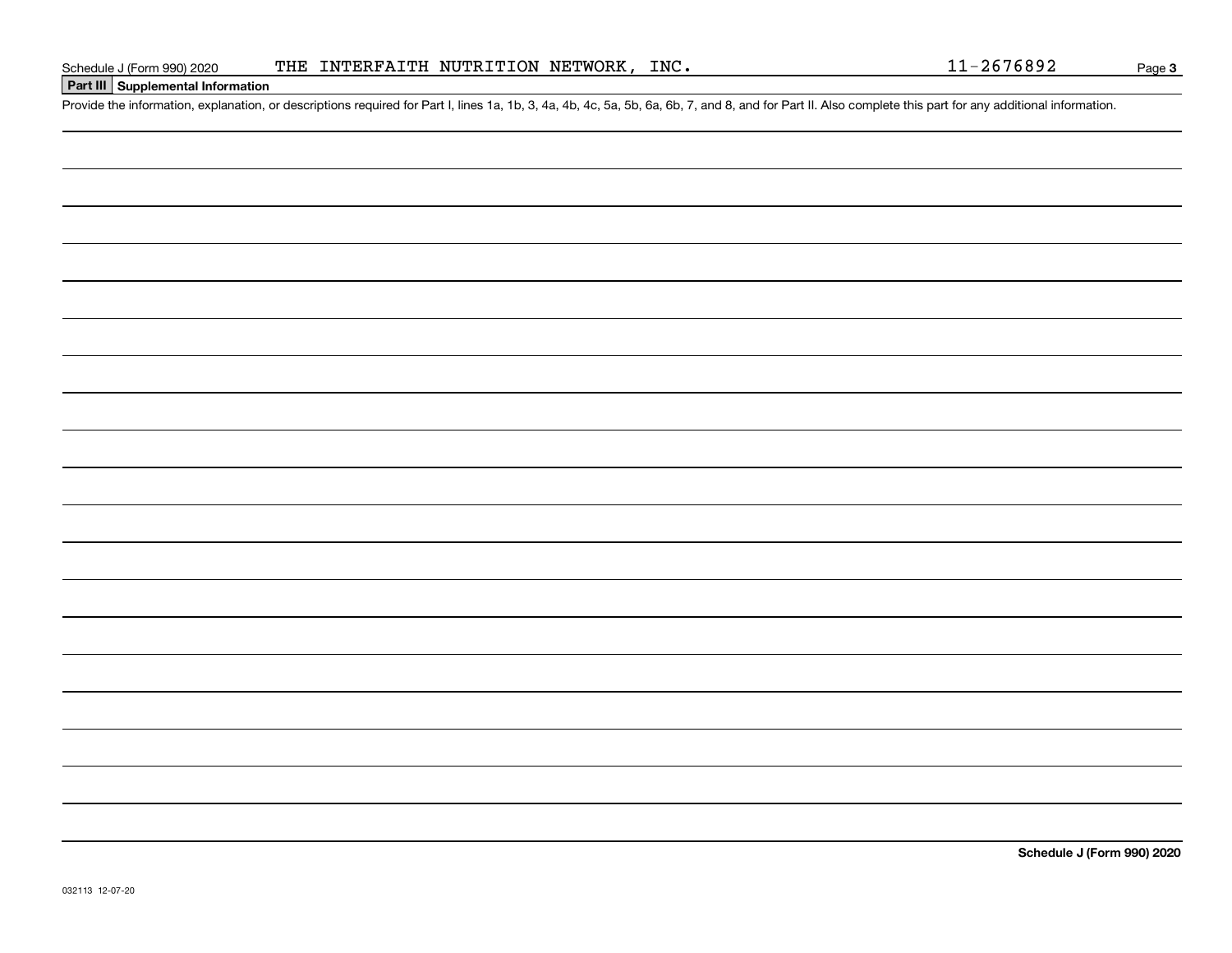## Part III Supplemental Information

Provide the information, explanation, or descriptions required for Part I, lines 1a, 1b, 3, 4a, 4b, 4c, 5a, 5b, 6a, 6b, 7, and 8, and for Part II. Also complete this part for any additional information.

032113 12-07-20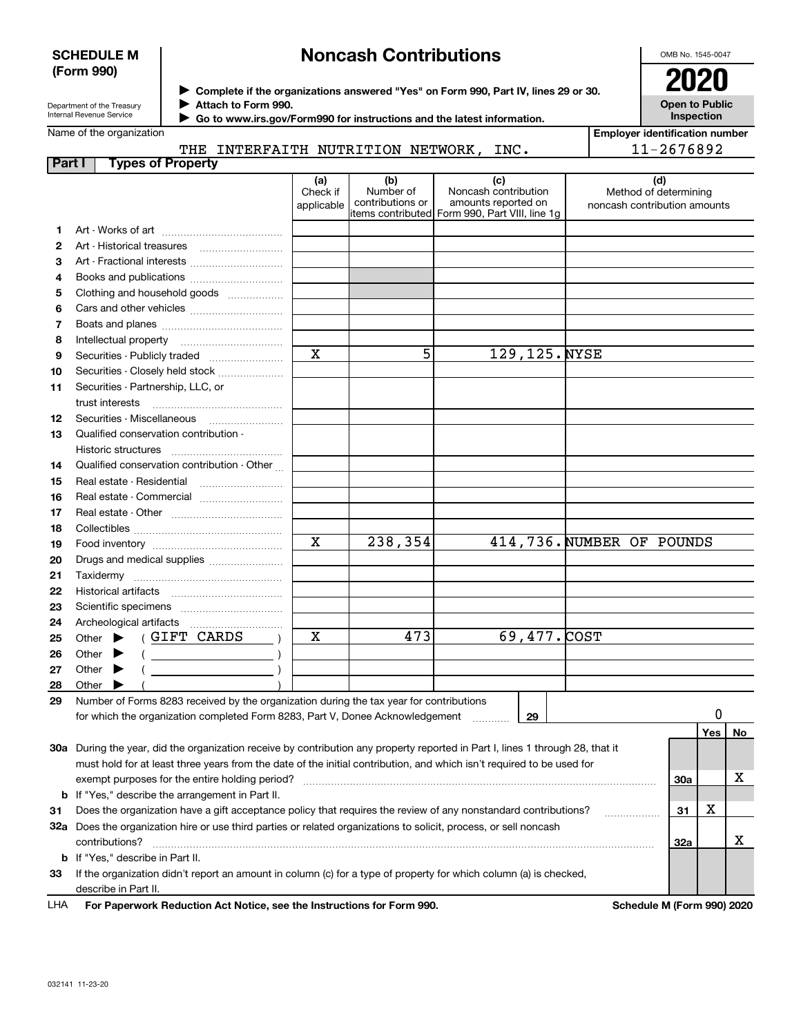**SCHEDULE M (Form 990)**

Department of the Treasury
Internal Revenue Service

# Noncash Contributions

▶ Complete if the organizations answered "Yes" on Form 990, Part IV, lines 29 or 30.
▶ Attach to Form 990.
▶ Go to www.irs.gov/Form990 for instructions and the latest information.

OMB No. 1545-0047

**2020**

**Open to Public Inspection**

Name of the organization: THE INTERFAITH NUTRITION NETWORK, INC.

Employer identification number: 11-2676892

**Part I Types of Property**

| | | (a) Check if applicable | (b) Number of contributions or items contributed | (c) Noncash contribution amounts reported on Form 990, Part VIII, line 1g | (d) Method of determining noncash contribution amounts |
|---|---|---|---|---|---|
| 1 | Art - Works of art | | | | |
| 2 | Art - Historical treasures | | | | |
| 3 | Art - Fractional interests | | | | |
| 4 | Books and publications | | | | |
| 5 | Clothing and household goods | | | | |
| 6 | Cars and other vehicles | | | | |
| 7 | Boats and planes | | | | |
| 8 | Intellectual property | | | | |
| 9 | Securities - Publicly traded | X | 5 | 129,125. | NYSE |
| 10 | Securities - Closely held stock | | | | |
| 11 | Securities - Partnership, LLC, or trust interests | | | | |
| 12 | Securities - Miscellaneous | | | | |
| 13 | Qualified conservation contribution - Historic structures | | | | |
| 14 | Qualified conservation contribution - Other | | | | |
| 15 | Real estate - Residential | | | | |
| 16 | Real estate - Commercial | | | | |
| 17 | Real estate - Other | | | | |
| 18 | Collectibles | | | | |
| 19 | Food inventory | X | 238,354 | 414,736. | NUMBER OF POUNDS |
| 20 | Drugs and medical supplies | | | | |
| 21 | Taxidermy | | | | |
| 22 | Historical artifacts | | | | |
| 23 | Scientific specimens | | | | |
| 24 | Archeological artifacts | | | | |
| 25 | Other ▶ ( GIFT CARDS ) | X | 473 | 69,477. | COST |
| 26 | Other ▶ ( ) | | | | |
| 27 | Other ▶ ( ) | | | | |
| 28 | Other ▶ ( ) | | | | |

29 Number of Forms 8283 received by the organization during the tax year for contributions for which the organization completed Form 8283, Part V, Donee Acknowledgement ..... **29** | 0

| | | | Yes | No |
|---|---|---|---|---|
| 30a | During the year, did the organization receive by contribution any property reported in Part I, lines 1 through 28, that it must hold for at least three years from the date of the initial contribution, and which isn't required to be used for exempt purposes for the entire holding period? | 30a | | X |
| b | If "Yes," describe the arrangement in Part II. | | | |
| 31 | Does the organization have a gift acceptance policy that requires the review of any nonstandard contributions? | 31 | X | |
| 32a | Does the organization hire or use third parties or related organizations to solicit, process, or sell noncash contributions? | 32a | | X |
| b | If "Yes," describe in Part II. | | | |
| 33 | If the organization didn't report an amount in column (c) for a type of property for which column (a) is checked, describe in Part II. | | | |

LHA **For Paperwork Reduction Act Notice, see the Instructions for Form 990.** **Schedule M (Form 990) 2020**

032141 11-23-20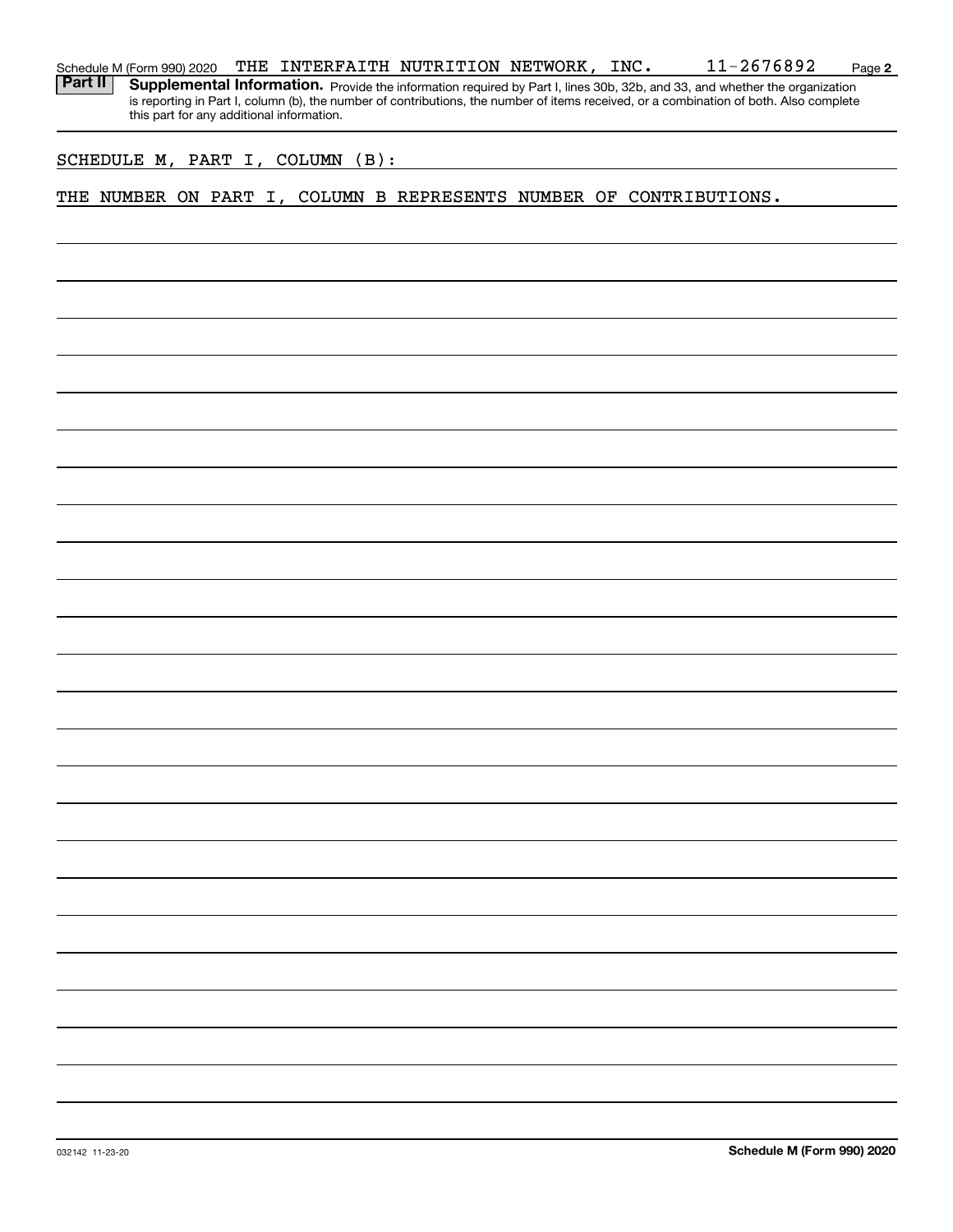Schedule M (Form 990) 2020 THE INTERFAITH NUTRITION NETWORK, INC. 11-2676892 Page **2**

**Part II** **Supplemental Information.** Provide the information required by Part I, lines 30b, 32b, and 33, and whether the organization is reporting in Part I, column (b), the number of contributions, the number of items received, or a combination of both. Also complete this part for any additional information.

SCHEDULE M, PART I, COLUMN (B):

THE NUMBER ON PART I, COLUMN B REPRESENTS NUMBER OF CONTRIBUTIONS.

032142 11-23-20 **Schedule M (Form 990) 2020**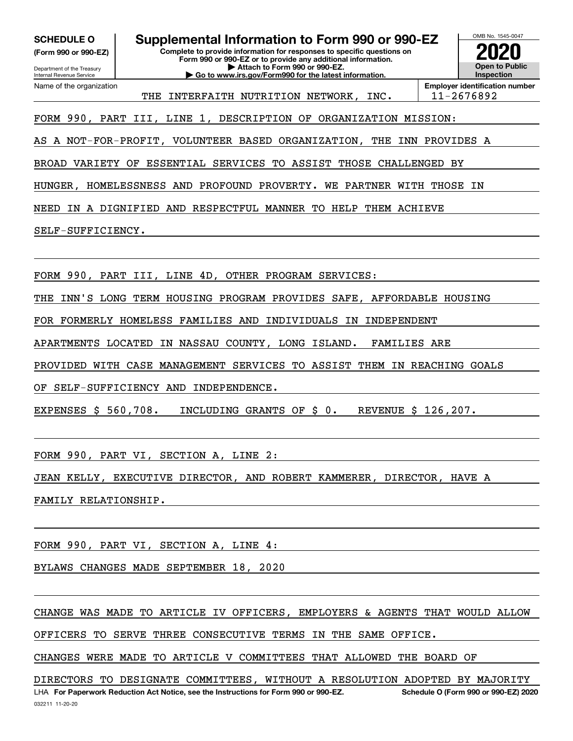**SCHEDULE O**
**(Form 990 or 990-EZ)**

Department of the Treasury
Internal Revenue Service

# Supplemental Information to Form 990 or 990-EZ

**Complete to provide information for responses to specific questions on Form 990 or 990-EZ or to provide any additional information.**
**▶ Attach to Form 990 or 990-EZ.**
**▶ Go to www.irs.gov/Form990 for the latest information.**

OMB No. 1545-0047
**2020**
**Open to Public Inspection**

Name of the organization: THE INTERFAITH NUTRITION NETWORK, INC.
**Employer identification number**: 11-2676892

FORM 990, PART III, LINE 1, DESCRIPTION OF ORGANIZATION MISSION:

AS A NOT-FOR-PROFIT, VOLUNTEER BASED ORGANIZATION, THE INN PROVIDES A BROAD VARIETY OF ESSENTIAL SERVICES TO ASSIST THOSE CHALLENGED BY HUNGER, HOMELESSNESS AND PROFOUND PROVERTY. WE PARTNER WITH THOSE IN NEED IN A DIGNIFIED AND RESPECTFUL MANNER TO HELP THEM ACHIEVE SELF-SUFFICIENCY.

FORM 990, PART III, LINE 4D, OTHER PROGRAM SERVICES:

THE INN'S LONG TERM HOUSING PROGRAM PROVIDES SAFE, AFFORDABLE HOUSING FOR FORMERLY HOMELESS FAMILIES AND INDIVIDUALS IN INDEPENDENT APARTMENTS LOCATED IN NASSAU COUNTY, LONG ISLAND. FAMILIES ARE PROVIDED WITH CASE MANAGEMENT SERVICES TO ASSIST THEM IN REACHING GOALS OF SELF-SUFFICIENCY AND INDEPENDENCE.

EXPENSES $ 560,708. INCLUDING GRANTS OF $ 0. REVENUE $ 126,207.

FORM 990, PART VI, SECTION A, LINE 2:

JEAN KELLY, EXECUTIVE DIRECTOR, AND ROBERT KAMMERER, DIRECTOR, HAVE A FAMILY RELATIONSHIP.

FORM 990, PART VI, SECTION A, LINE 4:

BYLAWS CHANGES MADE SEPTEMBER 18, 2020

CHANGE WAS MADE TO ARTICLE IV OFFICERS, EMPLOYERS & AGENTS THAT WOULD ALLOW OFFICERS TO SERVE THREE CONSECUTIVE TERMS IN THE SAME OFFICE.

CHANGES WERE MADE TO ARTICLE V COMMITTEES THAT ALLOWED THE BOARD OF DIRECTORS TO DESIGNATE COMMITTEES, WITHOUT A RESOLUTION ADOPTED BY MAJORITY

LHA **For Paperwork Reduction Act Notice, see the Instructions for Form 990 or 990-EZ.** **Schedule O (Form 990 or 990-EZ) 2020**
032211 11-20-20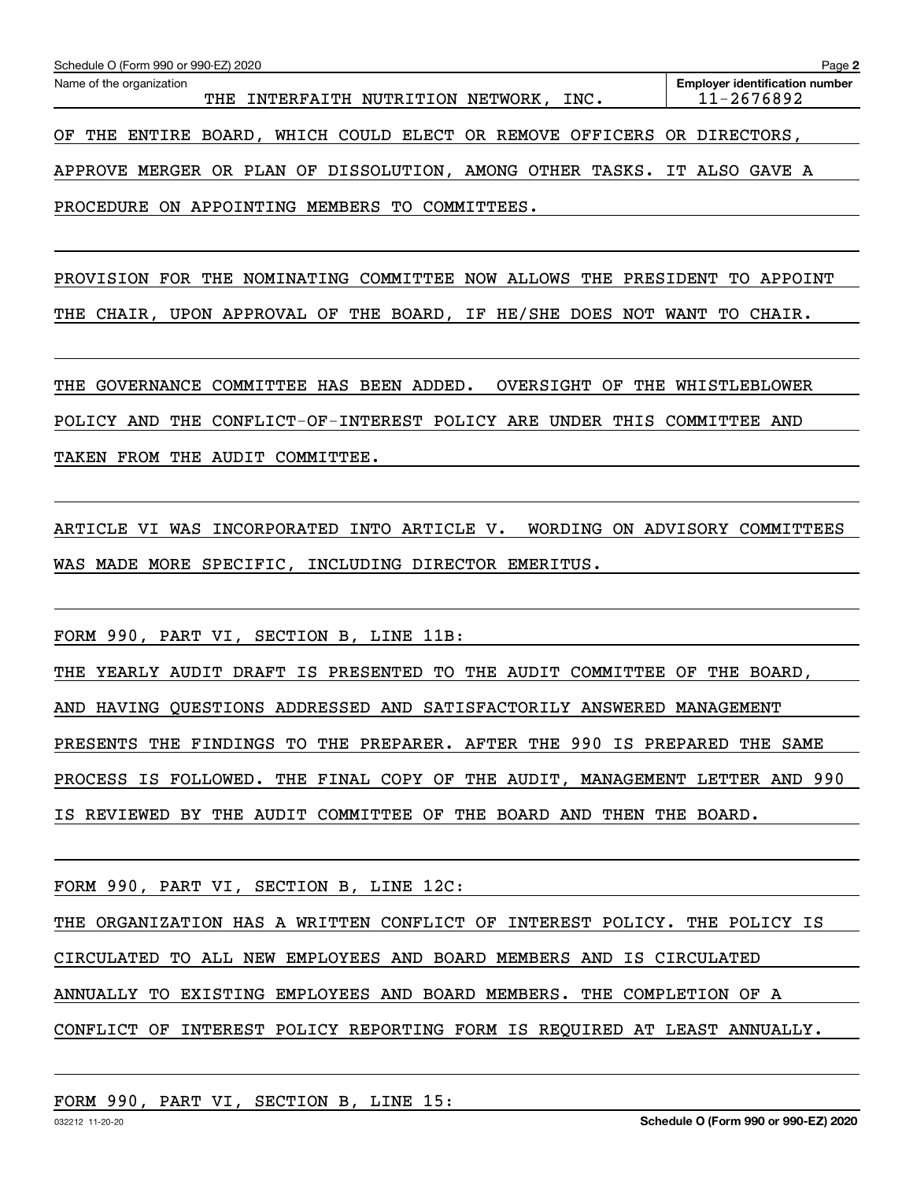Schedule O (Form 990 or 990-EZ) 2020

Name of the organization: THE INTERFAITH NUTRITION NETWORK, INC.

Employer identification number: 11-2676892

OF THE ENTIRE BOARD, WHICH COULD ELECT OR REMOVE OFFICERS OR DIRECTORS, APPROVE MERGER OR PLAN OF DISSOLUTION, AMONG OTHER TASKS. IT ALSO GAVE A PROCEDURE ON APPOINTING MEMBERS TO COMMITTEES.

PROVISION FOR THE NOMINATING COMMITTEE NOW ALLOWS THE PRESIDENT TO APPOINT THE CHAIR, UPON APPROVAL OF THE BOARD, IF HE/SHE DOES NOT WANT TO CHAIR.

THE GOVERNANCE COMMITTEE HAS BEEN ADDED. OVERSIGHT OF THE WHISTLEBLOWER POLICY AND THE CONFLICT-OF-INTEREST POLICY ARE UNDER THIS COMMITTEE AND TAKEN FROM THE AUDIT COMMITTEE.

ARTICLE VI WAS INCORPORATED INTO ARTICLE V. WORDING ON ADVISORY COMMITTEES WAS MADE MORE SPECIFIC, INCLUDING DIRECTOR EMERITUS.

FORM 990, PART VI, SECTION B, LINE 11B:

THE YEARLY AUDIT DRAFT IS PRESENTED TO THE AUDIT COMMITTEE OF THE BOARD, AND HAVING QUESTIONS ADDRESSED AND SATISFACTORILY ANSWERED MANAGEMENT PRESENTS THE FINDINGS TO THE PREPARER. AFTER THE 990 IS PREPARED THE SAME PROCESS IS FOLLOWED. THE FINAL COPY OF THE AUDIT, MANAGEMENT LETTER AND 990 IS REVIEWED BY THE AUDIT COMMITTEE OF THE BOARD AND THEN THE BOARD.

FORM 990, PART VI, SECTION B, LINE 12C:

THE ORGANIZATION HAS A WRITTEN CONFLICT OF INTEREST POLICY. THE POLICY IS CIRCULATED TO ALL NEW EMPLOYEES AND BOARD MEMBERS AND IS CIRCULATED ANNUALLY TO EXISTING EMPLOYEES AND BOARD MEMBERS. THE COMPLETION OF A CONFLICT OF INTEREST POLICY REPORTING FORM IS REQUIRED AT LEAST ANNUALLY.

FORM 990, PART VI, SECTION B, LINE 15: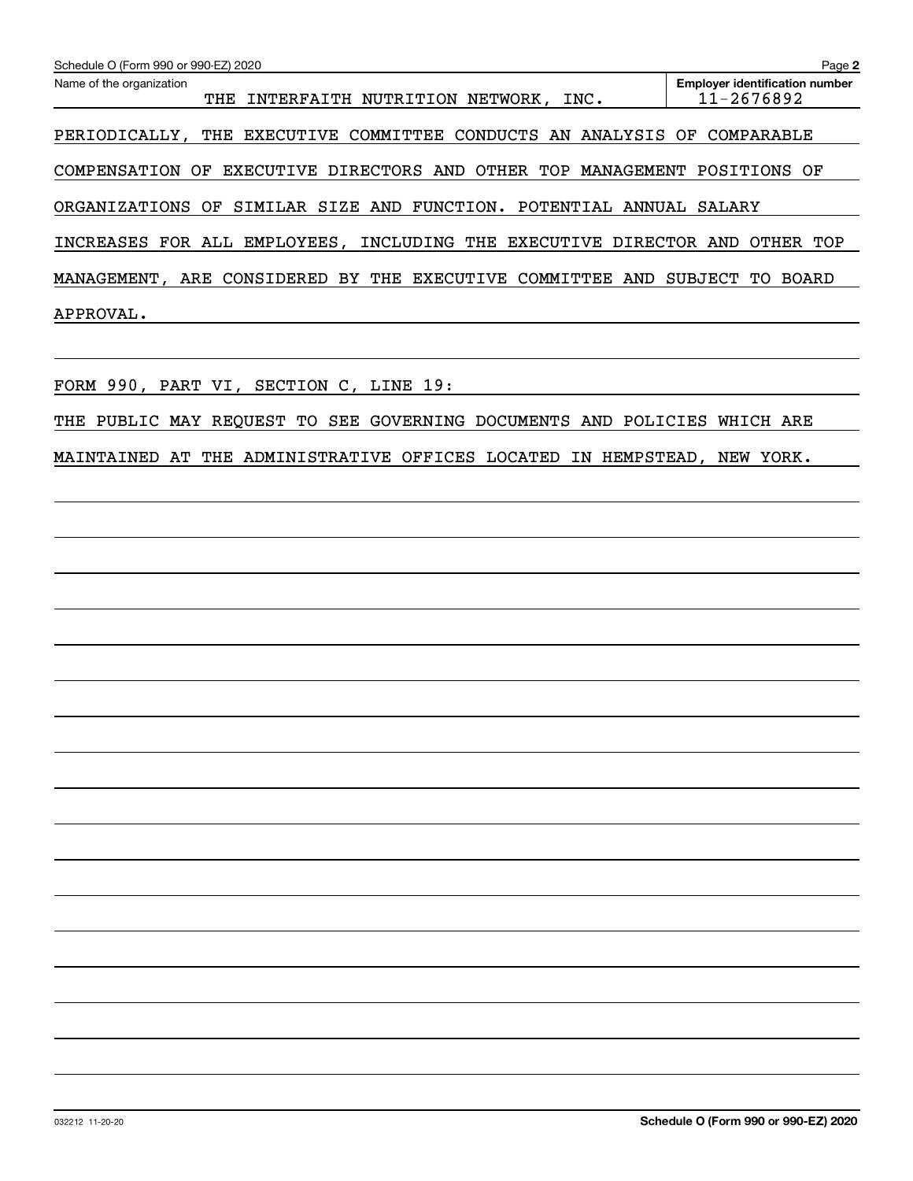Schedule O (Form 990 or 990-EZ) 2020 Page **2**

| Name of the organization | Employer identification number |
|---|---|
| THE INTERFAITH NUTRITION NETWORK, INC. | 11-2676892 |

PERIODICALLY, THE EXECUTIVE COMMITTEE CONDUCTS AN ANALYSIS OF COMPARABLE COMPENSATION OF EXECUTIVE DIRECTORS AND OTHER TOP MANAGEMENT POSITIONS OF ORGANIZATIONS OF SIMILAR SIZE AND FUNCTION. POTENTIAL ANNUAL SALARY INCREASES FOR ALL EMPLOYEES, INCLUDING THE EXECUTIVE DIRECTOR AND OTHER TOP MANAGEMENT, ARE CONSIDERED BY THE EXECUTIVE COMMITTEE AND SUBJECT TO BOARD APPROVAL.

FORM 990, PART VI, SECTION C, LINE 19:

THE PUBLIC MAY REQUEST TO SEE GOVERNING DOCUMENTS AND POLICIES WHICH ARE MAINTAINED AT THE ADMINISTRATIVE OFFICES LOCATED IN HEMPSTEAD, NEW YORK.

032212 11-20-20 **Schedule O (Form 990 or 990-EZ) 2020**